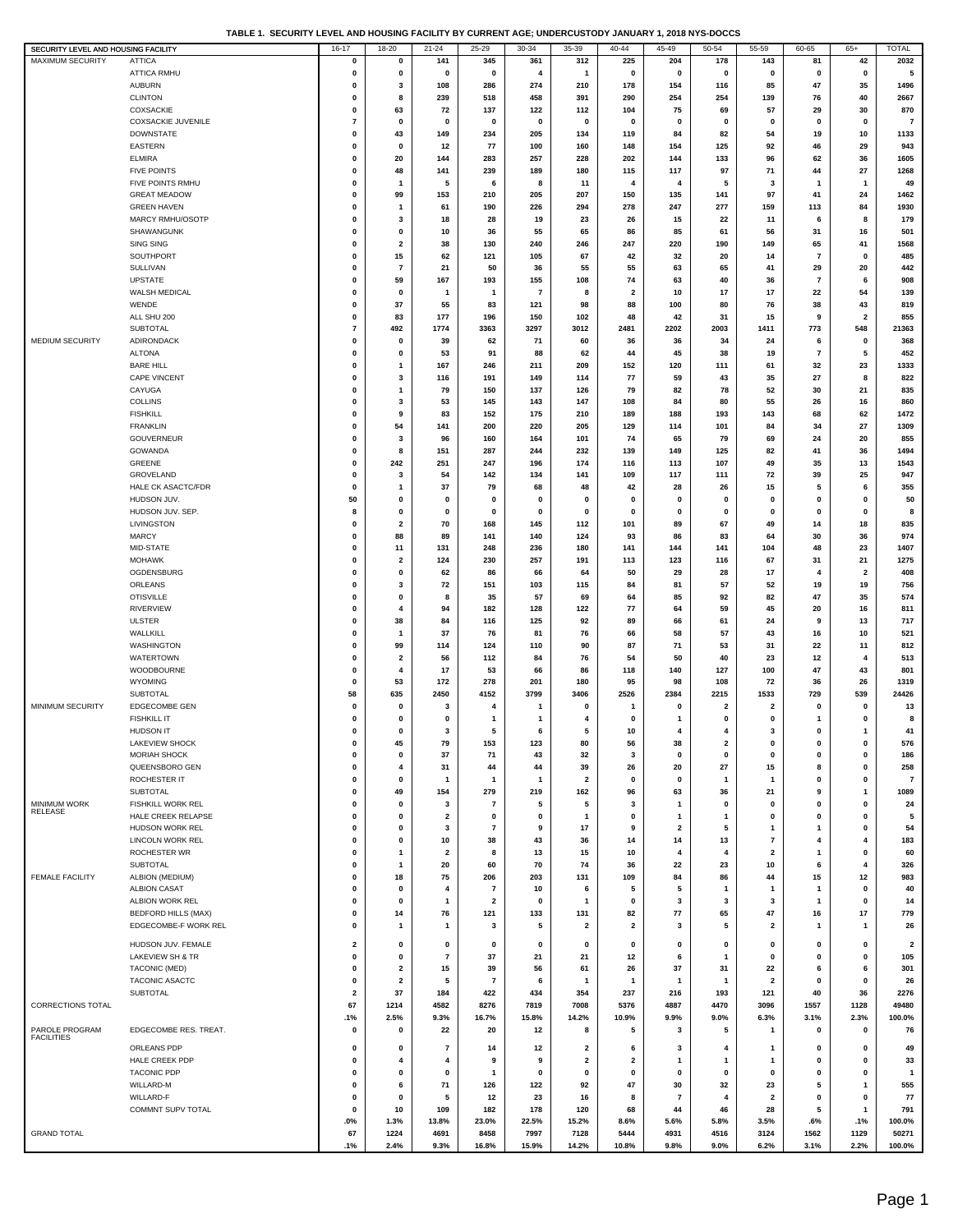# TABLE 1. SECURITY LEVEL AND HOUSING FACILITY BY CURRENT AGE; UNDERCUSTODY JANUARY 1, 2018 NYS-DOCCS

| SECURITY LEVEL AND HOUSING FACILITY | | 16-17 | 18-20 | 21-24 | 25-29 | 30-34 | 35-39 | 40-44 | 45-49 | 50-54 | 55-59 | 60-65 | 65+ | TOTAL |
|---|---|---|---|---|---|---|---|---|---|---|---|---|---|---|
| MAXIMUM SECURITY | ATTICA | 0 | 0 | 141 | 345 | 361 | 312 | 225 | 204 | 178 | 143 | 81 | 42 | 2032 |
| | ATTICA RMHU | 0 | 0 | 0 | 0 | 4 | 1 | 0 | 0 | 0 | 0 | 0 | 0 | 5 |
| | AUBURN | 0 | 3 | 108 | 286 | 274 | 210 | 178 | 154 | 116 | 85 | 47 | 35 | 1496 |
| | CLINTON | 0 | 8 | 239 | 518 | 458 | 391 | 290 | 254 | 254 | 139 | 76 | 40 | 2667 |
| | COXSACKIE | 0 | 63 | 72 | 137 | 122 | 112 | 104 | 75 | 69 | 57 | 29 | 30 | 870 |
| | COXSACKIE JUVENILE | 7 | 0 | 0 | 0 | 0 | 0 | 0 | 0 | 0 | 0 | 0 | 0 | 7 |
| | DOWNSTATE | 0 | 43 | 149 | 234 | 205 | 134 | 119 | 84 | 82 | 54 | 19 | 10 | 1133 |
| | EASTERN | 0 | 0 | 12 | 77 | 100 | 160 | 148 | 154 | 125 | 92 | 46 | 29 | 943 |
| | ELMIRA | 0 | 20 | 144 | 283 | 257 | 228 | 202 | 144 | 133 | 96 | 62 | 36 | 1605 |
| | FIVE POINTS | 0 | 48 | 141 | 239 | 189 | 180 | 115 | 117 | 97 | 71 | 44 | 27 | 1268 |
| | FIVE POINTS RMHU | 0 | 1 | 5 | 6 | 8 | 11 | 4 | 4 | 5 | 3 | 1 | 1 | 49 |
| | GREAT MEADOW | 0 | 99 | 153 | 210 | 205 | 207 | 150 | 135 | 141 | 97 | 41 | 24 | 1462 |
| | GREEN HAVEN | 0 | 1 | 61 | 190 | 226 | 294 | 278 | 247 | 277 | 159 | 113 | 84 | 1930 |
| | MARCY RMHU/OSOTP | 0 | 3 | 18 | 28 | 19 | 23 | 26 | 15 | 22 | 11 | 6 | 8 | 179 |
| | SHAWANGUNK | 0 | 0 | 10 | 36 | 55 | 65 | 86 | 85 | 61 | 56 | 31 | 16 | 501 |
| | SING SING | 0 | 2 | 38 | 130 | 240 | 246 | 247 | 220 | 190 | 149 | 65 | 41 | 1568 |
| | SOUTHPORT | 0 | 15 | 62 | 121 | 105 | 67 | 42 | 32 | 20 | 14 | 7 | 0 | 485 |
| | SULLIVAN | 0 | 7 | 21 | 50 | 36 | 55 | 55 | 63 | 65 | 41 | 29 | 20 | 442 |
| | UPSTATE | 0 | 59 | 167 | 193 | 155 | 108 | 74 | 63 | 40 | 36 | 7 | 6 | 908 |
| | WALSH MEDICAL | 0 | 0 | 1 | 1 | 7 | 8 | 2 | 10 | 17 | 17 | 22 | 54 | 139 |
| | WENDE | 0 | 37 | 55 | 83 | 121 | 98 | 88 | 100 | 80 | 76 | 38 | 43 | 819 |
| | ALL SHU 200 | 0 | 83 | 177 | 196 | 150 | 102 | 48 | 42 | 31 | 15 | 9 | 2 | 855 |
| | SUBTOTAL | 7 | 492 | 1774 | 3363 | 3297 | 3012 | 2481 | 2202 | 2003 | 1411 | 773 | 548 | 21363 |
| MEDIUM SECURITY | ADIRONDACK | 0 | 0 | 39 | 62 | 71 | 60 | 36 | 36 | 34 | 24 | 6 | 0 | 368 |
| | ALTONA | 0 | 0 | 53 | 91 | 88 | 62 | 44 | 45 | 38 | 19 | 7 | 5 | 452 |
| | BARE HILL | 0 | 1 | 167 | 246 | 211 | 209 | 152 | 120 | 111 | 61 | 32 | 23 | 1333 |
| | CAPE VINCENT | 0 | 3 | 116 | 191 | 149 | 114 | 77 | 59 | 43 | 35 | 27 | 8 | 822 |
| | CAYUGA | 0 | 1 | 79 | 150 | 137 | 126 | 79 | 82 | 78 | 52 | 30 | 21 | 835 |
| | COLLINS | 0 | 3 | 53 | 145 | 143 | 147 | 108 | 84 | 80 | 55 | 26 | 16 | 860 |
| | FISHKILL | 0 | 9 | 83 | 152 | 175 | 210 | 189 | 188 | 193 | 143 | 68 | 62 | 1472 |
| | FRANKLIN | 0 | 54 | 141 | 200 | 220 | 205 | 129 | 114 | 101 | 84 | 34 | 27 | 1309 |
| | GOUVERNEUR | 0 | 3 | 96 | 160 | 164 | 101 | 74 | 65 | 79 | 69 | 24 | 20 | 855 |
| | GOWANDA | 0 | 8 | 151 | 287 | 244 | 232 | 139 | 149 | 125 | 82 | 41 | 36 | 1494 |
| | GREENE | 0 | 242 | 251 | 247 | 196 | 174 | 116 | 113 | 107 | 49 | 35 | 13 | 1543 |
| | GROVELAND | 0 | 3 | 54 | 142 | 134 | 141 | 109 | 117 | 111 | 72 | 39 | 25 | 947 |
| | HALE CK ASACTC/FDR | 0 | 1 | 37 | 79 | 68 | 48 | 42 | 28 | 26 | 15 | 5 | 6 | 355 |
| | HUDSON JUV. | 50 | 0 | 0 | 0 | 0 | 0 | 0 | 0 | 0 | 0 | 0 | 0 | 50 |
| | HUDSON JUV. SEP. | 8 | 0 | 0 | 0 | 0 | 0 | 0 | 0 | 0 | 0 | 0 | 0 | 8 |
| | LIVINGSTON | 0 | 2 | 70 | 168 | 145 | 112 | 101 | 89 | 67 | 49 | 14 | 18 | 835 |
| | MARCY | 0 | 88 | 89 | 141 | 140 | 124 | 93 | 86 | 83 | 64 | 30 | 36 | 974 |
| | MID-STATE | 0 | 11 | 131 | 248 | 236 | 180 | 141 | 144 | 141 | 104 | 48 | 23 | 1407 |
| | MOHAWK | 0 | 2 | 124 | 230 | 257 | 191 | 113 | 123 | 116 | 67 | 31 | 21 | 1275 |
| | OGDENSBURG | 0 | 0 | 62 | 86 | 66 | 64 | 50 | 29 | 28 | 17 | 4 | 2 | 408 |
| | ORLEANS | 0 | 3 | 72 | 151 | 103 | 115 | 84 | 81 | 57 | 52 | 19 | 19 | 756 |
| | OTISVILLE | 0 | 0 | 8 | 35 | 57 | 69 | 64 | 85 | 92 | 82 | 47 | 35 | 574 |
| | RIVERVIEW | 0 | 4 | 94 | 182 | 128 | 122 | 77 | 64 | 59 | 45 | 20 | 16 | 811 |
| | ULSTER | 0 | 38 | 84 | 116 | 125 | 92 | 89 | 66 | 61 | 24 | 9 | 13 | 717 |
| | WALLKILL | 0 | 1 | 37 | 76 | 81 | 76 | 66 | 58 | 57 | 43 | 16 | 10 | 521 |
| | WASHINGTON | 0 | 99 | 114 | 124 | 110 | 90 | 87 | 71 | 53 | 31 | 22 | 11 | 812 |
| | WATERTOWN | 0 | 2 | 56 | 112 | 84 | 76 | 54 | 50 | 40 | 23 | 12 | 4 | 513 |
| | WOODBOURNE | 0 | 4 | 17 | 53 | 66 | 86 | 118 | 140 | 127 | 100 | 47 | 43 | 801 |
| | WYOMING | 0 | 53 | 172 | 278 | 201 | 180 | 95 | 98 | 108 | 72 | 36 | 26 | 1319 |
| | SUBTOTAL | 58 | 635 | 2450 | 4152 | 3799 | 3406 | 2526 | 2384 | 2215 | 1533 | 729 | 539 | 24426 |
| MINIMUM SECURITY | EDGECOMBE GEN | 0 | 0 | 3 | 4 | 1 | 0 | 1 | 0 | 2 | 2 | 0 | 0 | 13 |
| | FISHKILL IT | 0 | 0 | 0 | 1 | 1 | 4 | 0 | 1 | 0 | 0 | 1 | 0 | 8 |
| | HUDSON IT | 0 | 0 | 3 | 5 | 6 | 5 | 10 | 4 | 4 | 3 | 0 | 1 | 41 |
| | LAKEVIEW SHOCK | 0 | 45 | 79 | 153 | 123 | 80 | 56 | 38 | 2 | 0 | 0 | 0 | 576 |
| | MORIAH SHOCK | 0 | 0 | 37 | 71 | 43 | 32 | 3 | 0 | 0 | 0 | 0 | 0 | 186 |
| | QUEENSBORO GEN | 0 | 4 | 31 | 44 | 44 | 39 | 26 | 20 | 27 | 15 | 8 | 0 | 258 |
| | ROCHESTER IT | 0 | 0 | 1 | 1 | 1 | 2 | 0 | 0 | 1 | 1 | 0 | 0 | 7 |
| | SUBTOTAL | 0 | 49 | 154 | 279 | 219 | 162 | 96 | 63 | 36 | 21 | 9 | 1 | 1089 |
| MINIMUM WORK RELEASE | FISHKILL WORK REL | 0 | 0 | 3 | 7 | 5 | 5 | 3 | 1 | 0 | 0 | 0 | 0 | 24 |
| | HALE CREEK RELAPSE | 0 | 0 | 2 | 0 | 0 | 1 | 0 | 1 | 1 | 0 | 0 | 0 | 5 |
| | HUDSON WORK REL | 0 | 0 | 3 | 7 | 9 | 17 | 9 | 2 | 5 | 1 | 1 | 0 | 54 |
| | LINCOLN WORK REL | 0 | 0 | 10 | 38 | 43 | 36 | 14 | 14 | 13 | 7 | 4 | 4 | 183 |
| | ROCHESTER WR | 0 | 1 | 2 | 8 | 13 | 15 | 10 | 4 | 4 | 2 | 1 | 0 | 60 |
| | SUBTOTAL | 0 | 1 | 20 | 60 | 70 | 74 | 36 | 22 | 23 | 10 | 6 | 4 | 326 |
| FEMALE FACILITY | ALBION (MEDIUM) | 0 | 18 | 75 | 206 | 203 | 131 | 109 | 84 | 86 | 44 | 15 | 12 | 983 |
| | ALBION CASAT | 0 | 0 | 4 | 7 | 10 | 6 | 5 | 5 | 1 | 1 | 1 | 0 | 40 |
| | ALBION WORK REL | 0 | 0 | 1 | 2 | 0 | 1 | 0 | 3 | 3 | 3 | 1 | 0 | 14 |
| | BEDFORD HILLS (MAX) | 0 | 14 | 76 | 121 | 133 | 131 | 82 | 77 | 65 | 47 | 16 | 17 | 779 |
| | EDGECOMBE-F WORK REL | 0 | 1 | 1 | 3 | 5 | 2 | 2 | 3 | 5 | 2 | 1 | 1 | 26 |
| | HUDSON JUV. FEMALE | 2 | 0 | 0 | 0 | 0 | 0 | 0 | 0 | 0 | 0 | 0 | 0 | 2 |
| | LAKEVIEW SH & TR | 0 | 0 | 7 | 37 | 21 | 21 | 12 | 6 | 1 | 0 | 0 | 0 | 105 |
| | TACONIC (MED) | 0 | 2 | 15 | 39 | 56 | 61 | 26 | 37 | 31 | 22 | 6 | 6 | 301 |
| | TACONIC ASACTC | 0 | 2 | 5 | 7 | 6 | 1 | 1 | 1 | 1 | 2 | 0 | 0 | 26 |
| | SUBTOTAL | 2 | 37 | 184 | 422 | 434 | 354 | 237 | 216 | 193 | 121 | 40 | 36 | 2276 |
| CORRECTIONS TOTAL | | 67 | 1214 | 4582 | 8276 | 7819 | 7008 | 5376 | 4887 | 4470 | 3096 | 1557 | 1128 | 49480 |
| | | .1% | 2.5% | 9.3% | 16.7% | 15.8% | 14.2% | 10.9% | 9.9% | 9.0% | 6.3% | 3.1% | 2.3% | 100.0% |
| PAROLE PROGRAM FACILITIES | EDGECOMBE RES. TREAT. | 0 | 0 | 22 | 20 | 12 | 8 | 5 | 3 | 5 | 1 | 0 | 0 | 76 |
| | ORLEANS PDP | 0 | 0 | 7 | 14 | 12 | 2 | 6 | 3 | 4 | 1 | 0 | 0 | 49 |
| | HALE CREEK PDP | 0 | 4 | 4 | 9 | 9 | 2 | 2 | 1 | 1 | 1 | 0 | 0 | 33 |
| | TACONIC PDP | 0 | 0 | 0 | 1 | 0 | 0 | 0 | 0 | 0 | 0 | 0 | 0 | 1 |
| | WILLARD-M | 0 | 6 | 71 | 126 | 122 | 92 | 47 | 30 | 32 | 23 | 5 | 1 | 555 |
| | WILLARD-F | 0 | 0 | 5 | 12 | 23 | 16 | 8 | 7 | 4 | 2 | 0 | 0 | 77 |
| | COMMNT SUPV TOTAL | 0 | 10 | 109 | 182 | 178 | 120 | 68 | 44 | 46 | 28 | 5 | 1 | 791 |
| | | .0% | 1.3% | 13.8% | 23.0% | 22.5% | 15.2% | 8.6% | 5.6% | 5.8% | 3.5% | .6% | .1% | 100.0% |
| GRAND TOTAL | | 67 | 1224 | 4691 | 8458 | 7997 | 7128 | 5444 | 4931 | 4516 | 3124 | 1562 | 1129 | 50271 |
| | | .1% | 2.4% | 9.3% | 16.8% | 15.9% | 14.2% | 10.8% | 9.8% | 9.0% | 6.2% | 3.1% | 2.2% | 100.0% |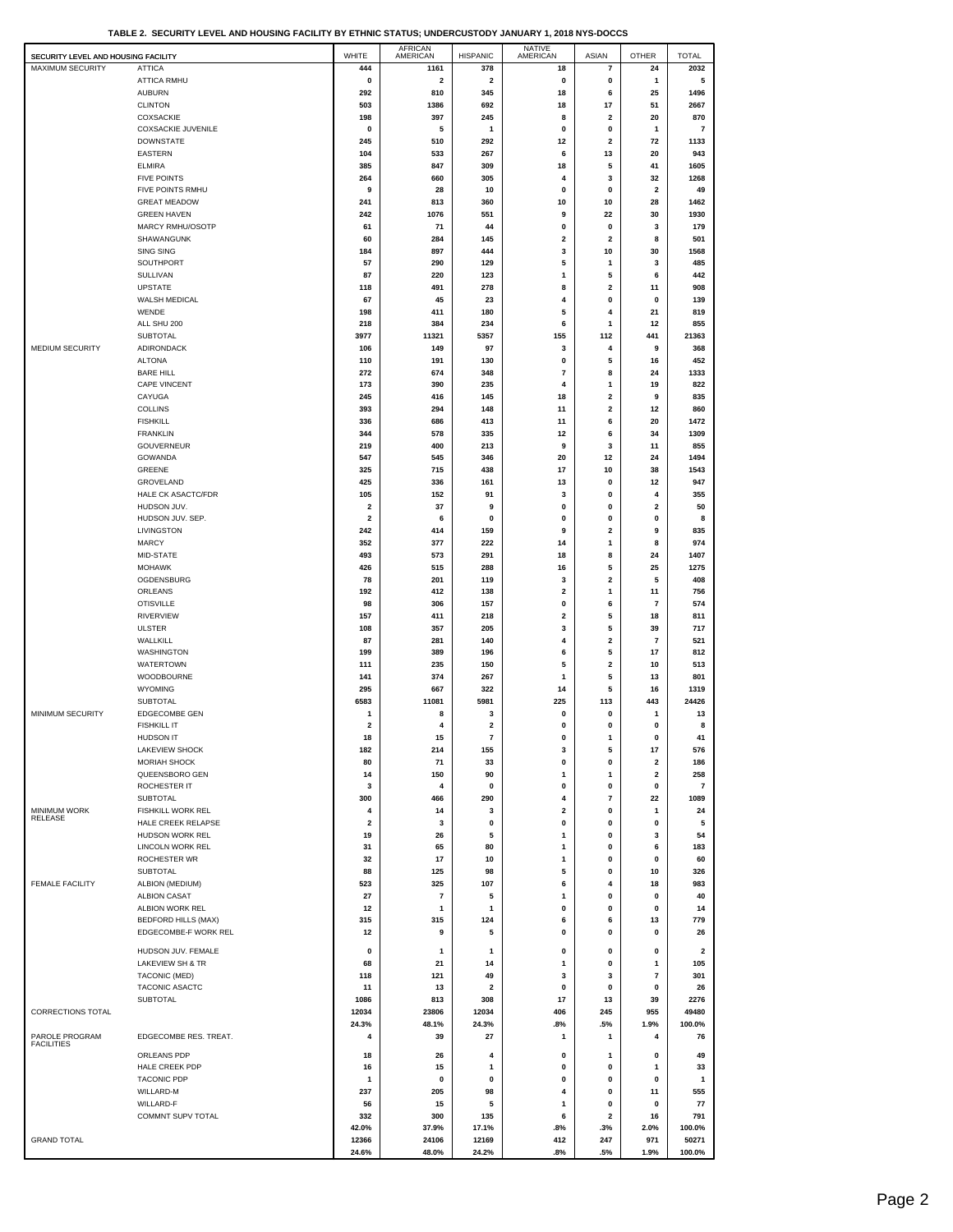**TABLE 2. SECURITY LEVEL AND HOUSING FACILITY BY ETHNIC STATUS; UNDERCUSTODY JANUARY 1, 2018 NYS-DOCCS**

| SECURITY LEVEL AND HOUSING FACILITY | | WHITE | AFRICAN AMERICAN | HISPANIC | NATIVE AMERICAN | ASIAN | OTHER | TOTAL |
|---|---|---|---|---|---|---|---|---|
| MAXIMUM SECURITY | ATTICA | 444 | 1161 | 378 | 18 | 7 | 24 | 2032 |
| | ATTICA RMHU | 0 | 2 | 2 | 0 | 0 | 1 | 5 |
| | AUBURN | 292 | 810 | 345 | 18 | 6 | 25 | 1496 |
| | CLINTON | 503 | 1386 | 692 | 18 | 17 | 51 | 2667 |
| | COXSACKIE | 198 | 397 | 245 | 8 | 2 | 20 | 870 |
| | COXSACKIE JUVENILE | 0 | 5 | 1 | 0 | 0 | 1 | 7 |
| | DOWNSTATE | 245 | 510 | 292 | 12 | 2 | 72 | 1133 |
| | EASTERN | 104 | 533 | 267 | 6 | 13 | 20 | 943 |
| | ELMIRA | 385 | 847 | 309 | 18 | 5 | 41 | 1605 |
| | FIVE POINTS | 264 | 660 | 305 | 4 | 3 | 32 | 1268 |
| | FIVE POINTS RMHU | 9 | 28 | 10 | 0 | 0 | 2 | 49 |
| | GREAT MEADOW | 241 | 813 | 360 | 10 | 10 | 28 | 1462 |
| | GREEN HAVEN | 242 | 1076 | 551 | 9 | 22 | 30 | 1930 |
| | MARCY RMHU/OSOTP | 61 | 71 | 44 | 0 | 0 | 3 | 179 |
| | SHAWANGUNK | 60 | 284 | 145 | 2 | 2 | 8 | 501 |
| | SING SING | 184 | 897 | 444 | 3 | 10 | 30 | 1568 |
| | SOUTHPORT | 57 | 290 | 129 | 5 | 1 | 3 | 485 |
| | SULLIVAN | 87 | 220 | 123 | 1 | 5 | 6 | 442 |
| | UPSTATE | 118 | 491 | 278 | 8 | 2 | 11 | 908 |
| | WALSH MEDICAL | 67 | 45 | 23 | 4 | 0 | 0 | 139 |
| | WENDE | 198 | 411 | 180 | 5 | 4 | 21 | 819 |
| | ALL SHU 200 | 218 | 384 | 234 | 6 | 1 | 12 | 855 |
| | SUBTOTAL | 3977 | 11321 | 5357 | 155 | 112 | 441 | 21363 |
| MEDIUM SECURITY | ADIRONDACK | 106 | 149 | 97 | 3 | 4 | 9 | 368 |
| | ALTONA | 110 | 191 | 130 | 0 | 5 | 16 | 452 |
| | BARE HILL | 272 | 674 | 348 | 7 | 8 | 24 | 1333 |
| | CAPE VINCENT | 173 | 390 | 235 | 4 | 1 | 19 | 822 |
| | CAYUGA | 245 | 416 | 145 | 18 | 2 | 9 | 835 |
| | COLLINS | 393 | 294 | 148 | 11 | 2 | 12 | 860 |
| | FISHKILL | 336 | 686 | 413 | 11 | 6 | 20 | 1472 |
| | FRANKLIN | 344 | 578 | 335 | 12 | 6 | 34 | 1309 |
| | GOUVERNEUR | 219 | 400 | 213 | 9 | 3 | 11 | 855 |
| | GOWANDA | 547 | 545 | 346 | 20 | 12 | 24 | 1494 |
| | GREENE | 325 | 715 | 438 | 17 | 10 | 38 | 1543 |
| | GROVELAND | 425 | 336 | 161 | 13 | 0 | 12 | 947 |
| | HALE CK ASACTC/FDR | 105 | 152 | 91 | 3 | 0 | 4 | 355 |
| | HUDSON JUV. | 2 | 37 | 9 | 0 | 0 | 2 | 50 |
| | HUDSON JUV. SEP. | 2 | 6 | 0 | 0 | 0 | 0 | 8 |
| | LIVINGSTON | 242 | 414 | 159 | 9 | 2 | 9 | 835 |
| | MARCY | 352 | 377 | 222 | 14 | 1 | 8 | 974 |
| | MID-STATE | 493 | 573 | 291 | 18 | 8 | 24 | 1407 |
| | MOHAWK | 426 | 515 | 288 | 16 | 5 | 25 | 1275 |
| | OGDENSBURG | 78 | 201 | 119 | 3 | 2 | 5 | 408 |
| | ORLEANS | 192 | 412 | 138 | 2 | 1 | 11 | 756 |
| | OTISVILLE | 98 | 306 | 157 | 0 | 6 | 7 | 574 |
| | RIVERVIEW | 157 | 411 | 218 | 2 | 5 | 18 | 811 |
| | ULSTER | 108 | 357 | 205 | 3 | 5 | 39 | 717 |
| | WALLKILL | 87 | 281 | 140 | 4 | 2 | 7 | 521 |
| | WASHINGTON | 199 | 389 | 196 | 6 | 5 | 17 | 812 |
| | WATERTOWN | 111 | 235 | 150 | 5 | 2 | 10 | 513 |
| | WOODBOURNE | 141 | 374 | 267 | 1 | 5 | 13 | 801 |
| | WYOMING | 295 | 667 | 322 | 14 | 5 | 16 | 1319 |
| | SUBTOTAL | 6583 | 11081 | 5981 | 225 | 113 | 443 | 24426 |
| MINIMUM SECURITY | EDGECOMBE GEN | 1 | 8 | 3 | 0 | 0 | 1 | 13 |
| | FISHKILL IT | 2 | 4 | 2 | 0 | 0 | 0 | 8 |
| | HUDSON IT | 18 | 15 | 7 | 0 | 1 | 0 | 41 |
| | LAKEVIEW SHOCK | 182 | 214 | 155 | 3 | 5 | 17 | 576 |
| | MORIAH SHOCK | 80 | 71 | 33 | 0 | 0 | 2 | 186 |
| | QUEENSBORO GEN | 14 | 150 | 90 | 1 | 1 | 2 | 258 |
| | ROCHESTER IT | 3 | 4 | 0 | 0 | 0 | 0 | 7 |
| | SUBTOTAL | 300 | 466 | 290 | 4 | 7 | 22 | 1089 |
| MINIMUM WORK RELEASE | FISHKILL WORK REL | 4 | 14 | 3 | 2 | 0 | 1 | 24 |
| | HALE CREEK RELAPSE | 2 | 3 | 0 | 0 | 0 | 0 | 5 |
| | HUDSON WORK REL | 19 | 26 | 5 | 1 | 0 | 3 | 54 |
| | LINCOLN WORK REL | 31 | 65 | 80 | 1 | 0 | 6 | 183 |
| | ROCHESTER WR | 32 | 17 | 10 | 1 | 0 | 0 | 60 |
| | SUBTOTAL | 88 | 125 | 98 | 5 | 0 | 10 | 326 |
| FEMALE FACILITY | ALBION (MEDIUM) | 523 | 325 | 107 | 6 | 4 | 18 | 983 |
| | ALBION CASAT | 27 | 7 | 5 | 1 | 0 | 0 | 40 |
| | ALBION WORK REL | 12 | 1 | 1 | 0 | 0 | 0 | 14 |
| | BEDFORD HILLS (MAX) | 315 | 315 | 124 | 6 | 6 | 13 | 779 |
| | EDGECOMBE-F WORK REL | 12 | 9 | 5 | 0 | 0 | 0 | 26 |
| | HUDSON JUV. FEMALE | 0 | 1 | 1 | 0 | 0 | 0 | 2 |
| | LAKEVIEW SH & TR | 68 | 21 | 14 | 1 | 0 | 1 | 105 |
| | TACONIC (MED) | 118 | 121 | 49 | 3 | 3 | 7 | 301 |
| | TACONIC ASACTC | 11 | 13 | 2 | 0 | 0 | 0 | 26 |
| | SUBTOTAL | 1086 | 813 | 308 | 17 | 13 | 39 | 2276 |
| CORRECTIONS TOTAL | | 12034 | 23806 | 12034 | 406 | 245 | 955 | 49480 |
| | | 24.3% | 48.1% | 24.3% | .8% | .5% | 1.9% | 100.0% |
| PAROLE PROGRAM FACILITIES | EDGECOMBE RES. TREAT. | 4 | 39 | 27 | 1 | 1 | 4 | 76 |
| | ORLEANS PDP | 18 | 26 | 4 | 0 | 1 | 0 | 49 |
| | HALE CREEK PDP | 16 | 15 | 1 | 0 | 0 | 1 | 33 |
| | TACONIC PDP | 1 | 0 | 0 | 0 | 0 | 0 | 1 |
| | WILLARD-M | 237 | 205 | 98 | 4 | 0 | 11 | 555 |
| | WILLARD-F | 56 | 15 | 5 | 1 | 0 | 0 | 77 |
| | COMMNT SUPV TOTAL | 332 | 300 | 135 | 6 | 2 | 16 | 791 |
| | | 42.0% | 37.9% | 17.1% | .8% | .3% | 2.0% | 100.0% |
| GRAND TOTAL | | 12366 | 24106 | 12169 | 412 | 247 | 971 | 50271 |
| | | 24.6% | 48.0% | 24.2% | .8% | .5% | 1.9% | 100.0% |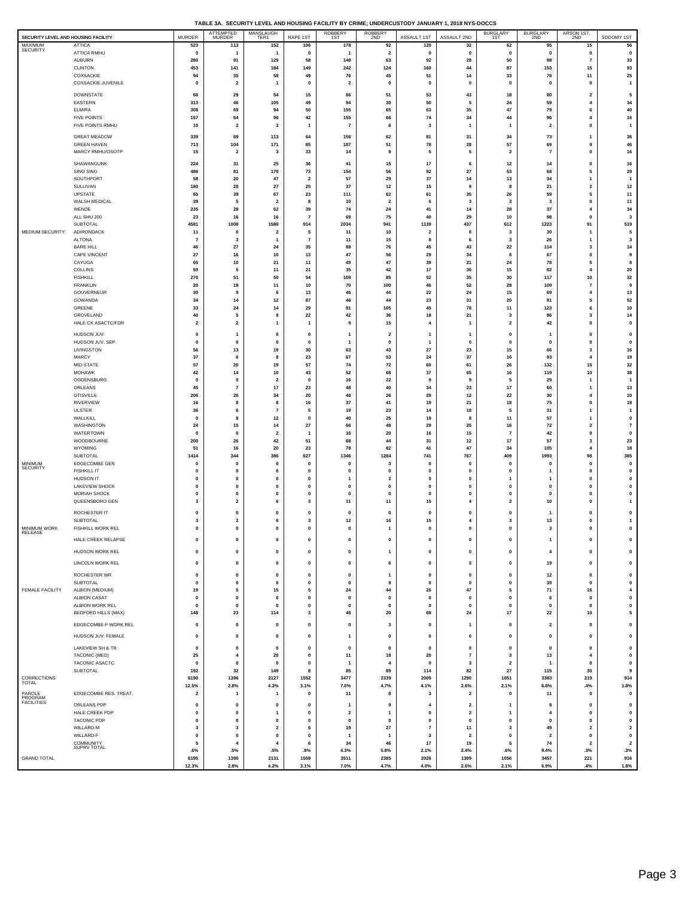# TABLE 3A. SECURITY LEVEL AND HOUSING FACILITY BY CRIME; UNDERCUSTODY JANUARY 1, 2018 NYS-DOCCS

| SECURITY LEVEL AND HOUSING FACILITY | | MURDER | ATTEMPTED MURDER | MANSLAUGH TER1 | RAPE 1ST | ROBBERY 1ST | ROBBERY 2ND | ASSAULT 1ST | ASSAULT 2ND | BURGLARY 1ST | BURGLARY 2ND | ARSON 1ST, 2ND | SODOMY 1ST |
|---|---|---|---|---|---|---|---|---|---|---|---|---|---|
| MAXIMUM SECURITY | ATTICA | 523 | 113 | 152 | 106 | 178 | 92 | 120 | 32 | 62 | 95 | 15 | 56 |
| | ATTICA RMHU | 0 | 1 | 1 | 0 | 1 | 2 | 0 | 0 | 0 | 0 | 0 | 0 |
| | AUBURN | 280 | 91 | 129 | 58 | 148 | 63 | 92 | 28 | 50 | 98 | 7 | 33 |
| | CLINTON | 453 | 141 | 184 | 149 | 242 | 124 | 160 | 44 | 87 | 153 | 15 | 93 |
| | COXSACKIE | 94 | 35 | 58 | 49 | 76 | 45 | 51 | 14 | 33 | 78 | 11 | 25 |
| | COXSACKIE JUVENILE | 0 | 2 | 1 | 0 | 2 | 0 | 0 | 0 | 0 | 0 | 0 | 1 |
| | DOWNSTATE | 66 | 29 | 54 | 15 | 66 | 51 | 53 | 43 | 18 | 80 | 2 | 5 |
| | EASTERN | 313 | 46 | 105 | 49 | 94 | 30 | 50 | 5 | 24 | 59 | 4 | 34 |
| | ELMIRA | 308 | 69 | 94 | 50 | 155 | 65 | 63 | 35 | 47 | 79 | 6 | 40 |
| | FIVE POINTS | 157 | 64 | 96 | 42 | 155 | 66 | 74 | 34 | 44 | 96 | 4 | 16 |
| | FIVE POINTS RMHU | 10 | 2 | 3 | 1 | 7 | 6 | 3 | 1 | 1 | 2 | 0 | 1 |
| | GREAT MEADOW | 339 | 69 | 113 | 64 | 156 | 62 | 81 | 31 | 34 | 73 | 1 | 36 |
| | GREEN HAVEN | 713 | 104 | 171 | 85 | 187 | 51 | 78 | 28 | 57 | 69 | 9 | 46 |
| | MARCY RMHU/OSOTP | 15 | 2 | 3 | 33 | 14 | 9 | 5 | 5 | 2 | 7 | 0 | 16 |
| | SHAWANGUNK | 224 | 31 | 25 | 36 | 41 | 15 | 17 | 6 | 12 | 14 | 0 | 16 |
| | SING SING | 486 | 81 | 176 | 73 | 154 | 56 | 92 | 27 | 53 | 68 | 5 | 29 |
| | SOUTHPORT | 58 | 20 | 47 | 2 | 57 | 29 | 37 | 14 | 13 | 34 | 1 | 1 |
| | SULLIVAN | 180 | 20 | 27 | 25 | 37 | 12 | 15 | 9 | 8 | 21 | 2 | 12 |
| | UPSTATE | 65 | 39 | 67 | 23 | 111 | 62 | 61 | 35 | 26 | 59 | 5 | 11 |
| | WALSH MEDICAL | 39 | 5 | 2 | 8 | 10 | 2 | 6 | 3 | 3 | 3 | 0 | 11 |
| | WENDE | 235 | 28 | 62 | 39 | 74 | 24 | 41 | 14 | 28 | 37 | 4 | 34 |
| | ALL SHU 200 | 23 | 16 | 16 | 7 | 69 | 75 | 40 | 29 | 10 | 98 | 0 | 3 |
| | SUBTOTAL | 4581 | 1008 | 1586 | 914 | 2034 | 941 | 1139 | 437 | 612 | 1223 | 91 | 519 |
| MEDIUM SECURITY | ADIRONDACK | 11 | 0 | 2 | 5 | 11 | 10 | 2 | 8 | 3 | 30 | 1 | 5 |
| | ALTONA | 7 | 3 | 1 | 7 | 11 | 15 | 8 | 6 | 3 | 26 | 1 | 3 |
| | BARE HILL | 46 | 27 | 24 | 35 | 88 | 76 | 45 | 43 | 22 | 114 | 3 | 14 |
| | CAPE VINCENT | 27 | 16 | 10 | 13 | 47 | 56 | 29 | 34 | 8 | 67 | 0 | 9 |
| | CAYUGA | 65 | 10 | 21 | 11 | 49 | 47 | 39 | 21 | 24 | 78 | 5 | 8 |
| | COLLINS | 59 | 5 | 11 | 21 | 35 | 42 | 17 | 36 | 15 | 82 | 4 | 20 |
| | FISHKILL | 270 | 51 | 50 | 54 | 109 | 85 | 52 | 35 | 30 | 117 | 10 | 32 |
| | FRANKLIN | 20 | 18 | 11 | 10 | 70 | 100 | 46 | 52 | 28 | 109 | 7 | 9 |
| | GOUVERNEUR | 30 | 9 | 6 | 13 | 46 | 44 | 22 | 24 | 15 | 69 | 4 | 13 |
| | GOWANDA | 34 | 14 | 12 | 87 | 46 | 44 | 23 | 31 | 20 | 81 | 5 | 52 |
| | GREENE | 33 | 24 | 14 | 29 | 91 | 105 | 45 | 78 | 11 | 123 | 6 | 10 |
| | GROVELAND | 40 | 5 | 9 | 22 | 42 | 36 | 18 | 21 | 3 | 86 | 3 | 14 |
| | HALE CK ASACTC/FDR | 2 | 2 | 1 | 1 | 9 | 15 | 4 | 1 | 2 | 42 | 0 | 0 |
| | HUDSON JUV. | 0 | 1 | 0 | 0 | 1 | 2 | 1 | 1 | 0 | 1 | 0 | 0 |
| | HUDSON JUV. SEP. | 0 | 0 | 0 | 0 | 1 | 0 | 1 | 0 | 0 | 0 | 0 | 0 |
| | LIVINGSTON | 56 | 13 | 19 | 30 | 63 | 43 | 27 | 23 | 15 | 66 | 3 | 16 |
| | MARCY | 37 | 6 | 8 | 23 | 67 | 53 | 24 | 37 | 16 | 93 | 4 | 19 |
| | MID-STATE | 57 | 20 | 19 | 57 | 74 | 72 | 60 | 61 | 26 | 132 | 15 | 32 |
| | MOHAWK | 42 | 14 | 10 | 43 | 52 | 68 | 37 | 65 | 16 | 119 | 10 | 38 |
| | OGDENSBURG | 0 | 0 | 2 | 0 | 16 | 22 | 9 | 9 | 5 | 29 | 1 | 1 |
| | ORLEANS | 45 | 7 | 17 | 23 | 48 | 40 | 34 | 23 | 17 | 60 | 1 | 13 |
| | OTISVILLE | 206 | 20 | 34 | 20 | 46 | 26 | 29 | 12 | 22 | 30 | 4 | 10 |
| | RIVERVIEW | 16 | 8 | 8 | 16 | 37 | 41 | 19 | 21 | 18 | 75 | 0 | 18 |
| | ULSTER | 36 | 6 | 7 | 5 | 19 | 23 | 14 | 18 | 5 | 31 | 1 | 1 |
| | WALLKILL | 0 | 8 | 12 | 0 | 40 | 25 | 19 | 8 | 11 | 57 | 1 | 0 |
| | WASHINGTON | 24 | 15 | 14 | 27 | 66 | 48 | 29 | 25 | 16 | 72 | 2 | 7 |
| | WATERTOWN | 0 | 0 | 2 | 1 | 16 | 20 | 16 | 15 | 7 | 42 | 0 | 0 |
| | WOODBOURNE | 200 | 26 | 42 | 51 | 68 | 44 | 31 | 12 | 17 | 57 | 3 | 23 |
| | WYOMING | 51 | 16 | 20 | 23 | 78 | 82 | 41 | 47 | 34 | 105 | 4 | 18 |
| | SUBTOTAL | 1414 | 344 | 386 | 627 | 1346 | 1284 | 741 | 767 | 409 | 1993 | 98 | 385 |
| MINIMUM SECURITY | EDGECOMBE GEN | 0 | 0 | 0 | 0 | 0 | 3 | 0 | 0 | 0 | 0 | 0 | 0 |
| | FISHKILL IT | 0 | 0 | 0 | 0 | 0 | 0 | 0 | 0 | 0 | 1 | 0 | 0 |
| | HUDSON IT | 0 | 0 | 0 | 0 | 1 | 2 | 0 | 0 | 1 | 1 | 0 | 0 |
| | LAKEVIEW SHOCK | 0 | 0 | 0 | 0 | 0 | 0 | 0 | 0 | 0 | 0 | 0 | 0 |
| | MORIAH SHOCK | 0 | 0 | 0 | 0 | 0 | 0 | 0 | 0 | 0 | 0 | 0 | 0 |
| | QUEENSBORO GEN | 3 | 2 | 6 | 3 | 11 | 11 | 15 | 4 | 2 | 10 | 0 | 1 |
| | ROCHESTER IT | 0 | 0 | 0 | 0 | 0 | 0 | 0 | 0 | 0 | 1 | 0 | 0 |
| | SUBTOTAL | 3 | 2 | 6 | 3 | 12 | 16 | 15 | 4 | 3 | 13 | 0 | 1 |
| MINIMUM WORK RELEASE | FISHKILL WORK REL | 0 | 0 | 0 | 0 | 0 | 1 | 0 | 0 | 0 | 3 | 0 | 0 |
| | HALE CREEK RELAPSE | 0 | 0 | 0 | 0 | 0 | 0 | 0 | 0 | 0 | 1 | 0 | 0 |
| | HUDSON WORK REL | 0 | 0 | 0 | 0 | 0 | 1 | 0 | 0 | 0 | 4 | 0 | 0 |
| | LINCOLN WORK REL | 0 | 0 | 0 | 0 | 0 | 6 | 0 | 0 | 0 | 19 | 0 | 0 |
| | ROCHESTER WR | 0 | 0 | 0 | 0 | 0 | 1 | 0 | 0 | 0 | 12 | 0 | 0 |
| | SUBTOTAL | 0 | 0 | 0 | 0 | 0 | 9 | 0 | 0 | 0 | 39 | 0 | 0 |
| FEMALE FACILITY | ALBION (MEDIUM) | 19 | 5 | 15 | 5 | 24 | 44 | 26 | 47 | 5 | 71 | 16 | 4 |
| | ALBION CASAT | 0 | 0 | 0 | 0 | 0 | 0 | 0 | 0 | 0 | 6 | 0 | 0 |
| | ALBION WORK REL | 0 | 0 | 0 | 0 | 0 | 0 | 0 | 0 | 0 | 0 | 0 | 0 |
| | BEDFORD HILLS (MAX) | 148 | 23 | 114 | 3 | 48 | 20 | 68 | 24 | 17 | 22 | 10 | 5 |
| | EDGECOMBE-F WORK REL | 0 | 0 | 0 | 0 | 0 | 3 | 0 | 1 | 0 | 2 | 0 | 0 |
| | HUDSON JUV. FEMALE | 0 | 0 | 0 | 0 | 1 | 0 | 0 | 0 | 0 | 0 | 0 | 0 |
| | LAKEVIEW SH & TR | 0 | 0 | 0 | 0 | 0 | 0 | 0 | 0 | 0 | 0 | 0 | 0 |
| | TACONIC (MED) | 25 | 4 | 20 | 0 | 11 | 18 | 20 | 7 | 3 | 13 | 4 | 0 |
| | TACONIC ASACTC | 0 | 0 | 0 | 0 | 1 | 4 | 0 | 3 | 2 | 1 | 0 | 0 |
| | SUBTOTAL | 192 | 32 | 149 | 8 | 85 | 89 | 114 | 82 | 27 | 115 | 30 | 9 |
| CORRECTIONS TOTAL | | 6190 | 1386 | 2127 | 1552 | 3477 | 2339 | 2009 | 1290 | 1051 | 3383 | 219 | 914 |
| | | 12.5% | 2.8% | 4.3% | 3.1% | 7.0% | 4.7% | 4.1% | 2.6% | 2.1% | 6.8% | .4% | 1.8% |
| PAROLE PROGRAM FACILITIES | EDGECOMBE RES. TREAT. | 2 | 1 | 1 | 0 | 11 | 8 | 3 | 2 | 0 | 11 | 0 | 0 |
| | ORLEANS PDP | 0 | 0 | 0 | 0 | 1 | 9 | 4 | 2 | 1 | 8 | 0 | 0 |
| | HALE CREEK PDP | 0 | 0 | 1 | 0 | 2 | 1 | 0 | 2 | 1 | 4 | 0 | 0 |
| | TACONIC PDP | 0 | 0 | 0 | 0 | 0 | 0 | 0 | 0 | 0 | 0 | 0 | 0 |
| | WILLARD-M | 3 | 3 | 2 | 6 | 19 | 27 | 7 | 11 | 3 | 49 | 2 | 2 |
| | WILLARD-F | 0 | 0 | 0 | 0 | 1 | 1 | 3 | 2 | 0 | 2 | 0 | 0 |
| | COMMUNITY SUPRV TOTAL | 5 | 4 | 4 | 6 | 34 | 46 | 17 | 19 | 5 | 74 | 2 | 2 |
| | | .6% | .5% | .5% | .8% | 4.3% | 5.8% | 2.1% | 2.4% | .6% | 9.4% | .3% | .3% |
| GRAND TOTAL | | 6195 | 1390 | 2131 | 1558 | 3511 | 2385 | 2026 | 1309 | 1056 | 3457 | 221 | 916 |
| | | 12.3% | 2.8% | 4.2% | 3.1% | 7.0% | 4.7% | 4.0% | 2.6% | 2.1% | 6.9% | .4% | 1.8% |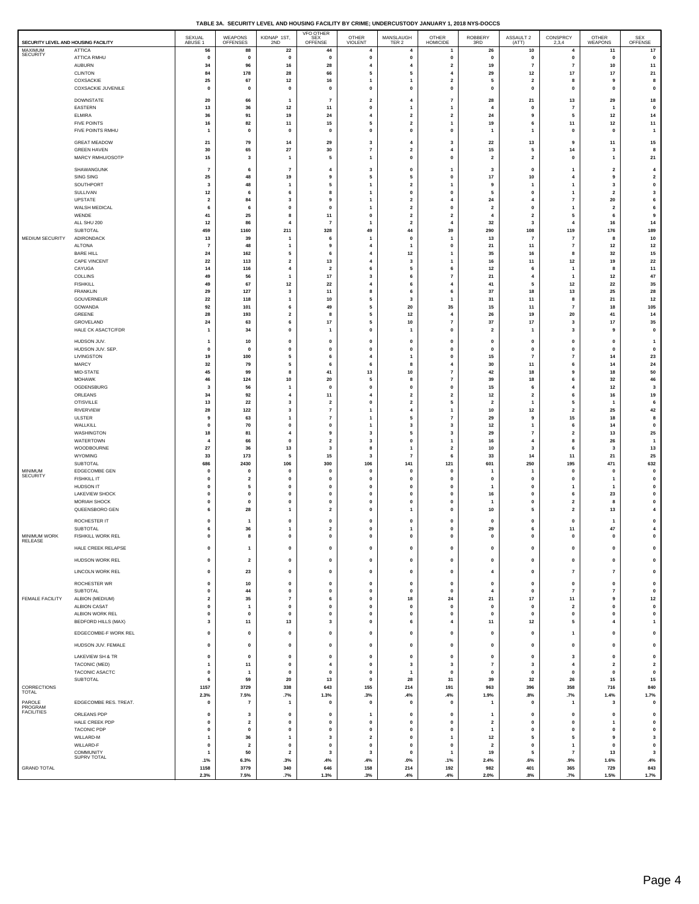**TABLE 3A. SECURITY LEVEL AND HOUSING FACILITY BY CRIME; UNDERCUSTODY JANUARY 1, 2018 NYS-DOCCS**

| SECURITY LEVEL AND HOUSING FACILITY | | SEXUAL ABUSE 1 | WEAPONS OFFENSES | KIDNAP 1ST, 2ND | VFO OTHER SEX OFFENSE | OTHER VIOLENT | MANSLAUGH TER 2 | OTHER HOMICIDE | ROBBERY 3RD | ASSAULT 2 (ATT) | CONSPRCY 2,3,4 | OTHER WEAPONS | SEX OFFENSE |
|---|---|---|---|---|---|---|---|---|---|---|---|---|---|
| MAXIMUM SECURITY | ATTICA | 56 | 88 | 22 | 44 | 4 | 4 | 1 | 26 | 10 | 4 | 11 | 17 |
| | ATTICA RMHU | 0 | 0 | 0 | 0 | 0 | 0 | 0 | 0 | 0 | 0 | 0 | 0 |
| | AUBURN | 34 | 96 | 16 | 28 | 4 | 4 | 2 | 19 | 7 | 7 | 10 | 11 |
| | CLINTON | 84 | 178 | 28 | 66 | 5 | 5 | 4 | 29 | 12 | 17 | 17 | 21 |
| | COXSACKIE | 25 | 67 | 12 | 16 | 1 | 1 | 2 | 5 | 2 | 8 | 9 | 8 |
| | COXSACKIE JUVENILE | 0 | 0 | 0 | 0 | 0 | 0 | 0 | 0 | 0 | 0 | 0 | 0 |
| | DOWNSTATE | 20 | 66 | 1 | 7 | 2 | 4 | 7 | 28 | 21 | 13 | 29 | 18 |
| | EASTERN | 13 | 36 | 12 | 11 | 0 | 1 | 1 | 4 | 0 | 7 | 1 | 0 |
| | ELMIRA | 36 | 91 | 19 | 24 | 4 | 2 | 2 | 24 | 9 | 5 | 12 | 14 |
| | FIVE POINTS | 16 | 82 | 11 | 15 | 5 | 2 | 1 | 19 | 6 | 11 | 12 | 11 |
| | FIVE POINTS RMHU | 1 | 0 | 0 | 0 | 0 | 0 | 0 | 1 | 1 | 0 | 0 | 1 |
| | GREAT MEADOW | 21 | 79 | 14 | 29 | 3 | 4 | 3 | 22 | 13 | 9 | 11 | 15 |
| | GREEN HAVEN | 30 | 65 | 27 | 30 | 7 | 2 | 4 | 15 | 5 | 14 | 3 | 8 |
| | MARCY RMHU/OSOTP | 15 | 3 | 1 | 5 | 1 | 0 | 0 | 2 | 2 | 0 | 1 | 21 |
| | SHAWANGUNK | 7 | 6 | 7 | 4 | 3 | 0 | 1 | 3 | 0 | 1 | 2 | 4 |
| | SING SING | 25 | 48 | 19 | 9 | 5 | 5 | 0 | 17 | 10 | 4 | 9 | 2 |
| | SOUTHPORT | 3 | 48 | 1 | 5 | 1 | 2 | 1 | 9 | 1 | 1 | 3 | 0 |
| | SULLIVAN | 12 | 6 | 6 | 8 | 1 | 0 | 0 | 5 | 0 | 1 | 2 | 3 |
| | UPSTATE | 2 | 84 | 3 | 9 | 1 | 2 | 4 | 24 | 4 | 7 | 20 | 6 |
| | WALSH MEDICAL | 6 | 6 | 0 | 0 | 1 | 2 | 0 | 2 | 0 | 1 | 2 | 6 |
| | WENDE | 41 | 25 | 8 | 11 | 0 | 2 | 2 | 4 | 2 | 5 | 6 | 9 |
| | ALL SHU 200 | 12 | 86 | 4 | 7 | 1 | 2 | 4 | 32 | 3 | 4 | 16 | 14 |
| | SUBTOTAL | 459 | 1160 | 211 | 328 | 49 | 44 | 39 | 290 | 108 | 119 | 176 | 189 |
| MEDIUM SECURITY | ADIRONDACK | 13 | 39 | 1 | 6 | 1 | 0 | 1 | 13 | 7 | 7 | 8 | 10 |
| | ALTONA | 7 | 48 | 1 | 9 | 4 | 1 | 0 | 21 | 11 | 7 | 12 | 12 |
| | BARE HILL | 24 | 162 | 5 | 6 | 4 | 12 | 1 | 35 | 16 | 8 | 32 | 15 |
| | CAPE VINCENT | 22 | 113 | 2 | 13 | 4 | 3 | 1 | 16 | 11 | 12 | 19 | 22 |
| | CAYUGA | 14 | 116 | 4 | 2 | 6 | 5 | 6 | 12 | 6 | 1 | 8 | 11 |
| | COLLINS | 49 | 56 | 1 | 17 | 3 | 6 | 7 | 21 | 4 | 1 | 12 | 47 |
| | FISHKILL | 49 | 67 | 12 | 22 | 4 | 6 | 4 | 41 | 5 | 12 | 22 | 35 |
| | FRANKLIN | 29 | 127 | 3 | 11 | 8 | 6 | 6 | 37 | 18 | 13 | 25 | 28 |
| | GOUVERNEUR | 22 | 118 | 1 | 10 | 5 | 3 | 1 | 31 | 11 | 8 | 21 | 12 |
| | GOWANDA | 92 | 101 | 6 | 49 | 5 | 20 | 35 | 15 | 11 | 7 | 18 | 105 |
| | GREENE | 28 | 193 | 2 | 8 | 5 | 12 | 4 | 26 | 19 | 20 | 41 | 14 |
| | GROVELAND | 24 | 63 | 6 | 17 | 5 | 10 | 7 | 37 | 17 | 3 | 17 | 35 |
| | HALE CK ASACTC/FDR | 1 | 34 | 0 | 1 | 0 | 1 | 0 | 2 | 1 | 3 | 9 | 0 |
| | HUDSON JUV. | 1 | 10 | 0 | 0 | 0 | 0 | 0 | 0 | 0 | 0 | 0 | 1 |
| | HUDSON JUV. SEP. | 0 | 0 | 0 | 0 | 0 | 0 | 0 | 0 | 0 | 0 | 0 | 0 |
| | LIVINGSTON | 19 | 100 | 5 | 6 | 4 | 1 | 0 | 15 | 7 | 7 | 14 | 23 |
| | MARCY | 32 | 79 | 5 | 6 | 6 | 8 | 4 | 30 | 11 | 6 | 14 | 24 |
| | MID-STATE | 45 | 99 | 8 | 41 | 13 | 10 | 7 | 42 | 18 | 9 | 18 | 50 |
| | MOHAWK | 46 | 124 | 10 | 20 | 5 | 8 | 7 | 39 | 18 | 6 | 32 | 46 |
| | OGDENSBURG | 3 | 56 | 1 | 0 | 0 | 0 | 0 | 15 | 6 | 4 | 12 | 3 |
| | ORLEANS | 34 | 92 | 4 | 11 | 4 | 2 | 2 | 12 | 2 | 6 | 16 | 19 |
| | OTISVILLE | 13 | 22 | 3 | 2 | 0 | 2 | 5 | 2 | 1 | 5 | 1 | 6 |
| | RIVERVIEW | 28 | 122 | 3 | 7 | 1 | 4 | 1 | 10 | 12 | 2 | 25 | 42 |
| | ULSTER | 9 | 63 | 1 | 7 | 1 | 5 | 7 | 29 | 9 | 15 | 18 | 8 |
| | WALLKILL | 0 | 70 | 0 | 0 | 1 | 3 | 3 | 12 | 1 | 6 | 14 | 0 |
| | WASHINGTON | 18 | 81 | 4 | 9 | 3 | 5 | 3 | 29 | 7 | 2 | 13 | 25 |
| | WATERTOWN | 4 | 66 | 0 | 2 | 3 | 0 | 1 | 16 | 4 | 8 | 26 | 1 |
| | WOODBOURNE | 27 | 36 | 13 | 3 | 8 | 1 | 2 | 10 | 3 | 6 | 3 | 13 |
| | WYOMING | 33 | 173 | 5 | 15 | 3 | 7 | 6 | 33 | 14 | 11 | 21 | 25 |
| | SUBTOTAL | 686 | 2430 | 106 | 300 | 106 | 141 | 121 | 601 | 250 | 195 | 471 | 632 |
| MINIMUM SECURITY | EDGECOMBE GEN | 0 | 0 | 0 | 0 | 0 | 0 | 0 | 1 | 1 | 0 | 0 | 0 |
| | FISHKILL IT | 0 | 2 | 0 | 0 | 0 | 0 | 0 | 0 | 0 | 0 | 1 | 0 |
| | HUDSON IT | 0 | 5 | 0 | 0 | 0 | 0 | 0 | 1 | 0 | 1 | 1 | 0 |
| | LAKEVIEW SHOCK | 0 | 0 | 0 | 0 | 0 | 0 | 0 | 16 | 0 | 6 | 23 | 0 |
| | MORIAH SHOCK | 0 | 0 | 0 | 0 | 0 | 0 | 0 | 1 | 0 | 2 | 8 | 0 |
| | QUEENSBORO GEN | 6 | 28 | 1 | 2 | 0 | 1 | 0 | 10 | 5 | 2 | 13 | 4 |
| | ROCHESTER IT | 0 | 1 | 0 | 0 | 0 | 0 | 0 | 0 | 0 | 0 | 1 | 0 |
| | SUBTOTAL | 6 | 36 | 1 | 2 | 0 | 1 | 0 | 29 | 6 | 11 | 47 | 4 |
| MINIMUM WORK RELEASE | FISHKILL WORK REL | 0 | 8 | 0 | 0 | 0 | 0 | 0 | 0 | 0 | 0 | 0 | 0 |
| | HALE CREEK RELAPSE | 0 | 1 | 0 | 0 | 0 | 0 | 0 | 0 | 0 | 0 | 0 | 0 |
| | HUDSON WORK REL | 0 | 2 | 0 | 0 | 0 | 0 | 0 | 0 | 0 | 0 | 0 | 0 |
| | LINCOLN WORK REL | 0 | 23 | 0 | 0 | 0 | 0 | 0 | 4 | 0 | 7 | 7 | 0 |
| | ROCHESTER WR | 0 | 10 | 0 | 0 | 0 | 0 | 0 | 0 | 0 | 0 | 0 | 0 |
| | SUBTOTAL | 0 | 44 | 0 | 0 | 0 | 0 | 0 | 4 | 0 | 7 | 7 | 0 |
| FEMALE FACILITY | ALBION (MEDIUM) | 2 | 35 | 7 | 6 | 0 | 18 | 24 | 21 | 17 | 11 | 9 | 12 |
| | ALBION CASAT | 0 | 1 | 0 | 0 | 0 | 0 | 0 | 0 | 0 | 2 | 0 | 0 |
| | ALBION WORK REL | 0 | 0 | 0 | 0 | 0 | 0 | 0 | 0 | 0 | 0 | 0 | 0 |
| | BEDFORD HILLS (MAX) | 3 | 11 | 13 | 3 | 0 | 6 | 4 | 11 | 12 | 5 | 4 | 1 |
| | EDGECOMBE-F WORK REL | 0 | 0 | 0 | 0 | 0 | 0 | 0 | 0 | 0 | 1 | 0 | 0 |
| | HUDSON JUV. FEMALE | 0 | 0 | 0 | 0 | 0 | 0 | 0 | 0 | 0 | 0 | 0 | 0 |
| | LAKEVIEW SH & TR | 0 | 0 | 0 | 0 | 0 | 0 | 0 | 0 | 0 | 3 | 0 | 0 |
| | TACONIC (MED) | 1 | 11 | 0 | 4 | 0 | 3 | 3 | 7 | 3 | 4 | 2 | 2 |
| | TACONIC ASACTC | 0 | 1 | 0 | 0 | 0 | 1 | 0 | 0 | 0 | 0 | 0 | 0 |
| | SUBTOTAL | 6 | 59 | 20 | 13 | 0 | 28 | 31 | 39 | 32 | 26 | 15 | 15 |
| CORRECTIONS TOTAL | | 1157 | 3729 | 338 | 643 | 155 | 214 | 191 | 963 | 396 | 358 | 716 | 840 |
| | | 2.3% | 7.5% | .7% | 1.3% | .3% | .4% | .4% | 1.9% | .8% | .7% | 1.4% | 1.7% |
| PAROLE PROGRAM FACILITIES | EDGECOMBE RES. TREAT. | 0 | 7 | 1 | 0 | 0 | 0 | 0 | 1 | 0 | 1 | 3 | 0 |
| | ORLEANS PDP | 0 | 3 | 0 | 0 | 1 | 0 | 0 | 1 | 0 | 0 | 0 | 0 |
| | HALE CREEK PDP | 0 | 2 | 0 | 0 | 0 | 0 | 0 | 2 | 0 | 0 | 1 | 0 |
| | TACONIC PDP | 0 | 0 | 0 | 0 | 0 | 0 | 0 | 1 | 0 | 0 | 0 | 0 |
| | WILLARD-M | 1 | 36 | 1 | 3 | 2 | 0 | 1 | 12 | 5 | 5 | 9 | 3 |
| | WILLARD-F | 0 | 2 | 0 | 0 | 0 | 0 | 0 | 2 | 0 | 1 | 0 | 0 |
| | COMMUNITY SUPRV TOTAL | 1 | 50 | 2 | 3 | 3 | 0 | 1 | 19 | 5 | 7 | 13 | 3 |
| | | .1% | 6.3% | .3% | .4% | .4% | .0% | .1% | 2.4% | .6% | .9% | 1.6% | .4% |
| GRAND TOTAL | | 1158 | 3779 | 340 | 646 | 158 | 214 | 192 | 982 | 401 | 365 | 729 | 843 |
| | | 2.3% | 7.5% | .7% | 1.3% | .3% | .4% | .4% | 2.0% | .8% | .7% | 1.5% | 1.7% |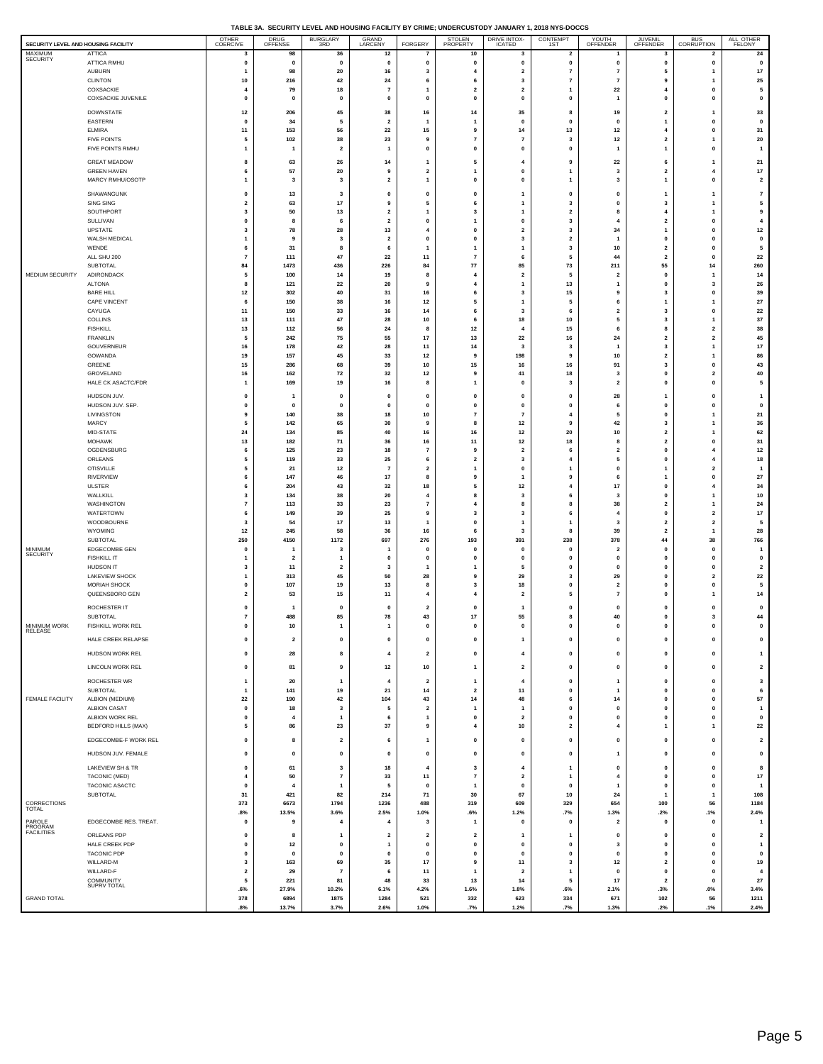**TABLE 3A. SECURITY LEVEL AND HOUSING FACILITY BY CRIME; UNDERCUSTODY JANUARY 1, 2018 NYS-DOCCS**

| SECURITY LEVEL AND HOUSING FACILITY | | OTHER COERCIVE | DRUG OFFENSE | BURGLARY 3RD | GRAND LARCENY | FORGERY | STOLEN PROPERTY | DRIVE INTOX-ICATED | CONTEMPT 1ST | YOUTH OFFENDER | JUVENIL OFFENDER | BUS CORRUPTION | ALL OTHER FELONY |
|---|---|---|---|---|---|---|---|---|---|---|---|---|---|
| MAXIMUM SECURITY | ATTICA | 3 | 98 | 36 | 12 | 7 | 10 | 3 | 2 | 1 | 3 | 2 | 24 |
| | ATTICA RMHU | 0 | 0 | 0 | 0 | 0 | 0 | 0 | 0 | 0 | 0 | 0 | 0 |
| | AUBURN | 1 | 98 | 20 | 16 | 3 | 4 | 2 | 7 | 7 | 5 | 1 | 17 |
| | CLINTON | 10 | 216 | 42 | 24 | 6 | 6 | 3 | 7 | 7 | 9 | 1 | 25 |
| | COXSACKIE | 4 | 79 | 18 | 7 | 1 | 2 | 2 | 1 | 22 | 4 | 0 | 5 |
| | COXSACKIE JUVENILE | 0 | 0 | 0 | 0 | 0 | 0 | 0 | 0 | 1 | 0 | 0 | 0 |
| | DOWNSTATE | 12 | 206 | 45 | 38 | 16 | 14 | 35 | 8 | 19 | 2 | 1 | 33 |
| | EASTERN | 0 | 34 | 5 | 2 | 1 | 1 | 0 | 0 | 0 | 1 | 0 | 0 |
| | ELMIRA | 11 | 153 | 56 | 22 | 15 | 9 | 14 | 13 | 12 | 4 | 0 | 31 |
| | FIVE POINTS | 5 | 102 | 38 | 23 | 9 | 7 | 7 | 3 | 12 | 2 | 1 | 20 |
| | FIVE POINTS RMHU | 1 | 1 | 2 | 1 | 0 | 0 | 0 | 0 | 1 | 1 | 0 | 1 |
| | GREAT MEADOW | 8 | 63 | 26 | 14 | 1 | 5 | 4 | 9 | 22 | 6 | 1 | 21 |
| | GREEN HAVEN | 6 | 57 | 20 | 9 | 2 | 1 | 0 | 1 | 3 | 2 | 4 | 17 |
| | MARCY RMHU/OSOTP | 1 | 3 | 3 | 2 | 1 | 0 | 0 | 1 | 3 | 1 | 0 | 2 |
| | SHAWANGUNK | 0 | 13 | 3 | 0 | 0 | 0 | 1 | 0 | 0 | 1 | 1 | 7 |
| | SING SING | 2 | 63 | 17 | 9 | 5 | 6 | 1 | 3 | 0 | 3 | 1 | 5 |
| | SOUTHPORT | 3 | 50 | 13 | 2 | 1 | 3 | 1 | 2 | 8 | 4 | 1 | 9 |
| | SULLIVAN | 0 | 8 | 6 | 2 | 0 | 1 | 0 | 3 | 4 | 2 | 0 | 4 |
| | UPSTATE | 3 | 78 | 28 | 13 | 4 | 0 | 2 | 3 | 34 | 1 | 0 | 12 |
| | WALSH MEDICAL | 1 | 9 | 3 | 2 | 0 | 0 | 3 | 2 | 1 | 0 | 0 | 0 |
| | WENDE | 6 | 31 | 8 | 6 | 1 | 1 | 1 | 3 | 10 | 2 | 0 | 5 |
| | ALL SHU 200 | 7 | 111 | 47 | 22 | 11 | 7 | 6 | 5 | 44 | 2 | 0 | 22 |
| | SUBTOTAL | 84 | 1473 | 436 | 226 | 84 | 77 | 85 | 73 | 211 | 55 | 14 | 260 |
| MEDIUM SECURITY | ADIRONDACK | 5 | 100 | 14 | 19 | 8 | 4 | 2 | 5 | 2 | 0 | 1 | 14 |
| | ALTONA | 8 | 121 | 22 | 20 | 9 | 4 | 1 | 13 | 1 | 0 | 3 | 26 |
| | BARE HILL | 12 | 302 | 40 | 31 | 16 | 6 | 3 | 15 | 9 | 3 | 0 | 39 |
| | CAPE VINCENT | 6 | 150 | 38 | 16 | 12 | 5 | 1 | 5 | 6 | 1 | 1 | 27 |
| | CAYUGA | 11 | 150 | 33 | 16 | 14 | 6 | 3 | 6 | 2 | 3 | 0 | 22 |
| | COLLINS | 13 | 111 | 47 | 28 | 10 | 6 | 18 | 10 | 5 | 3 | 1 | 37 |
| | FISHKILL | 13 | 112 | 56 | 24 | 8 | 12 | 4 | 15 | 6 | 8 | 2 | 38 |
| | FRANKLIN | 5 | 242 | 75 | 55 | 17 | 13 | 22 | 16 | 24 | 2 | 2 | 45 |
| | GOUVERNEUR | 16 | 178 | 42 | 28 | 11 | 14 | 3 | 3 | 1 | 3 | 1 | 17 |
| | GOWANDA | 19 | 157 | 45 | 33 | 12 | 9 | 198 | 9 | 10 | 2 | 1 | 86 |
| | GREENE | 15 | 286 | 68 | 39 | 10 | 15 | 16 | 16 | 91 | 3 | 0 | 43 |
| | GROVELAND | 16 | 162 | 72 | 32 | 12 | 9 | 41 | 18 | 3 | 0 | 2 | 40 |
| | HALE CK ASACTC/FDR | 1 | 169 | 19 | 16 | 8 | 1 | 0 | 3 | 2 | 0 | 0 | 5 |
| | HUDSON JUV. | 0 | 1 | 0 | 0 | 0 | 0 | 0 | 0 | 28 | 1 | 0 | 1 |
| | HUDSON JUV. SEP. | 0 | 0 | 0 | 0 | 0 | 0 | 0 | 0 | 6 | 0 | 0 | 0 |
| | LIVINGSTON | 9 | 140 | 38 | 18 | 10 | 7 | 7 | 4 | 5 | 0 | 1 | 21 |
| | MARCY | 5 | 142 | 65 | 30 | 9 | 8 | 12 | 9 | 42 | 3 | 1 | 36 |
| | MID-STATE | 24 | 134 | 85 | 40 | 16 | 16 | 12 | 20 | 10 | 2 | 1 | 62 |
| | MOHAWK | 13 | 182 | 71 | 36 | 16 | 11 | 12 | 18 | 8 | 2 | 0 | 31 |
| | OGDENSBURG | 6 | 125 | 23 | 18 | 7 | 9 | 2 | 6 | 2 | 0 | 4 | 12 |
| | ORLEANS | 5 | 119 | 33 | 25 | 6 | 2 | 3 | 4 | 5 | 0 | 4 | 18 |
| | OTISVILLE | 5 | 21 | 12 | 7 | 2 | 1 | 0 | 1 | 0 | 1 | 2 | 1 |
| | RIVERVIEW | 6 | 147 | 46 | 17 | 8 | 9 | 1 | 9 | 6 | 1 | 0 | 27 |
| | ULSTER | 6 | 204 | 43 | 32 | 18 | 5 | 12 | 4 | 17 | 0 | 4 | 34 |
| | WALLKILL | 3 | 134 | 38 | 20 | 4 | 8 | 3 | 6 | 3 | 0 | 1 | 10 |
| | WASHINGTON | 7 | 113 | 33 | 23 | 7 | 4 | 8 | 8 | 38 | 2 | 1 | 24 |
| | WATERTOWN | 6 | 149 | 39 | 25 | 9 | 3 | 3 | 6 | 4 | 0 | 2 | 17 |
| | WOODBOURNE | 3 | 54 | 17 | 13 | 1 | 0 | 1 | 1 | 3 | 2 | 2 | 5 |
| | WYOMING | 12 | 245 | 58 | 36 | 16 | 6 | 3 | 8 | 39 | 2 | 1 | 28 |
| | SUBTOTAL | 250 | 4150 | 1172 | 697 | 276 | 193 | 391 | 238 | 378 | 44 | 38 | 766 |
| MINIMUM SECURITY | EDGECOMBE GEN | 0 | 1 | 3 | 1 | 0 | 0 | 0 | 0 | 2 | 0 | 0 | 1 |
| | FISHKILL IT | 1 | 2 | 1 | 0 | 0 | 0 | 0 | 0 | 0 | 0 | 0 | 0 |
| | HUDSON IT | 3 | 11 | 2 | 3 | 1 | 1 | 5 | 0 | 0 | 0 | 0 | 2 |
| | LAKEVIEW SHOCK | 1 | 313 | 45 | 50 | 28 | 9 | 29 | 3 | 29 | 0 | 2 | 22 |
| | MORIAH SHOCK | 0 | 107 | 19 | 13 | 8 | 3 | 18 | 0 | 2 | 0 | 0 | 5 |
| | QUEENSBORO GEN | 2 | 53 | 15 | 11 | 4 | 4 | 2 | 5 | 7 | 0 | 1 | 14 |
| | ROCHESTER IT | 0 | 1 | 0 | 0 | 2 | 0 | 1 | 0 | 0 | 0 | 0 | 0 |
| | SUBTOTAL | 7 | 488 | 85 | 78 | 43 | 17 | 55 | 8 | 40 | 0 | 3 | 44 |
| MINIMUM WORK RELEASE | FISHKILL WORK REL | 0 | 10 | 1 | 1 | 0 | 0 | 0 | 0 | 0 | 0 | 0 | 0 |
| | HALE CREEK RELAPSE | 0 | 2 | 0 | 0 | 0 | 0 | 1 | 0 | 0 | 0 | 0 | 0 |
| | HUDSON WORK REL | 0 | 28 | 8 | 4 | 2 | 0 | 4 | 0 | 0 | 0 | 0 | 1 |
| | LINCOLN WORK REL | 0 | 81 | 9 | 12 | 10 | 1 | 2 | 0 | 0 | 0 | 0 | 2 |
| | ROCHESTER WR | 1 | 20 | 1 | 4 | 2 | 1 | 4 | 0 | 1 | 0 | 0 | 3 |
| | SUBTOTAL | 1 | 141 | 19 | 21 | 14 | 2 | 11 | 0 | 1 | 0 | 0 | 6 |
| FEMALE FACILITY | ALBION (MEDIUM) | 22 | 190 | 42 | 104 | 43 | 14 | 48 | 6 | 14 | 0 | 0 | 57 |
| | ALBION CASAT | 0 | 18 | 3 | 5 | 2 | 1 | 1 | 0 | 0 | 0 | 0 | 1 |
| | ALBION WORK REL | 0 | 4 | 1 | 6 | 1 | 0 | 2 | 0 | 0 | 0 | 0 | 0 |
| | BEDFORD HILLS (MAX) | 5 | 86 | 23 | 37 | 9 | 4 | 10 | 2 | 4 | 1 | 1 | 22 |
| | EDGECOMBE-F WORK REL | 0 | 8 | 2 | 6 | 1 | 0 | 0 | 0 | 0 | 0 | 0 | 2 |
| | HUDSON JUV. FEMALE | 0 | 0 | 0 | 0 | 0 | 0 | 0 | 0 | 1 | 0 | 0 | 0 |
| | LAKEVIEW SH & TR | 0 | 61 | 3 | 18 | 4 | 3 | 4 | 1 | 0 | 0 | 0 | 8 |
| | TACONIC (MED) | 4 | 50 | 7 | 33 | 11 | 7 | 2 | 1 | 4 | 0 | 0 | 17 |
| | TACONIC ASACTC | 0 | 4 | 1 | 5 | 0 | 1 | 0 | 0 | 1 | 0 | 0 | 1 |
| | SUBTOTAL | 31 | 421 | 82 | 214 | 71 | 30 | 67 | 10 | 24 | 1 | 1 | 108 |
| CORRECTIONS TOTAL | | 373 | 6673 | 1794 | 1236 | 488 | 319 | 609 | 329 | 654 | 100 | 56 | 1184 |
| | | .8% | 13.5% | 3.6% | 2.5% | 1.0% | .6% | 1.2% | .7% | 1.3% | .2% | .1% | 2.4% |
| PAROLE PROGRAM FACILITIES | EDGECOMBE RES. TREAT. | 0 | 9 | 4 | 4 | 3 | 1 | 0 | 0 | 2 | 0 | 0 | 1 |
| | ORLEANS PDP | 0 | 8 | 1 | 2 | 2 | 2 | 1 | 1 | 0 | 0 | 0 | 2 |
| | HALE CREEK PDP | 0 | 12 | 0 | 1 | 0 | 0 | 0 | 0 | 3 | 0 | 0 | 1 |
| | TACONIC PDP | 0 | 0 | 0 | 0 | 0 | 0 | 0 | 0 | 0 | 0 | 0 | 0 |
| | WILLARD-M | 3 | 163 | 69 | 35 | 17 | 9 | 11 | 3 | 12 | 2 | 0 | 19 |
| | WILLARD-F | 2 | 29 | 7 | 6 | 11 | 1 | 2 | 1 | 0 | 0 | 0 | 4 |
| | COMMUNITY SUPRV TOTAL | 5 | 221 | 81 | 48 | 33 | 13 | 14 | 5 | 17 | 2 | 0 | 27 |
| | | .6% | 27.9% | 10.2% | 6.1% | 4.2% | 1.6% | 1.8% | .6% | 2.1% | .3% | .0% | 3.4% |
| GRAND TOTAL | | 378 | 6894 | 1875 | 1284 | 521 | 332 | 623 | 334 | 671 | 102 | 56 | 1211 |
| | | .8% | 13.7% | 3.7% | 2.6% | 1.0% | .7% | 1.2% | .7% | 1.3% | .2% | .1% | 2.4% |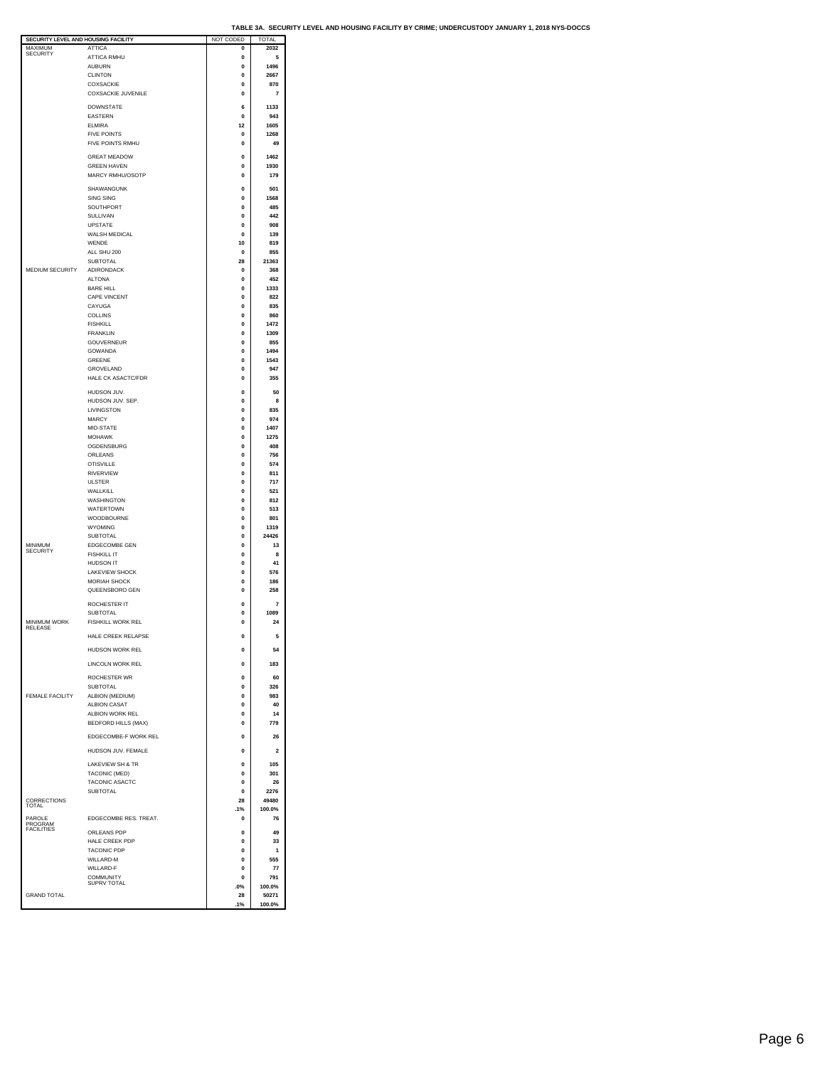**TABLE 3A. SECURITY LEVEL AND HOUSING FACILITY BY CRIME; UNDERCUSTODY JANUARY 1, 2018 NYS-DOCCS**

| SECURITY LEVEL AND HOUSING FACILITY | | NOT CODED | TOTAL |
|---|---|---|---|
| MAXIMUM SECURITY | ATTICA | 0 | 2032 |
| | ATTICA RMHU | 0 | 5 |
| | AUBURN | 0 | 1496 |
| | CLINTON | 0 | 2667 |
| | COXSACKIE | 0 | 870 |
| | COXSACKIE JUVENILE | 0 | 7 |
| | DOWNSTATE | 6 | 1133 |
| | EASTERN | 0 | 943 |
| | ELMIRA | 12 | 1605 |
| | FIVE POINTS | 0 | 1268 |
| | FIVE POINTS RMHU | 0 | 49 |
| | GREAT MEADOW | 0 | 1462 |
| | GREEN HAVEN | 0 | 1930 |
| | MARCY RMHU/OSOTP | 0 | 179 |
| | SHAWANGUNK | 0 | 501 |
| | SING SING | 0 | 1568 |
| | SOUTHPORT | 0 | 485 |
| | SULLIVAN | 0 | 442 |
| | UPSTATE | 0 | 908 |
| | WALSH MEDICAL | 0 | 139 |
| | WENDE | 10 | 819 |
| | ALL SHU 200 | 0 | 855 |
| | SUBTOTAL | 28 | 21363 |
| MEDIUM SECURITY | ADIRONDACK | 0 | 368 |
| | ALTONA | 0 | 452 |
| | BARE HILL | 0 | 1333 |
| | CAPE VINCENT | 0 | 822 |
| | CAYUGA | 0 | 835 |
| | COLLINS | 0 | 860 |
| | FISHKILL | 0 | 1472 |
| | FRANKLIN | 0 | 1309 |
| | GOUVERNEUR | 0 | 855 |
| | GOWANDA | 0 | 1494 |
| | GREENE | 0 | 1543 |
| | GROVELAND | 0 | 947 |
| | HALE CK ASACTC/FDR | 0 | 355 |
| | HUDSON JUV. | 0 | 50 |
| | HUDSON JUV. SEP. | 0 | 8 |
| | LIVINGSTON | 0 | 835 |
| | MARCY | 0 | 974 |
| | MID-STATE | 0 | 1407 |
| | MOHAWK | 0 | 1275 |
| | OGDENSBURG | 0 | 408 |
| | ORLEANS | 0 | 756 |
| | OTISVILLE | 0 | 574 |
| | RIVERVIEW | 0 | 811 |
| | ULSTER | 0 | 717 |
| | WALLKILL | 0 | 521 |
| | WASHINGTON | 0 | 812 |
| | WATERTOWN | 0 | 513 |
| | WOODBOURNE | 0 | 801 |
| | WYOMING | 0 | 1319 |
| | SUBTOTAL | 0 | 24426 |
| MINIMUM SECURITY | EDGECOMBE GEN | 0 | 13 |
| | FISHKILL IT | 0 | 8 |
| | HUDSON IT | 0 | 41 |
| | LAKEVIEW SHOCK | 0 | 576 |
| | MORIAH SHOCK | 0 | 186 |
| | QUEENSBORO GEN | 0 | 258 |
| | ROCHESTER IT | 0 | 7 |
| | SUBTOTAL | 0 | 1089 |
| MINIMUM WORK RELEASE | FISHKILL WORK REL | 0 | 24 |
| | HALE CREEK RELAPSE | 0 | 5 |
| | HUDSON WORK REL | 0 | 54 |
| | LINCOLN WORK REL | 0 | 183 |
| | ROCHESTER WR | 0 | 60 |
| | SUBTOTAL | 0 | 326 |
| FEMALE FACILITY | ALBION (MEDIUM) | 0 | 983 |
| | ALBION CASAT | 0 | 40 |
| | ALBION WORK REL | 0 | 14 |
| | BEDFORD HILLS (MAX) | 0 | 779 |
| | EDGECOMBE-F WORK REL | 0 | 26 |
| | HUDSON JUV. FEMALE | 0 | 2 |
| | LAKEVIEW SH & TR | 0 | 105 |
| | TACONIC (MED) | 0 | 301 |
| | TACONIC ASACTC | 0 | 26 |
| | SUBTOTAL | 0 | 2276 |
| CORRECTIONS TOTAL | | 28 | 49480 |
| | | .1% | 100.0% |
| PAROLE PROGRAM FACILITIES | EDGECOMBE RES. TREAT. | 0 | 76 |
| | ORLEANS PDP | 0 | 49 |
| | HALE CREEK PDP | 0 | 33 |
| | TACONIC PDP | 0 | 1 |
| | WILLARD-M | 0 | 555 |
| | WILLARD-F | 0 | 77 |
| | COMMUNITY SUPRV TOTAL | 0 | 791 |
| | | .0% | 100.0% |
| GRAND TOTAL | | 28 | 50271 |
| | | .1% | 100.0% |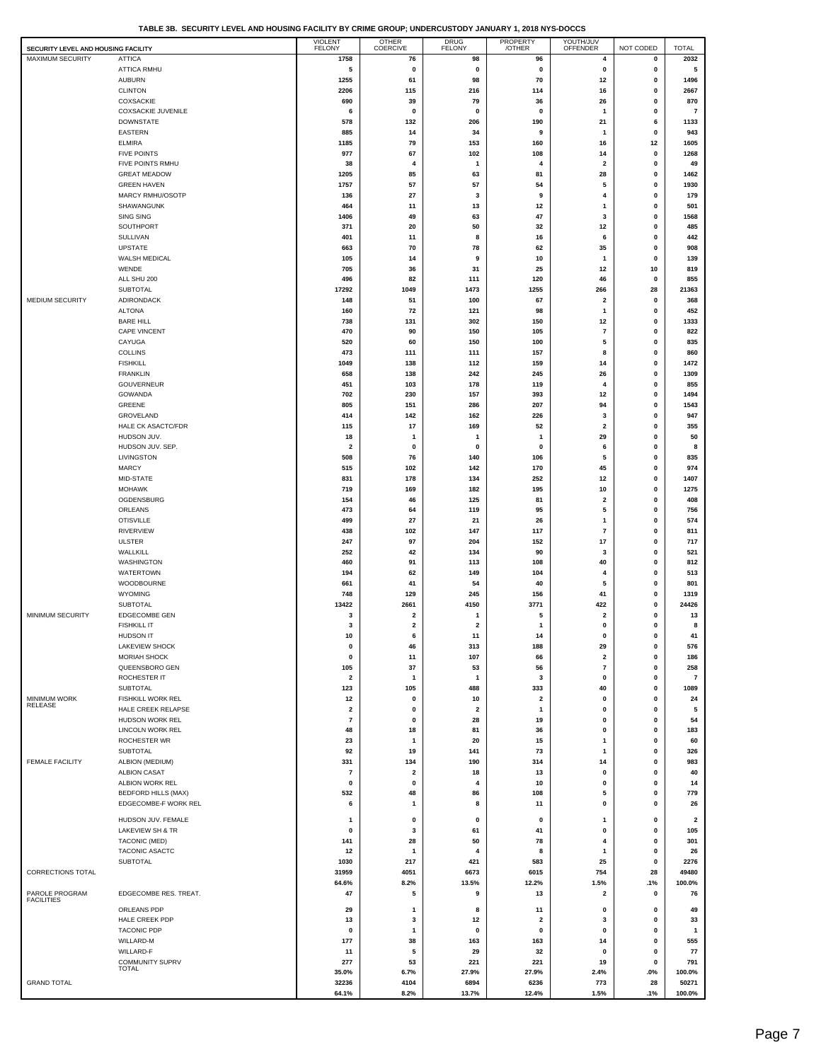**TABLE 3B. SECURITY LEVEL AND HOUSING FACILITY BY CRIME GROUP; UNDERCUSTODY JANUARY 1, 2018 NYS-DOCCS**

| SECURITY LEVEL AND HOUSING FACILITY | | VIOLENT FELONY | OTHER COERCIVE | DRUG FELONY | PROPERTY /OTHER | YOUTH/JUV OFFENDER | NOT CODED | TOTAL |
|---|---|---|---|---|---|---|---|---|
| MAXIMUM SECURITY | ATTICA | 1758 | 76 | 98 | 96 | 4 | 0 | 2032 |
| | ATTICA RMHU | 5 | 0 | 0 | 0 | 0 | 0 | 5 |
| | AUBURN | 1255 | 61 | 98 | 70 | 12 | 0 | 1496 |
| | CLINTON | 2206 | 115 | 216 | 114 | 16 | 0 | 2667 |
| | COXSACKIE | 690 | 39 | 79 | 36 | 26 | 0 | 870 |
| | COXSACKIE JUVENILE | 6 | 0 | 0 | 0 | 1 | 0 | 7 |
| | DOWNSTATE | 578 | 132 | 206 | 190 | 21 | 6 | 1133 |
| | EASTERN | 885 | 14 | 34 | 9 | 1 | 0 | 943 |
| | ELMIRA | 1185 | 79 | 153 | 160 | 16 | 12 | 1605 |
| | FIVE POINTS | 977 | 67 | 102 | 108 | 14 | 0 | 1268 |
| | FIVE POINTS RMHU | 38 | 4 | 1 | 4 | 2 | 0 | 49 |
| | GREAT MEADOW | 1205 | 85 | 63 | 81 | 28 | 0 | 1462 |
| | GREEN HAVEN | 1757 | 57 | 57 | 54 | 5 | 0 | 1930 |
| | MARCY RMHU/OSOTP | 136 | 27 | 3 | 9 | 4 | 0 | 179 |
| | SHAWANGUNK | 464 | 11 | 13 | 12 | 1 | 0 | 501 |
| | SING SING | 1406 | 49 | 63 | 47 | 3 | 0 | 1568 |
| | SOUTHPORT | 371 | 20 | 50 | 32 | 12 | 0 | 485 |
| | SULLIVAN | 401 | 11 | 8 | 16 | 6 | 0 | 442 |
| | UPSTATE | 663 | 70 | 78 | 62 | 35 | 0 | 908 |
| | WALSH MEDICAL | 105 | 14 | 9 | 10 | 1 | 0 | 139 |
| | WENDE | 705 | 36 | 31 | 25 | 12 | 10 | 819 |
| | ALL SHU 200 | 496 | 82 | 111 | 120 | 46 | 0 | 855 |
| | SUBTOTAL | 17292 | 1049 | 1473 | 1255 | 266 | 28 | 21363 |
| MEDIUM SECURITY | ADIRONDACK | 148 | 51 | 100 | 67 | 2 | 0 | 368 |
| | ALTONA | 160 | 72 | 121 | 98 | 1 | 0 | 452 |
| | BARE HILL | 738 | 131 | 302 | 150 | 12 | 0 | 1333 |
| | CAPE VINCENT | 470 | 90 | 150 | 105 | 7 | 0 | 822 |
| | CAYUGA | 520 | 60 | 150 | 100 | 5 | 0 | 835 |
| | COLLINS | 473 | 111 | 111 | 157 | 8 | 0 | 860 |
| | FISHKILL | 1049 | 138 | 112 | 159 | 14 | 0 | 1472 |
| | FRANKLIN | 658 | 138 | 242 | 245 | 26 | 0 | 1309 |
| | GOUVERNEUR | 451 | 103 | 178 | 119 | 4 | 0 | 855 |
| | GOWANDA | 702 | 230 | 157 | 393 | 12 | 0 | 1494 |
| | GREENE | 805 | 151 | 286 | 207 | 94 | 0 | 1543 |
| | GROVELAND | 414 | 142 | 162 | 226 | 3 | 0 | 947 |
| | HALE CK ASACTC/FDR | 115 | 17 | 169 | 52 | 2 | 0 | 355 |
| | HUDSON JUV. | 18 | 1 | 1 | 1 | 29 | 0 | 50 |
| | HUDSON JUV. SEP. | 2 | 0 | 0 | 0 | 6 | 0 | 8 |
| | LIVINGSTON | 508 | 76 | 140 | 106 | 5 | 0 | 835 |
| | MARCY | 515 | 102 | 142 | 170 | 45 | 0 | 974 |
| | MID-STATE | 831 | 178 | 134 | 252 | 12 | 0 | 1407 |
| | MOHAWK | 719 | 169 | 182 | 195 | 10 | 0 | 1275 |
| | OGDENSBURG | 154 | 46 | 125 | 81 | 2 | 0 | 408 |
| | ORLEANS | 473 | 64 | 119 | 95 | 5 | 0 | 756 |
| | OTISVILLE | 499 | 27 | 21 | 26 | 1 | 0 | 574 |
| | RIVERVIEW | 438 | 102 | 147 | 117 | 7 | 0 | 811 |
| | ULSTER | 247 | 97 | 204 | 152 | 17 | 0 | 717 |
| | WALLKILL | 252 | 42 | 134 | 90 | 3 | 0 | 521 |
| | WASHINGTON | 460 | 91 | 113 | 108 | 40 | 0 | 812 |
| | WATERTOWN | 194 | 62 | 149 | 104 | 4 | 0 | 513 |
| | WOODBOURNE | 661 | 41 | 54 | 40 | 5 | 0 | 801 |
| | WYOMING | 748 | 129 | 245 | 156 | 41 | 0 | 1319 |
| | SUBTOTAL | 13422 | 2661 | 4150 | 3771 | 422 | 0 | 24426 |
| MINIMUM SECURITY | EDGECOMBE GEN | 3 | 2 | 1 | 5 | 2 | 0 | 13 |
| | FISHKILL IT | 3 | 2 | 2 | 1 | 0 | 0 | 8 |
| | HUDSON IT | 10 | 6 | 11 | 14 | 0 | 0 | 41 |
| | LAKEVIEW SHOCK | 0 | 46 | 313 | 188 | 29 | 0 | 576 |
| | MORIAH SHOCK | 0 | 11 | 107 | 66 | 2 | 0 | 186 |
| | QUEENSBORO GEN | 105 | 37 | 53 | 56 | 7 | 0 | 258 |
| | ROCHESTER IT | 2 | 1 | 1 | 3 | 0 | 0 | 7 |
| | SUBTOTAL | 123 | 105 | 488 | 333 | 40 | 0 | 1089 |
| MINIMUM WORK RELEASE | FISHKILL WORK REL | 12 | 0 | 10 | 2 | 0 | 0 | 24 |
| | HALE CREEK RELAPSE | 2 | 0 | 2 | 1 | 0 | 0 | 5 |
| | HUDSON WORK REL | 7 | 0 | 28 | 19 | 0 | 0 | 54 |
| | LINCOLN WORK REL | 48 | 18 | 81 | 36 | 0 | 0 | 183 |
| | ROCHESTER WR | 23 | 1 | 20 | 15 | 1 | 0 | 60 |
| | SUBTOTAL | 92 | 19 | 141 | 73 | 1 | 0 | 326 |
| FEMALE FACILITY | ALBION (MEDIUM) | 331 | 134 | 190 | 314 | 14 | 0 | 983 |
| | ALBION CASAT | 7 | 2 | 18 | 13 | 0 | 0 | 40 |
| | ALBION WORK REL | 0 | 0 | 4 | 10 | 0 | 0 | 14 |
| | BEDFORD HILLS (MAX) | 532 | 48 | 86 | 108 | 5 | 0 | 779 |
| | EDGECOMBE-F WORK REL | 6 | 1 | 8 | 11 | 0 | 0 | 26 |
| | HUDSON JUV. FEMALE | 1 | 0 | 0 | 0 | 1 | 0 | 2 |
| | LAKEVIEW SH & TR | 0 | 3 | 61 | 41 | 0 | 0 | 105 |
| | TACONIC (MED) | 141 | 28 | 50 | 78 | 4 | 0 | 301 |
| | TACONIC ASACTC | 12 | 1 | 4 | 8 | 1 | 0 | 26 |
| | SUBTOTAL | 1030 | 217 | 421 | 583 | 25 | 0 | 2276 |
| CORRECTIONS TOTAL | | 31959 | 4051 | 6673 | 6015 | 754 | 28 | 49480 |
| | | 64.6% | 8.2% | 13.5% | 12.2% | 1.5% | .1% | 100.0% |
| PAROLE PROGRAM FACILITIES | EDGECOMBE RES. TREAT. | 47 | 5 | 9 | 13 | 2 | 0 | 76 |
| | ORLEANS PDP | 29 | 1 | 8 | 11 | 0 | 0 | 49 |
| | HALE CREEK PDP | 13 | 3 | 12 | 2 | 3 | 0 | 33 |
| | TACONIC PDP | 0 | 1 | 0 | 0 | 0 | 0 | 1 |
| | WILLARD-M | 177 | 38 | 163 | 163 | 14 | 0 | 555 |
| | WILLARD-F | 11 | 5 | 29 | 32 | 0 | 0 | 77 |
| | COMMUNITY SUPRV TOTAL | 277 | 53 | 221 | 221 | 19 | 0 | 791 |
| | | 35.0% | 6.7% | 27.9% | 27.9% | 2.4% | .0% | 100.0% |
| GRAND TOTAL | | 32236 | 4104 | 6894 | 6236 | 773 | 28 | 50271 |
| | | 64.1% | 8.2% | 13.7% | 12.4% | 1.5% | .1% | 100.0% |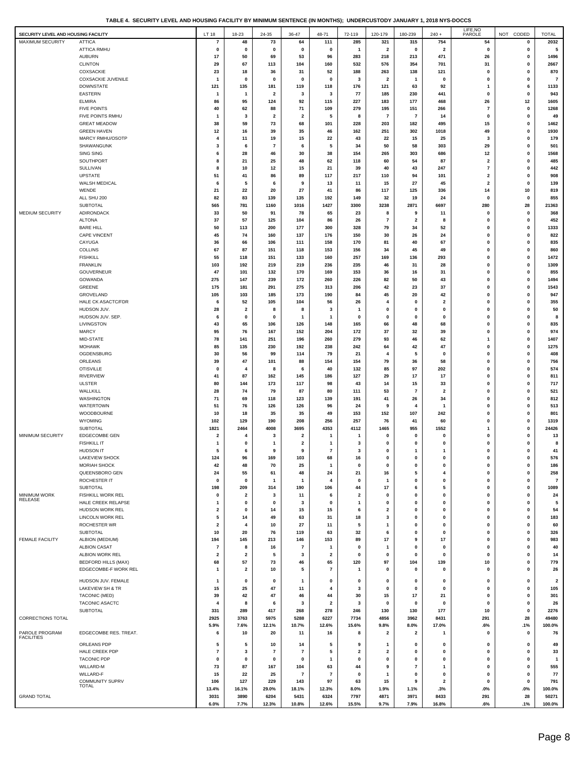**TABLE 4. SECURITY LEVEL AND HOUSING FACILITY BY MINIMUM SENTENCE (IN MONTHS); UNDERCUSTODY JANUARY 1, 2018 NYS-DOCCS**

| SECURITY LEVEL AND HOUSING FACILITY | | LT 18 | 18-23 | 24-35 | 36-47 | 48-71 | 72-119 | 120-179 | 180-239 | 240 + | LIFE,NO PAROLE | NOT CODED | TOTAL |
|---|---|---|---|---|---|---|---|---|---|---|---|---|---|
| MAXIMUM SECURITY | ATTICA | 7 | 48 | 73 | 64 | 111 | 285 | 321 | 315 | 754 | 54 | 0 | 2032 |
| | ATTICA RMHU | 0 | 0 | 0 | 0 | 0 | 1 | 2 | 0 | 2 | 0 | 0 | 5 |
| | AUBURN | 17 | 50 | 69 | 53 | 96 | 283 | 218 | 213 | 471 | 26 | 0 | 1496 |
| | CLINTON | 29 | 67 | 113 | 104 | 160 | 532 | 576 | 354 | 701 | 31 | 0 | 2667 |
| | COXSACKIE | 23 | 18 | 36 | 31 | 52 | 188 | 263 | 138 | 121 | 0 | 0 | 870 |
| | COXSACKIE JUVENILE | 1 | 0 | 0 | 0 | 0 | 3 | 2 | 1 | 0 | 0 | 0 | 7 |
| | DOWNSTATE | 121 | 135 | 181 | 119 | 118 | 176 | 121 | 63 | 92 | 1 | 6 | 1133 |
| | EASTERN | 1 | 1 | 2 | 3 | 3 | 77 | 185 | 230 | 441 | 0 | 0 | 943 |
| | ELMIRA | 86 | 95 | 124 | 92 | 115 | 227 | 183 | 177 | 468 | 26 | 12 | 1605 |
| | FIVE POINTS | 40 | 62 | 88 | 71 | 109 | 279 | 195 | 151 | 266 | 7 | 0 | 1268 |
| | FIVE POINTS RMHU | 1 | 3 | 2 | 2 | 5 | 8 | 7 | 7 | 14 | 0 | 0 | 49 |
| | GREAT MEADOW | 38 | 59 | 73 | 68 | 101 | 228 | 203 | 182 | 495 | 15 | 0 | 1462 |
| | GREEN HAVEN | 12 | 16 | 39 | 35 | 46 | 162 | 251 | 302 | 1018 | 49 | 0 | 1930 |
| | MARCY RMHU/OSOTP | 4 | 11 | 19 | 15 | 22 | 43 | 22 | 15 | 25 | 3 | 0 | 179 |
| | SHAWANGUNK | 3 | 6 | 7 | 6 | 5 | 34 | 50 | 58 | 303 | 29 | 0 | 501 |
| | SING SING | 6 | 28 | 46 | 30 | 38 | 154 | 265 | 303 | 686 | 12 | 0 | 1568 |
| | SOUTHPORT | 8 | 21 | 25 | 48 | 62 | 118 | 60 | 54 | 87 | 2 | 0 | 485 |
| | SULLIVAN | 8 | 10 | 12 | 15 | 21 | 39 | 40 | 43 | 247 | 7 | 0 | 442 |
| | UPSTATE | 51 | 41 | 86 | 89 | 117 | 217 | 110 | 94 | 101 | 2 | 0 | 908 |
| | WALSH MEDICAL | 6 | 5 | 6 | 9 | 13 | 11 | 15 | 27 | 45 | 2 | 0 | 139 |
| | WENDE | 21 | 22 | 20 | 27 | 41 | 86 | 117 | 125 | 336 | 14 | 10 | 819 |
| | ALL SHU 200 | 82 | 83 | 139 | 135 | 192 | 149 | 32 | 19 | 24 | 0 | 0 | 855 |
| | SUBTOTAL | 565 | 781 | 1160 | 1016 | 1427 | 3300 | 3238 | 2871 | 6697 | 280 | 28 | 21363 |
| MEDIUM SECURITY | ADIRONDACK | 33 | 50 | 91 | 78 | 65 | 23 | 8 | 9 | 11 | 0 | 0 | 368 |
| | ALTONA | 37 | 57 | 125 | 104 | 86 | 26 | 7 | 2 | 8 | 0 | 0 | 452 |
| | BARE HILL | 50 | 113 | 200 | 177 | 300 | 328 | 79 | 34 | 52 | 0 | 0 | 1333 |
| | CAPE VINCENT | 45 | 74 | 160 | 137 | 176 | 150 | 30 | 26 | 24 | 0 | 0 | 822 |
| | CAYUGA | 36 | 66 | 106 | 111 | 158 | 170 | 81 | 40 | 67 | 0 | 0 | 835 |
| | COLLINS | 67 | 87 | 151 | 118 | 153 | 156 | 34 | 45 | 49 | 0 | 0 | 860 |
| | FISHKILL | 55 | 118 | 151 | 133 | 160 | 257 | 169 | 136 | 293 | 0 | 0 | 1472 |
| | FRANKLIN | 103 | 192 | 219 | 219 | 236 | 235 | 46 | 31 | 28 | 0 | 0 | 1309 |
| | GOUVERNEUR | 47 | 101 | 132 | 170 | 169 | 153 | 36 | 16 | 31 | 0 | 0 | 855 |
| | GOWANDA | 275 | 147 | 239 | 172 | 260 | 226 | 82 | 50 | 43 | 0 | 0 | 1494 |
| | GREENE | 175 | 181 | 291 | 275 | 313 | 206 | 42 | 23 | 37 | 0 | 0 | 1543 |
| | GROVELAND | 105 | 103 | 185 | 173 | 190 | 84 | 45 | 20 | 42 | 0 | 0 | 947 |
| | HALE CK ASACTC/FDR | 6 | 52 | 105 | 104 | 56 | 26 | 4 | 0 | 2 | 0 | 0 | 355 |
| | HUDSON JUV. | 28 | 2 | 8 | 8 | 3 | 1 | 0 | 0 | 0 | 0 | 0 | 50 |
| | HUDSON JUV. SEP. | 6 | 0 | 0 | 1 | 1 | 0 | 0 | 0 | 0 | 0 | 0 | 8 |
| | LIVINGSTON | 43 | 65 | 106 | 126 | 148 | 165 | 66 | 48 | 68 | 0 | 0 | 835 |
| | MARCY | 95 | 76 | 167 | 152 | 204 | 172 | 37 | 32 | 39 | 0 | 0 | 974 |
| | MID-STATE | 78 | 141 | 251 | 196 | 260 | 279 | 93 | 46 | 62 | 1 | 0 | 1407 |
| | MOHAWK | 85 | 135 | 230 | 192 | 238 | 242 | 64 | 42 | 47 | 0 | 0 | 1275 |
| | OGDENSBURG | 30 | 56 | 99 | 114 | 79 | 21 | 4 | 5 | 0 | 0 | 0 | 408 |
| | ORLEANS | 39 | 47 | 101 | 88 | 154 | 154 | 79 | 36 | 58 | 0 | 0 | 756 |
| | OTISVILLE | 0 | 4 | 8 | 6 | 40 | 132 | 85 | 97 | 202 | 0 | 0 | 574 |
| | RIVERVIEW | 41 | 87 | 162 | 145 | 186 | 127 | 29 | 17 | 17 | 0 | 0 | 811 |
| | ULSTER | 80 | 144 | 173 | 117 | 98 | 43 | 14 | 15 | 33 | 0 | 0 | 717 |
| | WALLKILL | 28 | 74 | 79 | 87 | 80 | 111 | 53 | 7 | 2 | 0 | 0 | 521 |
| | WASHINGTON | 71 | 69 | 118 | 123 | 139 | 191 | 41 | 26 | 34 | 0 | 0 | 812 |
| | WATERTOWN | 51 | 76 | 126 | 126 | 96 | 24 | 9 | 4 | 1 | 0 | 0 | 513 |
| | WOODBOURNE | 10 | 18 | 35 | 35 | 49 | 153 | 152 | 107 | 242 | 0 | 0 | 801 |
| | WYOMING | 102 | 129 | 190 | 208 | 256 | 257 | 76 | 41 | 60 | 0 | 0 | 1319 |
| | SUBTOTAL | 1821 | 2464 | 4008 | 3695 | 4353 | 4112 | 1465 | 955 | 1552 | 1 | 0 | 24426 |
| MINIMUM SECURITY | EDGECOMBE GEN | 2 | 4 | 3 | 2 | 1 | 1 | 0 | 0 | 0 | 0 | 0 | 13 |
| | FISHKILL IT | 1 | 0 | 1 | 2 | 1 | 3 | 0 | 0 | 0 | 0 | 0 | 8 |
| | HUDSON IT | 5 | 6 | 9 | 9 | 7 | 3 | 0 | 1 | 1 | 0 | 0 | 41 |
| | LAKEVIEW SHOCK | 124 | 96 | 169 | 103 | 68 | 16 | 0 | 0 | 0 | 0 | 0 | 576 |
| | MORIAH SHOCK | 42 | 48 | 70 | 25 | 1 | 0 | 0 | 0 | 0 | 0 | 0 | 186 |
| | QUEENSBORO GEN | 24 | 55 | 61 | 48 | 24 | 21 | 16 | 5 | 4 | 0 | 0 | 258 |
| | ROCHESTER IT | 0 | 0 | 1 | 1 | 4 | 0 | 1 | 0 | 0 | 0 | 0 | 7 |
| | SUBTOTAL | 198 | 209 | 314 | 190 | 106 | 44 | 17 | 6 | 5 | 0 | 0 | 1089 |
| MINIMUM WORK RELEASE | FISHKILL WORK REL | 0 | 2 | 3 | 11 | 6 | 2 | 0 | 0 | 0 | 0 | 0 | 24 |
| | HALE CREEK RELAPSE | 1 | 0 | 0 | 3 | 0 | 1 | 0 | 0 | 0 | 0 | 0 | 5 |
| | HUDSON WORK REL | 2 | 0 | 14 | 15 | 15 | 6 | 2 | 0 | 0 | 0 | 0 | 54 |
| | LINCOLN WORK REL | 5 | 14 | 49 | 63 | 31 | 18 | 3 | 0 | 0 | 0 | 0 | 183 |
| | ROCHESTER WR | 2 | 4 | 10 | 27 | 11 | 5 | 1 | 0 | 0 | 0 | 0 | 60 |
| | SUBTOTAL | 10 | 20 | 76 | 119 | 63 | 32 | 6 | 0 | 0 | 0 | 0 | 326 |
| FEMALE FACILITY | ALBION (MEDIUM) | 194 | 145 | 213 | 146 | 153 | 89 | 17 | 9 | 17 | 0 | 0 | 983 |
| | ALBION CASAT | 7 | 8 | 16 | 7 | 1 | 0 | 1 | 0 | 0 | 0 | 0 | 40 |
| | ALBION WORK REL | 2 | 2 | 5 | 3 | 2 | 0 | 0 | 0 | 0 | 0 | 0 | 14 |
| | BEDFORD HILLS (MAX) | 68 | 57 | 73 | 46 | 65 | 120 | 97 | 104 | 139 | 10 | 0 | 779 |
| | EDGECOMBE-F WORK REL | 1 | 2 | 10 | 5 | 7 | 1 | 0 | 0 | 0 | 0 | 0 | 26 |
| | HUDSON JUV. FEMALE | 1 | 0 | 0 | 1 | 0 | 0 | 0 | 0 | 0 | 0 | 0 | 2 |
| | LAKEVIEW SH & TR | 15 | 25 | 47 | 11 | 4 | 3 | 0 | 0 | 0 | 0 | 0 | 105 |
| | TACONIC (MED) | 39 | 42 | 47 | 46 | 44 | 30 | 15 | 17 | 21 | 0 | 0 | 301 |
| | TACONIC ASACTC | 4 | 8 | 6 | 3 | 2 | 3 | 0 | 0 | 0 | 0 | 0 | 26 |
| | SUBTOTAL | 331 | 289 | 417 | 268 | 278 | 246 | 130 | 130 | 177 | 10 | 0 | 2276 |
| CORRECTIONS TOTAL | | 2925 | 3763 | 5975 | 5288 | 6227 | 7734 | 4856 | 3962 | 8431 | 291 | 28 | 49480 |
| | | 5.9% | 7.6% | 12.1% | 10.7% | 12.6% | 15.6% | 9.8% | 8.0% | 17.0% | .6% | .1% | 100.0% |
| PAROLE PROGRAM FACILITIES | EDGECOMBE RES. TREAT. | 6 | 10 | 20 | 11 | 16 | 8 | 2 | 2 | 1 | 0 | 0 | 76 |
| | ORLEANS PDP | 5 | 5 | 10 | 14 | 5 | 9 | 1 | 0 | 0 | 0 | 0 | 49 |
| | HALE CREEK PDP | 7 | 3 | 7 | 7 | 5 | 2 | 2 | 0 | 0 | 0 | 0 | 33 |
| | TACONIC PDP | 0 | 0 | 0 | 0 | 1 | 0 | 0 | 0 | 0 | 0 | 0 | 1 |
| | WILLARD-M | 73 | 87 | 167 | 104 | 63 | 44 | 9 | 7 | 1 | 0 | 0 | 555 |
| | WILLARD-F | 15 | 22 | 25 | 7 | 7 | 0 | 1 | 0 | 0 | 0 | 0 | 77 |
| | COMMUNITY SUPRV TOTAL | 106 | 127 | 229 | 143 | 97 | 63 | 15 | 9 | 2 | 0 | 0 | 791 |
| | | 13.4% | 16.1% | 29.0% | 18.1% | 12.3% | 8.0% | 1.9% | 1.1% | .3% | .0% | .0% | 100.0% |
| GRAND TOTAL | | 3031 | 3890 | 6204 | 5431 | 6324 | 7797 | 4871 | 3971 | 8433 | 291 | 28 | 50271 |
| | | 6.0% | 7.7% | 12.3% | 10.8% | 12.6% | 15.5% | 9.7% | 7.9% | 16.8% | .6% | .1% | 100.0% |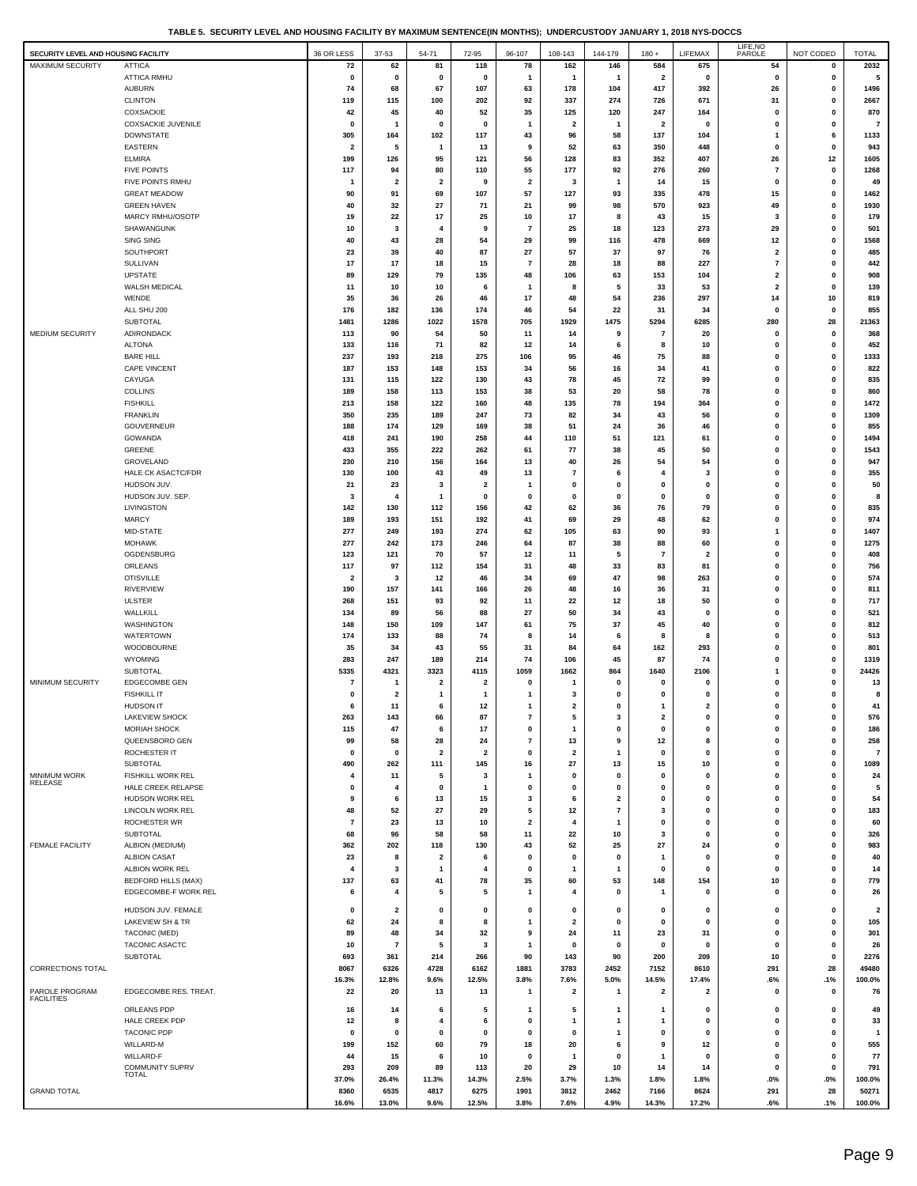**TABLE 5. SECURITY LEVEL AND HOUSING FACILITY BY MAXIMUM SENTENCE(IN MONTHS); UNDERCUSTODY JANUARY 1, 2018 NYS-DOCCS**

| SECURITY LEVEL AND HOUSING FACILITY | | 36 OR LESS | 37-53 | 54-71 | 72-95 | 96-107 | 108-143 | 144-179 | 180 + | LIFEMAX | LIFE,NO PAROLE | NOT CODED | TOTAL |
|---|---|---|---|---|---|---|---|---|---|---|---|---|---|
| MAXIMUM SECURITY | ATTICA | 72 | 62 | 81 | 118 | 78 | 162 | 146 | 584 | 675 | 54 | 0 | 2032 |
| | ATTICA RMHU | 0 | 0 | 0 | 0 | 1 | 1 | 1 | 2 | 0 | 0 | 0 | 5 |
| | AUBURN | 74 | 68 | 67 | 107 | 63 | 178 | 104 | 417 | 392 | 26 | 0 | 1496 |
| | CLINTON | 119 | 115 | 100 | 202 | 92 | 337 | 274 | 726 | 671 | 31 | 0 | 2667 |
| | COXSACKIE | 42 | 45 | 40 | 52 | 35 | 125 | 120 | 247 | 164 | 0 | 0 | 870 |
| | COXSACKIE JUVENILE | 0 | 1 | 0 | 0 | 1 | 2 | 1 | 2 | 0 | 0 | 0 | 7 |
| | DOWNSTATE | 305 | 164 | 102 | 117 | 43 | 96 | 58 | 137 | 104 | 1 | 6 | 1133 |
| | EASTERN | 2 | 5 | 1 | 13 | 9 | 52 | 63 | 350 | 448 | 0 | 0 | 943 |
| | ELMIRA | 199 | 126 | 95 | 121 | 56 | 128 | 83 | 352 | 407 | 26 | 12 | 1605 |
| | FIVE POINTS | 117 | 94 | 80 | 110 | 55 | 177 | 92 | 276 | 260 | 7 | 0 | 1268 |
| | FIVE POINTS RMHU | 1 | 2 | 2 | 9 | 2 | 3 | 1 | 14 | 15 | 0 | 0 | 49 |
| | GREAT MEADOW | 90 | 91 | 69 | 107 | 57 | 127 | 93 | 335 | 478 | 15 | 0 | 1462 |
| | GREEN HAVEN | 40 | 32 | 27 | 71 | 21 | 99 | 98 | 570 | 923 | 49 | 0 | 1930 |
| | MARCY RMHU/OSOTP | 19 | 22 | 17 | 25 | 10 | 17 | 8 | 43 | 15 | 3 | 0 | 179 |
| | SHAWANGUNK | 10 | 3 | 4 | 9 | 7 | 25 | 18 | 123 | 273 | 29 | 0 | 501 |
| | SING SING | 40 | 43 | 28 | 54 | 29 | 99 | 116 | 478 | 669 | 12 | 0 | 1568 |
| | SOUTHPORT | 23 | 39 | 40 | 87 | 27 | 57 | 37 | 97 | 76 | 2 | 0 | 485 |
| | SULLIVAN | 17 | 17 | 18 | 15 | 7 | 28 | 18 | 88 | 227 | 7 | 0 | 442 |
| | UPSTATE | 89 | 129 | 79 | 135 | 48 | 106 | 63 | 153 | 104 | 2 | 0 | 908 |
| | WALSH MEDICAL | 11 | 10 | 10 | 6 | 1 | 8 | 5 | 33 | 53 | 2 | 0 | 139 |
| | WENDE | 35 | 36 | 26 | 46 | 17 | 48 | 54 | 236 | 297 | 14 | 10 | 819 |
| | ALL SHU 200 | 176 | 182 | 136 | 174 | 46 | 54 | 22 | 31 | 34 | 0 | 0 | 855 |
| | SUBTOTAL | 1481 | 1286 | 1022 | 1578 | 705 | 1929 | 1475 | 5294 | 6285 | 280 | 28 | 21363 |
| MEDIUM SECURITY | ADIRONDACK | 113 | 90 | 54 | 50 | 11 | 14 | 9 | 7 | 20 | 0 | 0 | 368 |
| | ALTONA | 133 | 116 | 71 | 82 | 12 | 14 | 6 | 8 | 10 | 0 | 0 | 452 |
| | BARE HILL | 237 | 193 | 218 | 275 | 106 | 95 | 46 | 75 | 88 | 0 | 0 | 1333 |
| | CAPE VINCENT | 187 | 153 | 148 | 153 | 34 | 56 | 16 | 34 | 41 | 0 | 0 | 822 |
| | CAYUGA | 131 | 115 | 122 | 130 | 43 | 78 | 45 | 72 | 99 | 0 | 0 | 835 |
| | COLLINS | 189 | 158 | 113 | 153 | 38 | 53 | 20 | 58 | 78 | 0 | 0 | 860 |
| | FISHKILL | 213 | 158 | 122 | 160 | 48 | 135 | 78 | 194 | 364 | 0 | 0 | 1472 |
| | FRANKLIN | 350 | 235 | 189 | 247 | 73 | 82 | 34 | 43 | 56 | 0 | 0 | 1309 |
| | GOUVERNEUR | 188 | 174 | 129 | 169 | 38 | 51 | 24 | 36 | 46 | 0 | 0 | 855 |
| | GOWANDA | 418 | 241 | 190 | 258 | 44 | 110 | 51 | 121 | 61 | 0 | 0 | 1494 |
| | GREENE | 433 | 355 | 222 | 262 | 61 | 77 | 38 | 45 | 50 | 0 | 0 | 1543 |
| | GROVELAND | 230 | 210 | 156 | 164 | 13 | 40 | 26 | 54 | 54 | 0 | 0 | 947 |
| | HALE CK ASACTC/FDR | 130 | 100 | 43 | 49 | 13 | 7 | 6 | 4 | 3 | 0 | 0 | 355 |
| | HUDSON JUV. | 21 | 23 | 3 | 2 | 1 | 0 | 0 | 0 | 0 | 0 | 0 | 50 |
| | HUDSON JUV. SEP. | 3 | 4 | 1 | 0 | 0 | 0 | 0 | 0 | 0 | 0 | 0 | 8 |
| | LIVINGSTON | 142 | 130 | 112 | 156 | 42 | 62 | 36 | 76 | 79 | 0 | 0 | 835 |
| | MARCY | 189 | 193 | 151 | 192 | 41 | 69 | 29 | 48 | 62 | 0 | 0 | 974 |
| | MID-STATE | 277 | 249 | 193 | 274 | 62 | 105 | 63 | 90 | 93 | 1 | 0 | 1407 |
| | MOHAWK | 277 | 242 | 173 | 246 | 64 | 87 | 38 | 88 | 60 | 0 | 0 | 1275 |
| | OGDENSBURG | 123 | 121 | 70 | 57 | 12 | 11 | 5 | 7 | 2 | 0 | 0 | 408 |
| | ORLEANS | 117 | 97 | 112 | 154 | 31 | 48 | 33 | 83 | 81 | 0 | 0 | 756 |
| | OTISVILLE | 2 | 3 | 12 | 46 | 34 | 69 | 47 | 98 | 263 | 0 | 0 | 574 |
| | RIVERVIEW | 190 | 157 | 141 | 166 | 26 | 48 | 16 | 36 | 31 | 0 | 0 | 811 |
| | ULSTER | 268 | 151 | 93 | 92 | 11 | 22 | 12 | 18 | 50 | 0 | 0 | 717 |
| | WALLKILL | 134 | 89 | 56 | 88 | 27 | 50 | 34 | 43 | 0 | 0 | 0 | 521 |
| | WASHINGTON | 148 | 150 | 109 | 147 | 61 | 75 | 37 | 45 | 40 | 0 | 0 | 812 |
| | WATERTOWN | 174 | 133 | 88 | 74 | 8 | 14 | 6 | 8 | 8 | 0 | 0 | 513 |
| | WOODBOURNE | 35 | 34 | 43 | 55 | 31 | 84 | 64 | 162 | 293 | 0 | 0 | 801 |
| | WYOMING | 283 | 247 | 189 | 214 | 74 | 106 | 45 | 87 | 74 | 0 | 0 | 1319 |
| | SUBTOTAL | 5335 | 4321 | 3323 | 4115 | 1059 | 1662 | 864 | 1640 | 2106 | 1 | 0 | 24426 |
| MINIMUM SECURITY | EDGECOMBE GEN | 7 | 1 | 2 | 2 | 0 | 1 | 0 | 0 | 0 | 0 | 0 | 13 |
| | FISHKILL IT | 0 | 2 | 1 | 1 | 1 | 3 | 0 | 0 | 0 | 0 | 0 | 8 |
| | HUDSON IT | 6 | 11 | 6 | 12 | 1 | 2 | 0 | 1 | 2 | 0 | 0 | 41 |
| | LAKEVIEW SHOCK | 263 | 143 | 66 | 87 | 7 | 5 | 3 | 2 | 0 | 0 | 0 | 576 |
| | MORIAH SHOCK | 115 | 47 | 6 | 17 | 0 | 1 | 0 | 0 | 0 | 0 | 0 | 186 |
| | QUEENSBORO GEN | 99 | 58 | 28 | 24 | 7 | 13 | 9 | 12 | 8 | 0 | 0 | 258 |
| | ROCHESTER IT | 0 | 0 | 2 | 2 | 0 | 2 | 1 | 0 | 0 | 0 | 0 | 7 |
| | SUBTOTAL | 490 | 262 | 111 | 145 | 16 | 27 | 13 | 15 | 10 | 0 | 0 | 1089 |
| MINIMUM WORK RELEASE | FISHKILL WORK REL | 4 | 11 | 5 | 3 | 1 | 0 | 0 | 0 | 0 | 0 | 0 | 24 |
| | HALE CREEK RELAPSE | 0 | 4 | 0 | 1 | 0 | 0 | 0 | 0 | 0 | 0 | 0 | 5 |
| | HUDSON WORK REL | 9 | 6 | 13 | 15 | 3 | 6 | 2 | 0 | 0 | 0 | 0 | 54 |
| | LINCOLN WORK REL | 48 | 52 | 27 | 29 | 5 | 12 | 7 | 3 | 0 | 0 | 0 | 183 |
| | ROCHESTER WR | 7 | 23 | 13 | 10 | 2 | 4 | 1 | 0 | 0 | 0 | 0 | 60 |
| | SUBTOTAL | 68 | 96 | 58 | 58 | 11 | 22 | 10 | 3 | 0 | 0 | 0 | 326 |
| FEMALE FACILITY | ALBION (MEDIUM) | 362 | 202 | 118 | 130 | 43 | 52 | 25 | 27 | 24 | 0 | 0 | 983 |
| | ALBION CASAT | 23 | 8 | 2 | 6 | 0 | 0 | 0 | 1 | 0 | 0 | 0 | 40 |
| | ALBION WORK REL | 4 | 3 | 1 | 4 | 0 | 1 | 1 | 0 | 0 | 0 | 0 | 14 |
| | BEDFORD HILLS (MAX) | 137 | 63 | 41 | 78 | 35 | 60 | 53 | 148 | 154 | 10 | 0 | 779 |
| | EDGECOMBE-F WORK REL | 6 | 4 | 5 | 5 | 1 | 4 | 0 | 1 | 0 | 0 | 0 | 26 |
| | HUDSON JUV. FEMALE | 0 | 2 | 0 | 0 | 0 | 0 | 0 | 0 | 0 | 0 | 0 | 2 |
| | LAKEVIEW SH & TR | 62 | 24 | 8 | 8 | 1 | 2 | 0 | 0 | 0 | 0 | 0 | 105 |
| | TACONIC (MED) | 89 | 48 | 34 | 32 | 9 | 24 | 11 | 23 | 31 | 0 | 0 | 301 |
| | TACONIC ASACTC | 10 | 7 | 5 | 3 | 1 | 0 | 0 | 0 | 0 | 0 | 0 | 26 |
| | SUBTOTAL | 693 | 361 | 214 | 266 | 90 | 143 | 90 | 200 | 209 | 10 | 0 | 2276 |
| CORRECTIONS TOTAL | | 8067 | 6326 | 4728 | 6162 | 1881 | 3783 | 2452 | 7152 | 8610 | 291 | 28 | 49480 |
| | | 16.3% | 12.8% | 9.6% | 12.5% | 3.8% | 7.6% | 5.0% | 14.5% | 17.4% | .6% | .1% | 100.0% |
| PAROLE PROGRAM FACILITIES | EDGECOMBE RES. TREAT. | 22 | 20 | 13 | 13 | 1 | 2 | 1 | 2 | 2 | 0 | 0 | 76 |
| | ORLEANS PDP | 16 | 14 | 6 | 5 | 1 | 5 | 1 | 1 | 0 | 0 | 0 | 49 |
| | HALE CREEK PDP | 12 | 8 | 4 | 6 | 0 | 1 | 1 | 1 | 0 | 0 | 0 | 33 |
| | TACONIC PDP | 0 | 0 | 0 | 0 | 0 | 0 | 1 | 0 | 0 | 0 | 0 | 1 |
| | WILLARD-M | 199 | 152 | 60 | 79 | 18 | 20 | 6 | 9 | 12 | 0 | 0 | 555 |
| | WILLARD-F | 44 | 15 | 6 | 10 | 0 | 1 | 0 | 1 | 0 | 0 | 0 | 77 |
| | COMMUNITY SUPRV TOTAL | 293 | 209 | 89 | 113 | 20 | 29 | 10 | 14 | 14 | 0 | 0 | 791 |
| | | 37.0% | 26.4% | 11.3% | 14.3% | 2.5% | 3.7% | 1.3% | 1.8% | 1.8% | .0% | .0% | 100.0% |
| GRAND TOTAL | | 8360 | 6535 | 4817 | 6275 | 1901 | 3812 | 2462 | 7166 | 8624 | 291 | 28 | 50271 |
| | | 16.6% | 13.0% | 9.6% | 12.5% | 3.8% | 7.6% | 4.9% | 14.3% | 17.2% | .6% | .1% | 100.0% |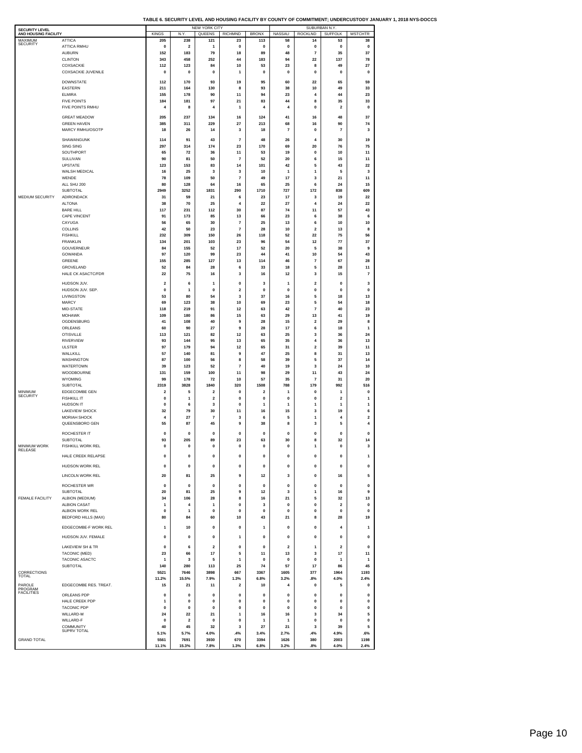**TABLE 6. SECURITY LEVEL AND HOUSING FACILITY BY COUNTY OF COMMITMENT; UNDERCUSTODY JANUARY 1, 2018 NYS-DOCCS**

| SECURITY LEVEL AND HOUSING FACILITY | | NEW YORK CITY | | | | | SUBURBAN N.Y. | | | |
|---|---|---|---|---|---|---|---|---|---|---|
| | | KINGS | N.Y. | QUEENS | RICHMND | BRONX | NASSAU | ROCKLND | SUFFOLK | WSTCHTR |
| MAXIMUM SECURITY | ATTICA | 205 | 238 | 121 | 23 | 113 | 58 | 14 | 53 | 38 |
| | ATTICA RMHU | 0 | 2 | 1 | 0 | 0 | 0 | 0 | 0 | 0 |
| | AUBURN | 152 | 183 | 79 | 18 | 89 | 48 | 7 | 35 | 37 |
| | CLINTON | 343 | 458 | 252 | 44 | 183 | 94 | 22 | 137 | 78 |
| | COXSACKIE | 112 | 123 | 84 | 10 | 53 | 23 | 8 | 49 | 27 |
| | COXSACKIE JUVENILE | 0 | 0 | 0 | 1 | 0 | 0 | 0 | 0 | 0 |
| | DOWNSTATE | 112 | 170 | 93 | 19 | 95 | 60 | 22 | 65 | 59 |
| | EASTERN | 211 | 164 | 130 | 8 | 93 | 38 | 10 | 49 | 33 |
| | ELMIRA | 155 | 178 | 90 | 11 | 94 | 23 | 4 | 44 | 23 |
| | FIVE POINTS | 184 | 181 | 97 | 21 | 83 | 44 | 8 | 35 | 33 |
| | FIVE POINTS RMHU | 4 | 8 | 4 | 1 | 4 | 4 | 0 | 2 | 0 |
| | GREAT MEADOW | 205 | 237 | 134 | 16 | 124 | 41 | 16 | 48 | 37 |
| | GREEN HAVEN | 385 | 311 | 229 | 27 | 213 | 68 | 16 | 90 | 74 |
| | MARCY RMHU/OSOTP | 18 | 26 | 14 | 3 | 18 | 7 | 0 | 7 | 3 |
| | SHAWANGUNK | 114 | 91 | 43 | 7 | 48 | 26 | 4 | 30 | 19 |
| | SING SING | 297 | 314 | 174 | 23 | 170 | 69 | 20 | 76 | 75 |
| | SOUTHPORT | 65 | 72 | 36 | 11 | 53 | 19 | 0 | 10 | 11 |
| | SULLIVAN | 90 | 81 | 50 | 7 | 52 | 20 | 6 | 15 | 11 |
| | UPSTATE | 123 | 153 | 83 | 14 | 101 | 42 | 5 | 43 | 22 |
| | WALSH MEDICAL | 16 | 25 | 3 | 3 | 10 | 1 | 1 | 5 | 3 |
| | WENDE | 78 | 109 | 50 | 7 | 49 | 17 | 3 | 21 | 11 |
| | ALL SHU 200 | 80 | 128 | 64 | 16 | 65 | 25 | 6 | 24 | 15 |
| | SUBTOTAL | 2949 | 3252 | 1831 | 290 | 1710 | 727 | 172 | 838 | 609 |
| MEDIUM SECURITY | ADIRONDACK | 31 | 59 | 21 | 6 | 23 | 17 | 3 | 19 | 22 |
| | ALTONA | 38 | 70 | 25 | 4 | 22 | 27 | 4 | 24 | 22 |
| | BARE HILL | 117 | 231 | 112 | 30 | 87 | 74 | 11 | 57 | 43 |
| | CAPE VINCENT | 91 | 173 | 85 | 13 | 66 | 23 | 6 | 38 | 6 |
| | CAYUGA | 56 | 65 | 30 | 7 | 25 | 13 | 6 | 10 | 10 |
| | COLLINS | 42 | 50 | 23 | 7 | 28 | 10 | 2 | 13 | 8 |
| | FISHKILL | 232 | 309 | 150 | 26 | 118 | 52 | 22 | 75 | 56 |
| | FRANKLIN | 134 | 201 | 103 | 23 | 96 | 54 | 12 | 77 | 37 |
| | GOUVERNEUR | 84 | 155 | 52 | 17 | 52 | 20 | 5 | 38 | 9 |
| | GOWANDA | 97 | 120 | 99 | 23 | 44 | 41 | 10 | 54 | 43 |
| | GREENE | 155 | 285 | 127 | 13 | 114 | 46 | 7 | 67 | 28 |
| | GROVELAND | 52 | 84 | 28 | 6 | 33 | 18 | 5 | 28 | 11 |
| | HALE CK ASACTC/FDR | 22 | 75 | 16 | 3 | 16 | 12 | 3 | 15 | 7 |
| | HUDSON JUV. | 2 | 6 | 1 | 0 | 3 | 1 | 2 | 0 | 3 |
| | HUDSON JUV. SEP. | 0 | 1 | 0 | 2 | 0 | 0 | 0 | 0 | 0 |
| | LIVINGSTON | 53 | 80 | 54 | 3 | 37 | 16 | 5 | 18 | 13 |
| | MARCY | 69 | 123 | 38 | 10 | 69 | 23 | 5 | 54 | 18 |
| | MID-STATE | 118 | 219 | 91 | 12 | 63 | 42 | 7 | 40 | 23 |
| | MOHAWK | 109 | 180 | 86 | 15 | 63 | 29 | 13 | 41 | 19 |
| | OGDENSBURG | 41 | 108 | 40 | 9 | 28 | 15 | 2 | 29 | 8 |
| | ORLEANS | 60 | 90 | 27 | 9 | 28 | 17 | 6 | 18 | 1 |
| | OTISVILLE | 113 | 121 | 82 | 12 | 63 | 25 | 3 | 36 | 24 |
| | RIVERVIEW | 93 | 144 | 95 | 13 | 65 | 35 | 4 | 36 | 13 |
| | ULSTER | 97 | 179 | 94 | 12 | 65 | 31 | 2 | 39 | 11 |
| | WALLKILL | 57 | 140 | 81 | 9 | 47 | 25 | 8 | 31 | 13 |
| | WASHINGTON | 87 | 100 | 56 | 8 | 58 | 39 | 5 | 37 | 14 |
| | WATERTOWN | 39 | 123 | 52 | 7 | 40 | 19 | 3 | 24 | 10 |
| | WOODBOURNE | 131 | 159 | 100 | 11 | 98 | 29 | 11 | 43 | 24 |
| | WYOMING | 99 | 178 | 72 | 10 | 57 | 35 | 7 | 31 | 20 |
| | SUBTOTAL | 2319 | 3828 | 1840 | 320 | 1508 | 788 | 179 | 992 | 516 |
| MINIMUM SECURITY | EDGECOMBE GEN | 2 | 5 | 2 | 0 | 2 | 1 | 0 | 1 | 0 |
| | FISHKILL IT | 0 | 1 | 2 | 0 | 0 | 0 | 0 | 2 | 1 |
| | HUDSON IT | 0 | 6 | 3 | 0 | 1 | 1 | 1 | 1 | 1 |
| | LAKEVIEW SHOCK | 32 | 79 | 30 | 11 | 16 | 15 | 3 | 19 | 6 |
| | MORIAH SHOCK | 4 | 27 | 7 | 3 | 6 | 5 | 1 | 4 | 2 |
| | QUEENSBORO GEN | 55 | 87 | 45 | 9 | 38 | 8 | 3 | 5 | 4 |
| | ROCHESTER IT | 0 | 0 | 0 | 0 | 0 | 0 | 0 | 0 | 0 |
| | SUBTOTAL | 93 | 205 | 89 | 23 | 63 | 30 | 8 | 32 | 14 |
| MINIMUM WORK RELEASE | FISHKILL WORK REL | 0 | 0 | 0 | 0 | 0 | 0 | 1 | 0 | 3 |
| | HALE CREEK RELAPSE | 0 | 0 | 0 | 0 | 0 | 0 | 0 | 0 | 1 |
| | HUDSON WORK REL | 0 | 0 | 0 | 0 | 0 | 0 | 0 | 0 | 0 |
| | LINCOLN WORK REL | 20 | 81 | 25 | 9 | 12 | 3 | 0 | 16 | 5 |
| | ROCHESTER WR | 0 | 0 | 0 | 0 | 0 | 0 | 0 | 0 | 0 |
| | SUBTOTAL | 20 | 81 | 25 | 9 | 12 | 3 | 1 | 16 | 9 |
| FEMALE FACILITY | ALBION (MEDIUM) | 34 | 106 | 28 | 8 | 16 | 21 | 5 | 32 | 13 |
| | ALBION CASAT | 1 | 4 | 1 | 0 | 3 | 0 | 0 | 2 | 0 |
| | ALBION WORK REL | 0 | 1 | 0 | 0 | 0 | 0 | 0 | 0 | 0 |
| | BEDFORD HILLS (MAX) | 80 | 84 | 60 | 10 | 43 | 21 | 8 | 28 | 19 |
| | EDGECOMBE-F WORK REL | 1 | 10 | 0 | 0 | 1 | 0 | 0 | 4 | 1 |
| | HUDSON JUV. FEMALE | 0 | 0 | 0 | 1 | 0 | 0 | 0 | 0 | 0 |
| | LAKEVIEW SH & TR | 0 | 6 | 2 | 0 | 0 | 2 | 1 | 2 | 0 |
| | TACONIC (MED) | 23 | 66 | 17 | 5 | 11 | 13 | 3 | 17 | 11 |
| | TACONIC ASACTC | 1 | 3 | 5 | 1 | 0 | 0 | 0 | 1 | 1 |
| | SUBTOTAL | 140 | 280 | 113 | 25 | 74 | 57 | 17 | 86 | 45 |
| CORRECTIONS TOTAL | | 5521 | 7646 | 3898 | 667 | 3367 | 1605 | 377 | 1964 | 1193 |
| | | 11.2% | 15.5% | 7.9% | 1.3% | 6.8% | 3.2% | .8% | 4.0% | 2.4% |
| PAROLE PROGRAM FACILITIES | EDGECOMBE RES. TREAT. | 15 | 21 | 11 | 2 | 10 | 4 | 0 | 5 | 0 |
| | ORLEANS PDP | 0 | 0 | 0 | 0 | 0 | 0 | 0 | 0 | 0 |
| | HALE CREEK PDP | 1 | 0 | 0 | 0 | 0 | 0 | 0 | 0 | 0 |
| | TACONIC PDP | 0 | 0 | 0 | 0 | 0 | 0 | 0 | 0 | 0 |
| | WILLARD-M | 24 | 22 | 21 | 1 | 16 | 16 | 3 | 34 | 5 |
| | WILLARD-F | 0 | 2 | 0 | 0 | 1 | 1 | 0 | 0 | 0 |
| | COMMUNITY SUPRV TOTAL | 40 | 45 | 32 | 3 | 27 | 21 | 3 | 39 | 5 |
| | | 5.1% | 5.7% | 4.0% | .4% | 3.4% | 2.7% | .4% | 4.9% | .6% |
| GRAND TOTAL | | 5561 | 7691 | 3930 | 670 | 3394 | 1626 | 380 | 2003 | 1198 |
| | | 11.1% | 15.3% | 7.8% | 1.3% | 6.8% | 3.2% | .8% | 4.0% | 2.4% |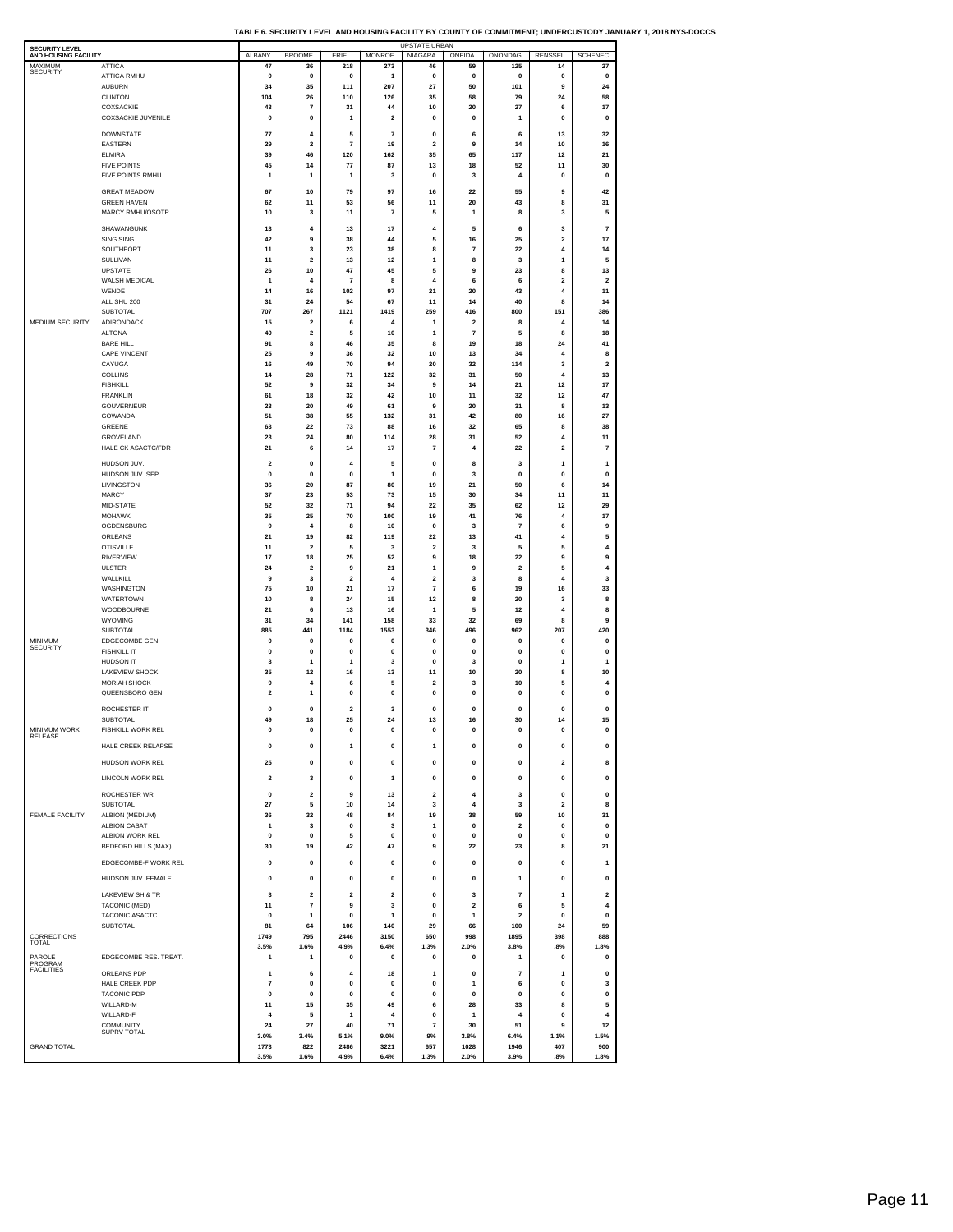**TABLE 6. SECURITY LEVEL AND HOUSING FACILITY BY COUNTY OF COMMITMENT; UNDERCUSTODY JANUARY 1, 2018 NYS-DOCCS**

| SECURITY LEVEL AND HOUSING FACILITY | | UPSTATE URBAN | | | | | | | | |
|---|---|---|---|---|---|---|---|---|---|---|
| | | ALBANY | BROOME | ERIE | MONROE | NIAGARA | ONEIDA | ONONDAG | RENSSEL | SCHENEC |
| MAXIMUM SECURITY | ATTICA | 47 | 36 | 218 | 273 | 46 | 59 | 125 | 14 | 27 |
| | ATTICA RMHU | 0 | 0 | 0 | 1 | 0 | 0 | 0 | 0 | 0 |
| | AUBURN | 34 | 35 | 111 | 207 | 27 | 50 | 101 | 9 | 24 |
| | CLINTON | 104 | 26 | 110 | 126 | 35 | 58 | 79 | 24 | 58 |
| | COXSACKIE | 43 | 7 | 31 | 44 | 10 | 20 | 27 | 6 | 17 |
| | COXSACKIE JUVENILE | 0 | 0 | 1 | 2 | 0 | 0 | 1 | 0 | 0 |
| | DOWNSTATE | 77 | 4 | 5 | 7 | 0 | 6 | 6 | 13 | 32 |
| | EASTERN | 29 | 2 | 7 | 19 | 2 | 9 | 14 | 10 | 16 |
| | ELMIRA | 39 | 46 | 120 | 162 | 35 | 65 | 117 | 12 | 21 |
| | FIVE POINTS | 45 | 14 | 77 | 87 | 13 | 18 | 52 | 11 | 30 |
| | FIVE POINTS RMHU | 1 | 1 | 1 | 3 | 0 | 3 | 4 | 0 | 0 |
| | GREAT MEADOW | 67 | 10 | 79 | 97 | 16 | 22 | 55 | 9 | 42 |
| | GREEN HAVEN | 62 | 11 | 53 | 56 | 11 | 20 | 43 | 8 | 31 |
| | MARCY RMHU/OSOTP | 10 | 3 | 11 | 7 | 5 | 1 | 8 | 3 | 5 |
| | SHAWANGUNK | 13 | 4 | 13 | 17 | 4 | 5 | 6 | 3 | 7 |
| | SING SING | 42 | 9 | 38 | 44 | 5 | 16 | 25 | 2 | 17 |
| | SOUTHPORT | 11 | 3 | 23 | 38 | 8 | 7 | 22 | 4 | 14 |
| | SULLIVAN | 11 | 2 | 13 | 12 | 1 | 8 | 3 | 1 | 5 |
| | UPSTATE | 26 | 10 | 47 | 45 | 5 | 9 | 23 | 8 | 13 |
| | WALSH MEDICAL | 1 | 4 | 7 | 8 | 4 | 6 | 6 | 2 | 2 |
| | WENDE | 14 | 16 | 102 | 97 | 21 | 20 | 43 | 4 | 11 |
| | ALL SHU 200 | 31 | 24 | 54 | 67 | 11 | 14 | 40 | 8 | 14 |
| | SUBTOTAL | 707 | 267 | 1121 | 1419 | 259 | 416 | 800 | 151 | 386 |
| MEDIUM SECURITY | ADIRONDACK | 15 | 2 | 6 | 4 | 1 | 2 | 8 | 4 | 14 |
| | ALTONA | 40 | 2 | 5 | 10 | 1 | 7 | 5 | 8 | 18 |
| | BARE HILL | 91 | 8 | 46 | 35 | 8 | 19 | 18 | 24 | 41 |
| | CAPE VINCENT | 25 | 9 | 36 | 32 | 10 | 13 | 34 | 4 | 8 |
| | CAYUGA | 16 | 49 | 70 | 94 | 20 | 32 | 114 | 3 | 2 |
| | COLLINS | 14 | 28 | 71 | 122 | 32 | 31 | 50 | 4 | 13 |
| | FISHKILL | 52 | 9 | 32 | 34 | 9 | 14 | 21 | 12 | 17 |
| | FRANKLIN | 61 | 18 | 32 | 42 | 10 | 11 | 32 | 12 | 47 |
| | GOUVERNEUR | 23 | 20 | 49 | 61 | 9 | 20 | 31 | 8 | 13 |
| | GOWANDA | 51 | 38 | 55 | 132 | 31 | 42 | 80 | 16 | 27 |
| | GREENE | 63 | 22 | 73 | 88 | 16 | 32 | 65 | 8 | 38 |
| | GROVELAND | 23 | 24 | 80 | 114 | 28 | 31 | 52 | 4 | 11 |
| | HALE CK ASACTC/FDR | 21 | 6 | 14 | 17 | 7 | 4 | 22 | 2 | 7 |
| | HUDSON JUV. | 2 | 0 | 4 | 5 | 0 | 8 | 3 | 1 | 1 |
| | HUDSON JUV. SEP. | 0 | 0 | 0 | 1 | 0 | 3 | 0 | 0 | 0 |
| | LIVINGSTON | 36 | 20 | 87 | 80 | 19 | 21 | 50 | 6 | 14 |
| | MARCY | 37 | 23 | 53 | 73 | 15 | 30 | 34 | 11 | 11 |
| | MID-STATE | 52 | 32 | 71 | 94 | 22 | 35 | 62 | 12 | 29 |
| | MOHAWK | 35 | 25 | 70 | 100 | 19 | 41 | 76 | 4 | 17 |
| | OGDENSBURG | 9 | 4 | 8 | 10 | 0 | 3 | 7 | 6 | 9 |
| | ORLEANS | 21 | 19 | 82 | 119 | 22 | 13 | 41 | 4 | 5 |
| | OTISVILLE | 11 | 2 | 5 | 3 | 2 | 3 | 5 | 5 | 4 |
| | RIVERVIEW | 17 | 18 | 25 | 52 | 9 | 18 | 22 | 9 | 9 |
| | ULSTER | 24 | 2 | 9 | 21 | 1 | 9 | 2 | 5 | 4 |
| | WALLKILL | 9 | 3 | 2 | 4 | 2 | 3 | 8 | 4 | 3 |
| | WASHINGTON | 75 | 10 | 21 | 17 | 7 | 6 | 19 | 16 | 33 |
| | WATERTOWN | 10 | 8 | 24 | 15 | 12 | 8 | 20 | 3 | 8 |
| | WOODBOURNE | 21 | 6 | 13 | 16 | 1 | 5 | 12 | 4 | 8 |
| | WYOMING | 31 | 34 | 141 | 158 | 33 | 32 | 69 | 8 | 9 |
| | SUBTOTAL | 885 | 441 | 1184 | 1553 | 346 | 496 | 962 | 207 | 420 |
| MINIMUM SECURITY | EDGECOMBE GEN | 0 | 0 | 0 | 0 | 0 | 0 | 0 | 0 | 0 |
| | FISHKILL IT | 0 | 0 | 0 | 0 | 0 | 0 | 0 | 0 | 0 |
| | HUDSON IT | 3 | 1 | 1 | 3 | 0 | 3 | 0 | 1 | 1 |
| | LAKEVIEW SHOCK | 35 | 12 | 16 | 13 | 11 | 10 | 20 | 8 | 10 |
| | MORIAH SHOCK | 9 | 4 | 6 | 5 | 2 | 3 | 10 | 5 | 4 |
| | QUEENSBORO GEN | 2 | 1 | 0 | 0 | 0 | 0 | 0 | 0 | 0 |
| | ROCHESTER IT | 0 | 0 | 2 | 3 | 0 | 0 | 0 | 0 | 0 |
| | SUBTOTAL | 49 | 18 | 25 | 24 | 13 | 16 | 30 | 14 | 15 |
| MINIMUM WORK RELEASE | FISHKILL WORK REL | 0 | 0 | 0 | 0 | 0 | 0 | 0 | 0 | 0 |
| | HALE CREEK RELAPSE | 0 | 0 | 1 | 0 | 1 | 0 | 0 | 0 | 0 |
| | HUDSON WORK REL | 25 | 0 | 0 | 0 | 0 | 0 | 0 | 2 | 8 |
| | LINCOLN WORK REL | 2 | 3 | 0 | 1 | 0 | 0 | 0 | 0 | 0 |
| | ROCHESTER WR | 0 | 2 | 9 | 13 | 2 | 4 | 3 | 0 | 0 |
| | SUBTOTAL | 27 | 5 | 10 | 14 | 3 | 4 | 3 | 2 | 8 |
| FEMALE FACILITY | ALBION (MEDIUM) | 36 | 32 | 48 | 84 | 19 | 38 | 59 | 10 | 31 |
| | ALBION CASAT | 1 | 3 | 0 | 3 | 1 | 0 | 2 | 0 | 0 |
| | ALBION WORK REL | 0 | 0 | 5 | 0 | 0 | 0 | 0 | 0 | 0 |
| | BEDFORD HILLS (MAX) | 30 | 19 | 42 | 47 | 9 | 22 | 23 | 8 | 21 |
| | EDGECOMBE-F WORK REL | 0 | 0 | 0 | 0 | 0 | 0 | 0 | 0 | 1 |
| | HUDSON JUV. FEMALE | 0 | 0 | 0 | 0 | 0 | 0 | 1 | 0 | 0 |
| | LAKEVIEW SH & TR | 3 | 2 | 2 | 2 | 0 | 3 | 7 | 1 | 2 |
| | TACONIC (MED) | 11 | 7 | 9 | 3 | 0 | 2 | 6 | 5 | 4 |
| | TACONIC ASACTC | 0 | 1 | 0 | 1 | 0 | 1 | 2 | 0 | 0 |
| | SUBTOTAL | 81 | 64 | 106 | 140 | 29 | 66 | 100 | 24 | 59 |
| CORRECTIONS TOTAL | | 1749 | 795 | 2446 | 3150 | 650 | 998 | 1895 | 398 | 888 |
| | | 3.5% | 1.6% | 4.9% | 6.4% | 1.3% | 2.0% | 3.8% | .8% | 1.8% |
| PAROLE PROGRAM FACILITIES | EDGECOMBE RES. TREAT. | 1 | 1 | 0 | 0 | 0 | 0 | 1 | 0 | 0 |
| | ORLEANS PDP | 1 | 6 | 4 | 18 | 1 | 0 | 7 | 1 | 0 |
| | HALE CREEK PDP | 7 | 0 | 0 | 0 | 0 | 1 | 6 | 0 | 3 |
| | TACONIC PDP | 0 | 0 | 0 | 0 | 0 | 0 | 0 | 0 | 0 |
| | WILLARD-M | 11 | 15 | 35 | 49 | 6 | 28 | 33 | 8 | 5 |
| | WILLARD-F | 4 | 5 | 1 | 4 | 0 | 1 | 4 | 0 | 4 |
| | COMMUNITY SUPRV TOTAL | 24 | 27 | 40 | 71 | 7 | 30 | 51 | 9 | 12 |
| | | 3.0% | 3.4% | 5.1% | 9.0% | .9% | 3.8% | 6.4% | 1.1% | 1.5% |
| GRAND TOTAL | | 1773 | 822 | 2486 | 3221 | 657 | 1028 | 1946 | 407 | 900 |
| | | 3.5% | 1.6% | 4.9% | 6.4% | 1.3% | 2.0% | 3.9% | .8% | 1.8% |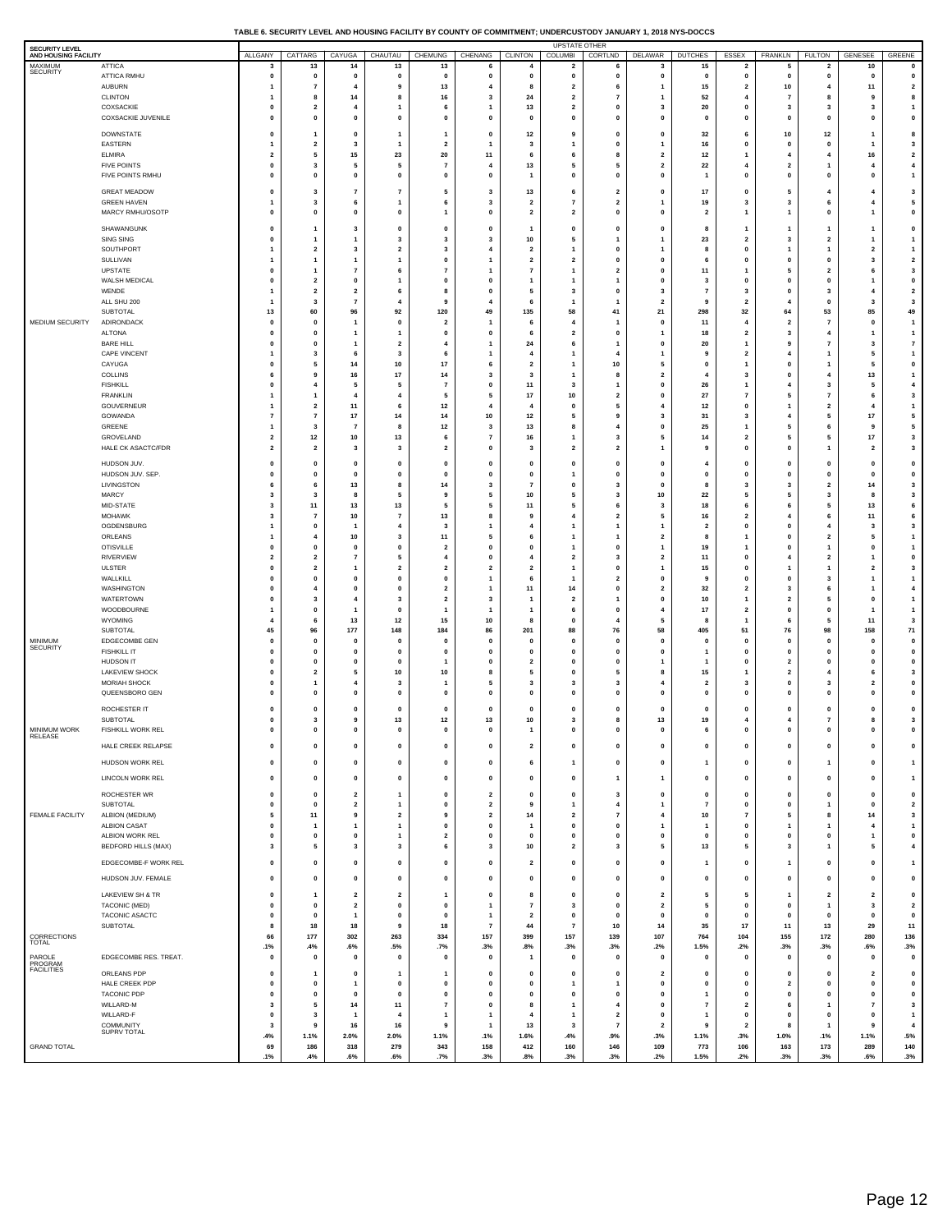**TABLE 6. SECURITY LEVEL AND HOUSING FACILITY BY COUNTY OF COMMITMENT; UNDERCUSTODY JANUARY 1, 2018 NYS-DOCCS**

| SECURITY LEVEL AND HOUSING FACILITY | | UPSTATE OTHER | | | | | | | | | | | | | | | | |
|---|---|---|---|---|---|---|---|---|---|---|---|---|---|---|---|---|---|---|
| | | ALLGANY | CATTARG | CAYUGA | CHAUTAU | CHEMUNG | CHENANG | CLINTON | COLUMBI | CORTLND | DELAWAR | DUTCHES | ESSEX | FRANKLN | FULTON | GENESEE | GREENE |
| MAXIMUM SECURITY | ATTICA | 3 | 13 | 14 | 13 | 13 | 6 | 4 | 2 | 6 | 3 | 15 | 2 | 5 | 2 | 10 | 0 |
| | ATTICA RMHU | 0 | 0 | 0 | 0 | 0 | 0 | 0 | 0 | 0 | 0 | 0 | 0 | 0 | 0 | 0 | 0 |
| | AUBURN | 1 | 7 | 4 | 9 | 13 | 4 | 8 | 2 | 6 | 1 | 15 | 2 | 10 | 4 | 11 | 2 |
| | CLINTON | 1 | 8 | 14 | 8 | 16 | 3 | 24 | 2 | 7 | 1 | 52 | 4 | 7 | 8 | 9 | 8 |
| | COXSACKIE | 0 | 2 | 4 | 1 | 6 | 1 | 13 | 2 | 0 | 3 | 20 | 0 | 3 | 3 | 3 | 1 |
| | COXSACKIE JUVENILE | 0 | 0 | 0 | 0 | 0 | 0 | 0 | 0 | 0 | 0 | 0 | 0 | 0 | 0 | 0 | 0 |
| | DOWNSTATE | 0 | 1 | 0 | 1 | 1 | 0 | 12 | 9 | 0 | 0 | 32 | 6 | 10 | 12 | 1 | 8 |
| | EASTERN | 1 | 2 | 3 | 1 | 2 | 1 | 3 | 1 | 0 | 1 | 16 | 0 | 0 | 0 | 1 | 3 |
| | ELMIRA | 2 | 5 | 15 | 23 | 20 | 11 | 6 | 6 | 8 | 2 | 12 | 1 | 4 | 4 | 16 | 2 |
| | FIVE POINTS | 0 | 3 | 5 | 5 | 7 | 4 | 13 | 5 | 5 | 2 | 22 | 4 | 2 | 1 | 4 | 4 |
| | FIVE POINTS RMHU | 0 | 0 | 0 | 0 | 0 | 0 | 1 | 0 | 0 | 0 | 1 | 0 | 0 | 0 | 0 | 1 |
| | GREAT MEADOW | 0 | 3 | 7 | 7 | 5 | 3 | 13 | 6 | 2 | 0 | 17 | 0 | 5 | 4 | 4 | 3 |
| | GREEN HAVEN | 1 | 3 | 6 | 1 | 6 | 3 | 2 | 7 | 2 | 1 | 19 | 3 | 3 | 6 | 4 | 5 |
| | MARCY RMHU/OSOTP | 0 | 0 | 0 | 0 | 1 | 0 | 2 | 2 | 0 | 0 | 2 | 1 | 1 | 0 | 1 | 0 |
| | SHAWANGUNK | 0 | 1 | 3 | 0 | 0 | 0 | 1 | 0 | 0 | 0 | 8 | 1 | 1 | 1 | 1 | 0 |
| | SING SING | 0 | 1 | 1 | 3 | 3 | 3 | 10 | 5 | 1 | 1 | 23 | 2 | 3 | 2 | 1 | 1 |
| | SOUTHPORT | 1 | 2 | 3 | 2 | 3 | 4 | 2 | 1 | 0 | 1 | 8 | 0 | 1 | 1 | 2 | 1 |
| | SULLIVAN | 1 | 1 | 1 | 1 | 0 | 1 | 2 | 2 | 0 | 0 | 6 | 0 | 0 | 0 | 3 | 2 |
| | UPSTATE | 0 | 1 | 7 | 6 | 7 | 1 | 7 | 1 | 2 | 0 | 11 | 1 | 5 | 2 | 6 | 3 |
| | WALSH MEDICAL | 0 | 2 | 0 | 1 | 0 | 0 | 1 | 1 | 1 | 0 | 3 | 0 | 0 | 0 | 1 | 0 |
| | WENDE | 1 | 2 | 2 | 6 | 8 | 0 | 5 | 3 | 0 | 3 | 7 | 3 | 0 | 3 | 4 | 2 |
| | ALL SHU 200 | 1 | 3 | 7 | 4 | 9 | 4 | 6 | 1 | 1 | 2 | 9 | 2 | 4 | 0 | 3 | 3 |
| | SUBTOTAL | 13 | 60 | 96 | 92 | 120 | 49 | 135 | 58 | 41 | 21 | 298 | 32 | 64 | 53 | 85 | 49 |
| MEDIUM SECURITY | ADIRONDACK | 0 | 0 | 1 | 0 | 2 | 1 | 6 | 4 | 1 | 0 | 11 | 4 | 2 | 7 | 0 | 1 |
| | ALTONA | 0 | 0 | 1 | 1 | 0 | 0 | 6 | 2 | 0 | 1 | 18 | 2 | 3 | 4 | 1 | 1 |
| | BARE HILL | 0 | 0 | 1 | 2 | 4 | 1 | 24 | 6 | 1 | 0 | 20 | 1 | 9 | 7 | 3 | 7 |
| | CAPE VINCENT | 1 | 3 | 6 | 3 | 6 | 1 | 4 | 1 | 4 | 1 | 9 | 2 | 4 | 1 | 5 | 1 |
| | CAYUGA | 0 | 5 | 14 | 10 | 17 | 6 | 2 | 1 | 10 | 5 | 0 | 1 | 0 | 1 | 5 | 0 |
| | COLLINS | 6 | 9 | 16 | 17 | 14 | 3 | 3 | 1 | 8 | 2 | 4 | 3 | 0 | 4 | 13 | 1 |
| | FISHKILL | 0 | 4 | 5 | 5 | 7 | 0 | 11 | 3 | 1 | 0 | 26 | 1 | 4 | 3 | 5 | 4 |
| | FRANKLIN | 1 | 1 | 4 | 4 | 5 | 5 | 17 | 10 | 2 | 0 | 27 | 7 | 5 | 7 | 6 | 3 |
| | GOUVERNEUR | 1 | 2 | 11 | 6 | 12 | 4 | 4 | 0 | 5 | 4 | 12 | 0 | 1 | 2 | 4 | 1 |
| | GOWANDA | 7 | 7 | 17 | 14 | 14 | 10 | 12 | 5 | 9 | 3 | 31 | 3 | 4 | 5 | 17 | 5 |
| | GREENE | 1 | 3 | 7 | 8 | 12 | 3 | 13 | 8 | 4 | 0 | 25 | 1 | 5 | 6 | 9 | 5 |
| | GROVELAND | 2 | 12 | 10 | 13 | 6 | 7 | 16 | 1 | 3 | 5 | 14 | 2 | 5 | 5 | 17 | 3 |
| | HALE CK ASACTC/FDR | 2 | 2 | 3 | 3 | 2 | 0 | 3 | 2 | 2 | 1 | 9 | 0 | 0 | 1 | 2 | 3 |
| | HUDSON JUV. | 0 | 0 | 0 | 0 | 0 | 0 | 0 | 0 | 0 | 0 | 4 | 0 | 0 | 0 | 0 | 0 |
| | HUDSON JUV. SEP. | 0 | 0 | 0 | 0 | 0 | 0 | 0 | 1 | 0 | 0 | 0 | 0 | 0 | 0 | 0 | 0 |
| | LIVINGSTON | 6 | 6 | 13 | 8 | 14 | 3 | 7 | 0 | 3 | 0 | 8 | 3 | 3 | 2 | 14 | 3 |
| | MARCY | 3 | 3 | 8 | 5 | 9 | 5 | 10 | 5 | 3 | 10 | 22 | 5 | 5 | 3 | 8 | 3 |
| | MID-STATE | 3 | 11 | 13 | 13 | 5 | 5 | 11 | 5 | 6 | 3 | 18 | 6 | 6 | 5 | 13 | 6 |
| | MOHAWK | 3 | 7 | 10 | 7 | 13 | 8 | 9 | 4 | 2 | 5 | 16 | 2 | 4 | 6 | 11 | 6 |
| | OGDENSBURG | 1 | 0 | 1 | 4 | 3 | 1 | 4 | 1 | 1 | 1 | 2 | 0 | 0 | 4 | 3 | 3 |
| | ORLEANS | 1 | 4 | 10 | 3 | 11 | 5 | 6 | 1 | 1 | 2 | 8 | 1 | 0 | 2 | 5 | 1 |
| | OTISVILLE | 0 | 0 | 0 | 0 | 2 | 0 | 0 | 1 | 0 | 1 | 19 | 1 | 0 | 1 | 0 | 1 |
| | RIVERVIEW | 2 | 2 | 7 | 5 | 4 | 0 | 4 | 2 | 3 | 2 | 11 | 0 | 4 | 2 | 1 | 0 |
| | ULSTER | 0 | 2 | 1 | 2 | 2 | 2 | 2 | 1 | 0 | 1 | 15 | 0 | 1 | 1 | 2 | 3 |
| | WALLKILL | 0 | 0 | 0 | 0 | 0 | 1 | 6 | 1 | 2 | 0 | 9 | 0 | 0 | 3 | 1 | 1 |
| | WASHINGTON | 0 | 4 | 0 | 0 | 2 | 1 | 11 | 14 | 0 | 2 | 32 | 2 | 3 | 6 | 1 | 4 |
| | WATERTOWN | 0 | 3 | 4 | 3 | 2 | 3 | 1 | 2 | 1 | 0 | 10 | 1 | 2 | 5 | 0 | 1 |
| | WOODBOURNE | 1 | 0 | 1 | 0 | 1 | 1 | 1 | 6 | 0 | 4 | 17 | 2 | 0 | 0 | 1 | 1 |
| | WYOMING | 4 | 6 | 13 | 12 | 15 | 10 | 8 | 0 | 4 | 5 | 8 | 1 | 6 | 5 | 11 | 3 |
| | SUBTOTAL | 45 | 96 | 177 | 148 | 184 | 86 | 201 | 88 | 76 | 58 | 405 | 51 | 76 | 98 | 158 | 71 |
| MINIMUM SECURITY | EDGECOMBE GEN | 0 | 0 | 0 | 0 | 0 | 0 | 0 | 0 | 0 | 0 | 0 | 0 | 0 | 0 | 0 | 0 |
| | FISHKILL IT | 0 | 0 | 0 | 0 | 0 | 0 | 0 | 0 | 0 | 0 | 1 | 0 | 0 | 0 | 0 | 0 |
| | HUDSON IT | 0 | 0 | 0 | 0 | 1 | 0 | 2 | 0 | 0 | 1 | 1 | 0 | 2 | 0 | 0 | 0 |
| | LAKEVIEW SHOCK | 0 | 2 | 5 | 10 | 10 | 8 | 5 | 0 | 5 | 8 | 15 | 1 | 2 | 4 | 6 | 3 |
| | MORIAH SHOCK | 0 | 1 | 4 | 3 | 1 | 5 | 3 | 3 | 3 | 4 | 2 | 3 | 0 | 3 | 2 | 0 |
| | QUEENSBORO GEN | 0 | 0 | 0 | 0 | 0 | 0 | 0 | 0 | 0 | 0 | 0 | 0 | 0 | 0 | 0 | 0 |
| | ROCHESTER IT | 0 | 0 | 0 | 0 | 0 | 0 | 0 | 0 | 0 | 0 | 0 | 0 | 0 | 0 | 0 | 0 |
| | SUBTOTAL | 0 | 3 | 9 | 13 | 12 | 13 | 10 | 3 | 8 | 13 | 19 | 4 | 4 | 7 | 8 | 3 |
| MINIMUM WORK RELEASE | FISHKILL WORK REL | 0 | 0 | 0 | 0 | 0 | 0 | 1 | 0 | 0 | 0 | 6 | 0 | 0 | 0 | 0 | 0 |
| | HALE CREEK RELAPSE | 0 | 0 | 0 | 0 | 0 | 0 | 2 | 0 | 0 | 0 | 0 | 0 | 0 | 0 | 0 | 0 |
| | HUDSON WORK REL | 0 | 0 | 0 | 0 | 0 | 0 | 6 | 1 | 0 | 0 | 1 | 0 | 0 | 1 | 0 | 1 |
| | LINCOLN WORK REL | 0 | 0 | 0 | 0 | 0 | 0 | 0 | 0 | 1 | 1 | 0 | 0 | 0 | 0 | 0 | 1 |
| | ROCHESTER WR | 0 | 0 | 2 | 1 | 0 | 2 | 0 | 0 | 3 | 0 | 0 | 0 | 0 | 0 | 0 | 0 |
| | SUBTOTAL | 0 | 0 | 2 | 1 | 0 | 2 | 9 | 1 | 4 | 1 | 7 | 0 | 0 | 1 | 0 | 2 |
| FEMALE FACILITY | ALBION (MEDIUM) | 5 | 11 | 9 | 2 | 9 | 2 | 14 | 2 | 7 | 4 | 10 | 7 | 5 | 8 | 14 | 3 |
| | ALBION CASAT | 0 | 1 | 1 | 1 | 0 | 0 | 1 | 0 | 0 | 1 | 1 | 0 | 1 | 1 | 4 | 1 |
| | ALBION WORK REL | 0 | 0 | 0 | 1 | 2 | 0 | 0 | 0 | 0 | 0 | 0 | 0 | 0 | 0 | 1 | 0 |
| | BEDFORD HILLS (MAX) | 3 | 5 | 3 | 3 | 6 | 3 | 10 | 2 | 3 | 5 | 13 | 5 | 3 | 1 | 5 | 4 |
| | EDGECOMBE-F WORK REL | 0 | 0 | 0 | 0 | 0 | 0 | 2 | 0 | 0 | 0 | 1 | 0 | 1 | 0 | 0 | 1 |
| | HUDSON JUV. FEMALE | 0 | 0 | 0 | 0 | 0 | 0 | 0 | 0 | 0 | 0 | 0 | 0 | 0 | 0 | 0 | 0 |
| | LAKEVIEW SH & TR | 0 | 1 | 2 | 2 | 1 | 0 | 8 | 0 | 0 | 2 | 5 | 5 | 1 | 2 | 2 | 0 |
| | TACONIC (MED) | 0 | 0 | 2 | 0 | 0 | 1 | 7 | 3 | 0 | 2 | 5 | 0 | 0 | 1 | 3 | 2 |
| | TACONIC ASACTC | 0 | 0 | 1 | 0 | 0 | 1 | 2 | 0 | 0 | 0 | 0 | 0 | 0 | 0 | 0 | 0 |
| | SUBTOTAL | 8 | 18 | 18 | 9 | 18 | 7 | 44 | 7 | 10 | 14 | 35 | 17 | 11 | 13 | 29 | 11 |
| CORRECTIONS TOTAL | | 66 | 177 | 302 | 263 | 334 | 157 | 399 | 157 | 139 | 107 | 764 | 104 | 155 | 172 | 280 | 136 |
| | | .1% | .4% | .6% | .5% | .7% | .3% | .8% | .3% | .3% | .2% | 1.5% | .2% | .3% | .3% | .6% | .3% |
| PAROLE PROGRAM FACILITIES | EDGECOMBE RES. TREAT. | 0 | 0 | 0 | 0 | 0 | 0 | 1 | 0 | 0 | 0 | 0 | 0 | 0 | 0 | 0 | 0 |
| | ORLEANS PDP | 0 | 1 | 0 | 1 | 1 | 0 | 0 | 0 | 0 | 2 | 0 | 0 | 0 | 0 | 2 | 0 |
| | HALE CREEK PDP | 0 | 0 | 1 | 0 | 0 | 0 | 0 | 1 | 1 | 0 | 0 | 0 | 2 | 0 | 0 | 0 |
| | TACONIC PDP | 0 | 0 | 0 | 0 | 0 | 0 | 0 | 0 | 0 | 0 | 1 | 0 | 0 | 0 | 0 | 0 |
| | WILLARD-M | 3 | 5 | 14 | 11 | 7 | 0 | 8 | 1 | 4 | 0 | 7 | 2 | 6 | 1 | 7 | 3 |
| | WILLARD-F | 0 | 3 | 1 | 4 | 1 | 1 | 4 | 1 | 2 | 0 | 1 | 0 | 0 | 0 | 0 | 1 |
| | COMMUNITY SUPRV TOTAL | 3 | 9 | 16 | 16 | 9 | 1 | 13 | 3 | 7 | 2 | 9 | 2 | 8 | 1 | 9 | 4 |
| | | .4% | 1.1% | 2.0% | 2.0% | 1.1% | .1% | 1.6% | .4% | .9% | .3% | 1.1% | .3% | 1.0% | .1% | 1.1% | .5% |
| GRAND TOTAL | | 69 | 186 | 318 | 279 | 343 | 158 | 412 | 160 | 146 | 109 | 773 | 106 | 163 | 173 | 289 | 140 |
| | | .1% | .4% | .6% | .6% | .7% | .3% | .8% | .3% | .3% | .2% | 1.5% | .2% | .3% | .3% | .6% | .3% |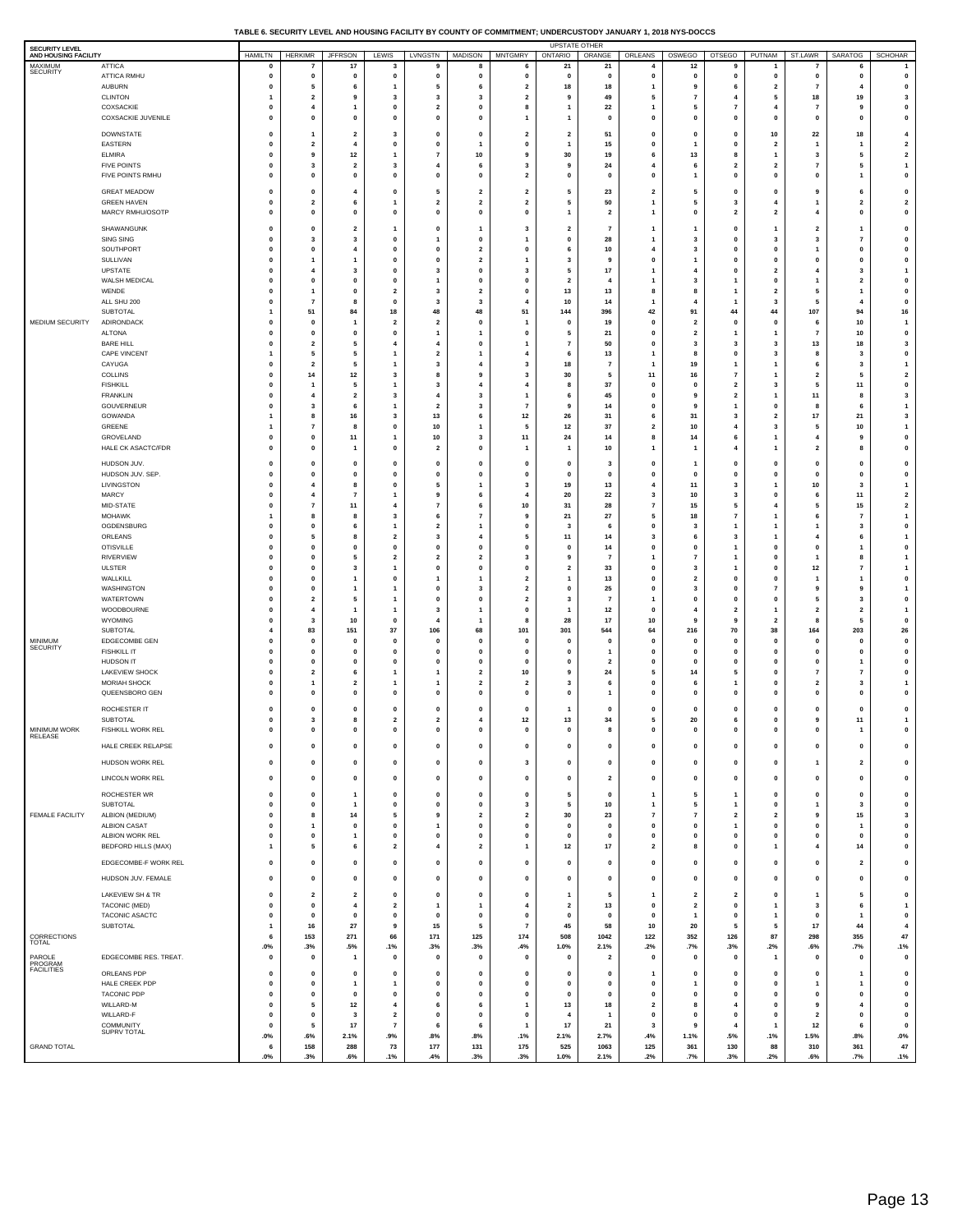**TABLE 6. SECURITY LEVEL AND HOUSING FACILITY BY COUNTY OF COMMITMENT; UNDERCUSTODY JANUARY 1, 2018 NYS-DOCCS**

| SECURITY LEVEL AND HOUSING FACILITY | | UPSTATE OTHER | | | | | | | | | | | | | | | | |
|---|---|---|---|---|---|---|---|---|---|---|---|---|---|---|---|---|---|---|
| | | HAMILTN | HERKIMR | JFFRSON | LEWIS | LVNGSTN | MADISON | MNTGMRY | ONTARIO | ORANGE | ORLEANS | OSWEGO | OTSEGO | PUTNAM | ST.LAWR | SARATOG | SCHOHAR |
| MAXIMUM SECURITY | ATTICA | 0 | 7 | 17 | 3 | 9 | 8 | 6 | 21 | 21 | 4 | 12 | 9 | 1 | 7 | 6 | 1 |
| | ATTICA RMHU | 0 | 0 | 0 | 0 | 0 | 0 | 0 | 0 | 0 | 0 | 0 | 0 | 0 | 0 | 0 | 0 |
| | AUBURN | 0 | 5 | 6 | 1 | 5 | 6 | 2 | 18 | 18 | 1 | 9 | 6 | 2 | 7 | 4 | 0 |
| | CLINTON | 1 | 2 | 9 | 3 | 3 | 3 | 2 | 9 | 49 | 5 | 7 | 4 | 5 | 18 | 19 | 3 |
| | COXSACKIE | 0 | 4 | 1 | 0 | 2 | 0 | 8 | 1 | 22 | 1 | 5 | 7 | 4 | 7 | 9 | 0 |
| | COXSACKIE JUVENILE | 0 | 0 | 0 | 0 | 0 | 0 | 1 | 1 | 0 | 0 | 0 | 0 | 0 | 0 | 0 | 0 |
| | DOWNSTATE | 0 | 1 | 2 | 3 | 0 | 0 | 2 | 2 | 51 | 0 | 0 | 0 | 10 | 22 | 18 | 4 |
| | EASTERN | 0 | 2 | 4 | 0 | 0 | 1 | 0 | 1 | 15 | 0 | 1 | 0 | 2 | 1 | 1 | 2 |
| | ELMIRA | 0 | 9 | 12 | 1 | 7 | 10 | 9 | 30 | 19 | 6 | 13 | 8 | 1 | 3 | 5 | 2 |
| | FIVE POINTS | 0 | 3 | 2 | 3 | 4 | 6 | 3 | 9 | 24 | 4 | 6 | 2 | 2 | 7 | 5 | 1 |
| | FIVE POINTS RMHU | 0 | 0 | 0 | 0 | 0 | 0 | 2 | 0 | 0 | 0 | 1 | 0 | 0 | 0 | 1 | 0 |
| | GREAT MEADOW | 0 | 0 | 4 | 0 | 5 | 2 | 2 | 5 | 23 | 2 | 5 | 0 | 0 | 9 | 6 | 0 |
| | GREEN HAVEN | 0 | 2 | 6 | 1 | 2 | 2 | 2 | 5 | 50 | 1 | 5 | 3 | 4 | 1 | 2 | 2 |
| | MARCY RMHU/OSOTP | 0 | 0 | 0 | 0 | 0 | 0 | 0 | 1 | 2 | 1 | 0 | 2 | 2 | 4 | 0 | 0 |
| | SHAWANGUNK | 0 | 0 | 2 | 1 | 0 | 1 | 3 | 2 | 7 | 1 | 1 | 0 | 1 | 2 | 1 | 0 |
| | SING SING | 0 | 3 | 3 | 0 | 1 | 0 | 1 | 0 | 28 | 1 | 3 | 0 | 3 | 3 | 7 | 0 |
| | SOUTHPORT | 0 | 0 | 4 | 0 | 0 | 2 | 0 | 6 | 10 | 4 | 3 | 0 | 0 | 1 | 0 | 0 |
| | SULLIVAN | 0 | 1 | 1 | 0 | 0 | 2 | 1 | 3 | 9 | 0 | 1 | 0 | 0 | 0 | 0 | 0 |
| | UPSTATE | 0 | 4 | 3 | 0 | 3 | 0 | 3 | 5 | 17 | 1 | 4 | 0 | 2 | 4 | 3 | 1 |
| | WALSH MEDICAL | 0 | 0 | 0 | 0 | 1 | 0 | 0 | 2 | 4 | 1 | 3 | 1 | 0 | 1 | 2 | 0 |
| | WENDE | 0 | 1 | 0 | 2 | 3 | 2 | 0 | 13 | 13 | 8 | 8 | 1 | 2 | 5 | 1 | 0 |
| | ALL SHU 200 | 0 | 7 | 8 | 0 | 3 | 3 | 4 | 10 | 14 | 1 | 4 | 1 | 3 | 5 | 4 | 0 |
| | SUBTOTAL | 1 | 51 | 84 | 18 | 48 | 48 | 51 | 144 | 396 | 42 | 91 | 44 | 44 | 107 | 94 | 16 |
| MEDIUM SECURITY | ADIRONDACK | 0 | 0 | 1 | 2 | 2 | 0 | 1 | 0 | 19 | 0 | 2 | 0 | 0 | 6 | 10 | 1 |
| | ALTONA | 0 | 0 | 0 | 0 | 1 | 1 | 0 | 5 | 21 | 0 | 2 | 1 | 1 | 7 | 10 | 0 |
| | BARE HILL | 0 | 2 | 5 | 4 | 4 | 0 | 1 | 7 | 50 | 0 | 3 | 3 | 3 | 13 | 18 | 3 |
| | CAPE VINCENT | 1 | 5 | 5 | 1 | 2 | 1 | 4 | 6 | 13 | 1 | 8 | 0 | 3 | 8 | 3 | 0 |
| | CAYUGA | 0 | 2 | 5 | 1 | 3 | 4 | 3 | 18 | 7 | 1 | 19 | 1 | 1 | 6 | 3 | 1 |
| | COLLINS | 0 | 14 | 12 | 3 | 8 | 9 | 3 | 30 | 5 | 11 | 16 | 7 | 1 | 2 | 5 | 2 |
| | FISHKILL | 0 | 1 | 5 | 1 | 3 | 4 | 4 | 8 | 37 | 0 | 0 | 2 | 3 | 5 | 11 | 0 |
| | FRANKLIN | 0 | 4 | 2 | 3 | 4 | 3 | 1 | 6 | 45 | 0 | 9 | 2 | 1 | 11 | 8 | 3 |
| | GOUVERNEUR | 0 | 3 | 6 | 1 | 2 | 3 | 7 | 9 | 14 | 0 | 9 | 1 | 0 | 8 | 6 | 1 |
| | GOWANDA | 1 | 8 | 16 | 3 | 13 | 6 | 12 | 26 | 31 | 6 | 31 | 3 | 2 | 17 | 21 | 3 |
| | GREENE | 1 | 7 | 8 | 0 | 10 | 1 | 5 | 12 | 37 | 2 | 10 | 4 | 3 | 5 | 10 | 1 |
| | GROVELAND | 0 | 0 | 11 | 1 | 10 | 3 | 11 | 24 | 14 | 8 | 14 | 6 | 1 | 4 | 9 | 0 |
| | HALE CK ASACTC/FDR | 0 | 0 | 1 | 0 | 2 | 0 | 1 | 1 | 10 | 1 | 1 | 4 | 1 | 2 | 8 | 0 |
| | HUDSON JUV. | 0 | 0 | 0 | 0 | 0 | 0 | 0 | 0 | 3 | 0 | 1 | 0 | 0 | 0 | 0 | 0 |
| | HUDSON JUV. SEP. | 0 | 0 | 0 | 0 | 0 | 0 | 0 | 0 | 0 | 0 | 0 | 0 | 0 | 0 | 0 | 0 |
| | LIVINGSTON | 0 | 4 | 8 | 0 | 5 | 1 | 3 | 19 | 13 | 4 | 11 | 3 | 1 | 10 | 3 | 1 |
| | MARCY | 0 | 4 | 7 | 1 | 9 | 6 | 4 | 20 | 22 | 3 | 10 | 3 | 0 | 6 | 11 | 2 |
| | MID-STATE | 0 | 7 | 11 | 4 | 7 | 6 | 10 | 31 | 28 | 7 | 15 | 5 | 4 | 5 | 15 | 2 |
| | MOHAWK | 1 | 8 | 8 | 3 | 6 | 7 | 9 | 21 | 27 | 5 | 18 | 7 | 1 | 6 | 7 | 1 |
| | OGDENSBURG | 0 | 0 | 6 | 1 | 2 | 1 | 0 | 3 | 6 | 0 | 3 | 1 | 1 | 1 | 3 | 0 |
| | ORLEANS | 0 | 5 | 8 | 2 | 3 | 4 | 5 | 11 | 14 | 3 | 6 | 3 | 1 | 4 | 6 | 1 |
| | OTISVILLE | 0 | 0 | 0 | 0 | 0 | 0 | 0 | 0 | 14 | 0 | 0 | 1 | 0 | 0 | 1 | 0 |
| | RIVERVIEW | 0 | 0 | 5 | 2 | 2 | 2 | 3 | 9 | 7 | 1 | 7 | 1 | 0 | 1 | 8 | 1 |
| | ULSTER | 0 | 0 | 3 | 1 | 0 | 0 | 0 | 2 | 33 | 0 | 3 | 1 | 0 | 12 | 7 | 1 |
| | WALLKILL | 0 | 0 | 1 | 0 | 1 | 1 | 2 | 1 | 13 | 0 | 2 | 0 | 0 | 1 | 1 | 0 |
| | WASHINGTON | 0 | 0 | 1 | 1 | 0 | 3 | 2 | 0 | 25 | 0 | 3 | 0 | 7 | 9 | 9 | 1 |
| | WATERTOWN | 0 | 2 | 5 | 1 | 0 | 0 | 2 | 3 | 7 | 1 | 0 | 0 | 0 | 5 | 3 | 0 |
| | WOODBOURNE | 0 | 4 | 1 | 1 | 3 | 1 | 0 | 1 | 12 | 0 | 4 | 2 | 1 | 2 | 2 | 1 |
| | WYOMING | 0 | 3 | 10 | 0 | 4 | 1 | 8 | 28 | 17 | 10 | 9 | 9 | 2 | 8 | 5 | 0 |
| | SUBTOTAL | 4 | 83 | 151 | 37 | 106 | 68 | 101 | 301 | 544 | 64 | 216 | 70 | 38 | 164 | 203 | 26 |
| MINIMUM SECURITY | EDGECOMBE GEN | 0 | 0 | 0 | 0 | 0 | 0 | 0 | 0 | 0 | 0 | 0 | 0 | 0 | 0 | 0 | 0 |
| | FISHKILL IT | 0 | 0 | 0 | 0 | 0 | 0 | 0 | 0 | 1 | 0 | 0 | 0 | 0 | 0 | 0 | 0 |
| | HUDSON IT | 0 | 0 | 0 | 0 | 0 | 0 | 0 | 0 | 2 | 0 | 0 | 0 | 0 | 0 | 1 | 0 |
| | LAKEVIEW SHOCK | 0 | 2 | 6 | 1 | 1 | 2 | 10 | 9 | 24 | 5 | 14 | 5 | 0 | 7 | 7 | 0 |
| | MORIAH SHOCK | 0 | 1 | 2 | 1 | 1 | 2 | 2 | 3 | 6 | 0 | 6 | 1 | 0 | 2 | 3 | 1 |
| | QUEENSBORO GEN | 0 | 0 | 0 | 0 | 0 | 0 | 0 | 0 | 1 | 0 | 0 | 0 | 0 | 0 | 0 | 0 |
| | ROCHESTER IT | 0 | 0 | 0 | 0 | 0 | 0 | 0 | 1 | 0 | 0 | 0 | 0 | 0 | 0 | 0 | 0 |
| | SUBTOTAL | 0 | 3 | 8 | 2 | 2 | 4 | 12 | 13 | 34 | 5 | 20 | 6 | 0 | 9 | 11 | 1 |
| MINIMUM WORK RELEASE | FISHKILL WORK REL | 0 | 0 | 0 | 0 | 0 | 0 | 0 | 0 | 8 | 0 | 0 | 0 | 0 | 0 | 1 | 0 |
| | HALE CREEK RELAPSE | 0 | 0 | 0 | 0 | 0 | 0 | 0 | 0 | 0 | 0 | 0 | 0 | 0 | 0 | 0 | 0 |
| | HUDSON WORK REL | 0 | 0 | 0 | 0 | 0 | 0 | 3 | 0 | 0 | 0 | 0 | 0 | 0 | 1 | 2 | 0 |
| | LINCOLN WORK REL | 0 | 0 | 0 | 0 | 0 | 0 | 0 | 0 | 2 | 0 | 0 | 0 | 0 | 0 | 0 | 0 |
| | ROCHESTER WR | 0 | 0 | 1 | 0 | 0 | 0 | 0 | 5 | 0 | 1 | 5 | 1 | 0 | 0 | 0 | 0 |
| | SUBTOTAL | 0 | 0 | 1 | 0 | 0 | 0 | 3 | 5 | 10 | 1 | 5 | 1 | 0 | 1 | 3 | 0 |
| FEMALE FACILITY | ALBION (MEDIUM) | 0 | 8 | 14 | 5 | 9 | 2 | 2 | 30 | 23 | 7 | 7 | 2 | 2 | 9 | 15 | 3 |
| | ALBION CASAT | 0 | 1 | 0 | 0 | 1 | 0 | 0 | 0 | 0 | 0 | 0 | 1 | 0 | 0 | 1 | 0 |
| | ALBION WORK REL | 0 | 0 | 1 | 0 | 0 | 0 | 0 | 0 | 0 | 0 | 0 | 0 | 0 | 0 | 0 | 0 |
| | BEDFORD HILLS (MAX) | 1 | 5 | 6 | 2 | 4 | 2 | 1 | 12 | 17 | 2 | 8 | 0 | 1 | 4 | 14 | 0 |
| | EDGECOMBE-F WORK REL | 0 | 0 | 0 | 0 | 0 | 0 | 0 | 0 | 0 | 0 | 0 | 0 | 0 | 0 | 2 | 0 |
| | HUDSON JUV. FEMALE | 0 | 0 | 0 | 0 | 0 | 0 | 0 | 0 | 0 | 0 | 0 | 0 | 0 | 0 | 0 | 0 |
| | LAKEVIEW SH & TR | 0 | 2 | 2 | 0 | 0 | 0 | 0 | 1 | 5 | 1 | 2 | 2 | 0 | 1 | 5 | 0 |
| | TACONIC (MED) | 0 | 0 | 4 | 2 | 1 | 1 | 4 | 2 | 13 | 0 | 2 | 0 | 1 | 3 | 6 | 1 |
| | TACONIC ASACTC | 0 | 0 | 0 | 0 | 0 | 0 | 0 | 0 | 0 | 0 | 1 | 0 | 1 | 0 | 1 | 0 |
| | SUBTOTAL | 1 | 16 | 27 | 9 | 15 | 5 | 7 | 45 | 58 | 10 | 20 | 5 | 5 | 17 | 44 | 4 |
| CORRECTIONS TOTAL | | 6 | 153 | 271 | 66 | 171 | 125 | 174 | 508 | 1042 | 122 | 352 | 126 | 87 | 298 | 355 | 47 |
| | | .0% | .3% | .5% | .1% | .3% | .3% | .4% | 1.0% | 2.1% | .2% | .7% | .3% | .2% | .6% | .7% | .1% |
| PAROLE PROGRAM FACILITIES | EDGECOMBE RES. TREAT. | 0 | 0 | 1 | 0 | 0 | 0 | 0 | 0 | 2 | 0 | 0 | 0 | 1 | 0 | 0 | 0 |
| | ORLEANS PDP | 0 | 0 | 0 | 0 | 0 | 0 | 0 | 0 | 0 | 1 | 0 | 0 | 0 | 0 | 1 | 0 |
| | HALE CREEK PDP | 0 | 0 | 1 | 1 | 0 | 0 | 0 | 0 | 0 | 0 | 1 | 0 | 0 | 1 | 1 | 0 |
| | TACONIC PDP | 0 | 0 | 0 | 0 | 0 | 0 | 0 | 0 | 0 | 0 | 0 | 0 | 0 | 0 | 0 | 0 |
| | WILLARD-M | 0 | 5 | 12 | 4 | 6 | 6 | 1 | 13 | 18 | 2 | 8 | 4 | 0 | 9 | 4 | 0 |
| | WILLARD-F | 0 | 0 | 3 | 2 | 0 | 0 | 0 | 4 | 1 | 0 | 0 | 0 | 0 | 2 | 0 | 0 |
| | COMMUNITY SUPRV TOTAL | 0 | 5 | 17 | 7 | 6 | 6 | 1 | 17 | 21 | 3 | 9 | 4 | 1 | 12 | 6 | 0 |
| | | .0% | .6% | 2.1% | .9% | .8% | .8% | .1% | 2.1% | 2.7% | .4% | 1.1% | .5% | .1% | 1.5% | .8% | .0% |
| GRAND TOTAL | | 6 | 158 | 288 | 73 | 177 | 131 | 175 | 525 | 1063 | 125 | 361 | 130 | 88 | 310 | 361 | 47 |
| | | .0% | .3% | .6% | .1% | .4% | .3% | .3% | 1.0% | 2.1% | .2% | .7% | .3% | .2% | .6% | .7% | .1% |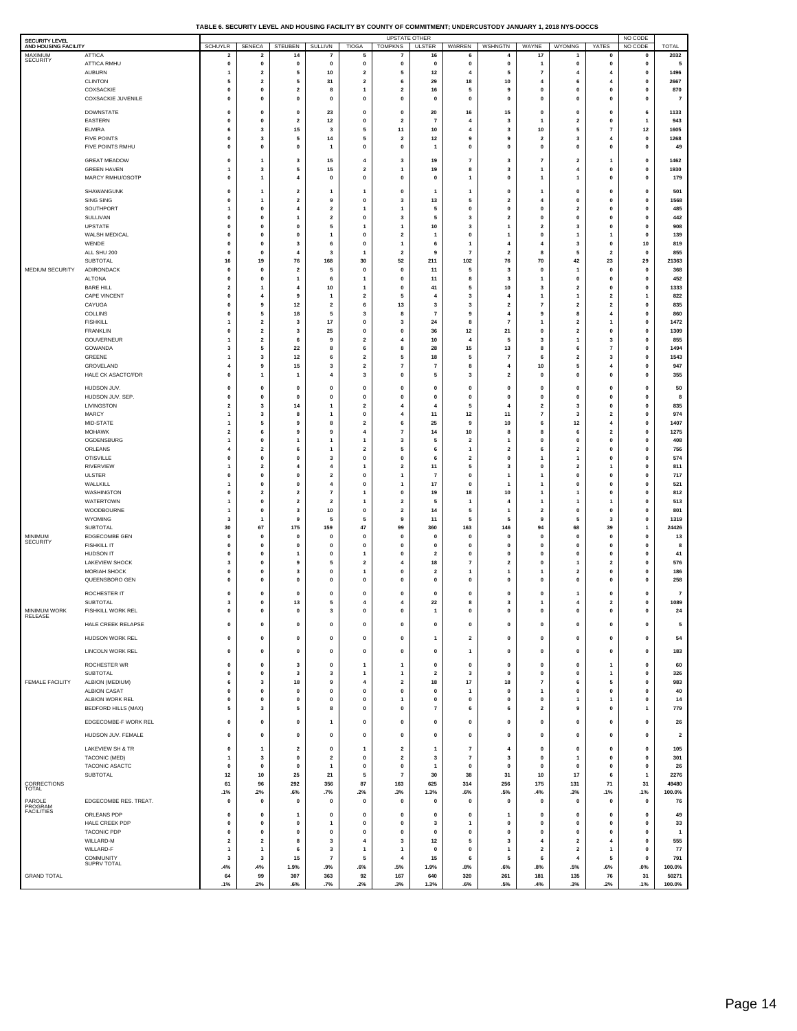**TABLE 6. SECURITY LEVEL AND HOUSING FACILITY BY COUNTY OF COMMITMENT; UNDERCUSTODY JANUARY 1, 2018 NYS-DOCCS**

| SECURITY LEVEL AND HOUSING FACILITY | | UPSTATE OTHER | | | | | | | | | | | | NO CODE | |
|---|---|---|---|---|---|---|---|---|---|---|---|---|---|---|---|
| | | SCHUYLR | SENECA | STEUBEN | SULLIVN | TIOGA | TOMPKNS | ULSTER | WARREN | WSHNGTN | WAYNE | WYOMNG | YATES | NO CODE | TOTAL |
| MAXIMUM SECURITY | ATTICA | 2 | 2 | 14 | 7 | 5 | 7 | 16 | 6 | 4 | 17 | 1 | 0 | 0 | 2032 |
| | ATTICA RMHU | 0 | 0 | 0 | 0 | 0 | 0 | 0 | 0 | 0 | 1 | 0 | 0 | 0 | 5 |
| | AUBURN | 1 | 2 | 5 | 10 | 2 | 5 | 12 | 4 | 5 | 7 | 4 | 4 | 0 | 1496 |
| | CLINTON | 5 | 2 | 5 | 31 | 2 | 6 | 29 | 18 | 10 | 4 | 6 | 4 | 0 | 2667 |
| | COXSACKIE | 0 | 0 | 2 | 8 | 1 | 2 | 16 | 5 | 9 | 0 | 0 | 0 | 0 | 870 |
| | COXSACKIE JUVENILE | 0 | 0 | 0 | 0 | 0 | 0 | 0 | 0 | 0 | 0 | 0 | 0 | 0 | 7 |
| | DOWNSTATE | 0 | 0 | 0 | 23 | 0 | 0 | 20 | 16 | 15 | 0 | 0 | 0 | 6 | 1133 |
| | EASTERN | 0 | 0 | 2 | 12 | 0 | 2 | 7 | 4 | 3 | 1 | 2 | 0 | 1 | 943 |
| | ELMIRA | 6 | 3 | 15 | 3 | 5 | 11 | 10 | 4 | 3 | 10 | 5 | 7 | 12 | 1605 |
| | FIVE POINTS | 0 | 3 | 5 | 14 | 5 | 2 | 12 | 9 | 9 | 2 | 3 | 4 | 0 | 1268 |
| | FIVE POINTS RMHU | 0 | 0 | 0 | 1 | 0 | 0 | 1 | 0 | 0 | 0 | 0 | 0 | 0 | 49 |
| | GREAT MEADOW | 0 | 1 | 3 | 15 | 4 | 3 | 19 | 7 | 3 | 7 | 2 | 1 | 0 | 1462 |
| | GREEN HAVEN | 1 | 3 | 5 | 15 | 2 | 1 | 19 | 8 | 3 | 1 | 4 | 0 | 0 | 1930 |
| | MARCY RMHU/OSOTP | 0 | 1 | 4 | 0 | 0 | 0 | 0 | 1 | 0 | 1 | 1 | 0 | 0 | 179 |
| | SHAWANGUNK | 0 | 1 | 2 | 1 | 1 | 0 | 1 | 1 | 0 | 1 | 0 | 0 | 0 | 501 |
| | SING SING | 0 | 1 | 2 | 9 | 0 | 3 | 13 | 5 | 2 | 4 | 0 | 0 | 0 | 1568 |
| | SOUTHPORT | 1 | 0 | 4 | 2 | 1 | 1 | 5 | 0 | 0 | 0 | 2 | 0 | 0 | 485 |
| | SULLIVAN | 0 | 0 | 1 | 2 | 0 | 3 | 5 | 3 | 2 | 0 | 0 | 0 | 0 | 442 |
| | UPSTATE | 0 | 0 | 0 | 5 | 1 | 1 | 10 | 3 | 1 | 2 | 3 | 0 | 0 | 908 |
| | WALSH MEDICAL | 0 | 0 | 0 | 1 | 0 | 2 | 1 | 0 | 1 | 0 | 1 | 1 | 0 | 139 |
| | WENDE | 0 | 0 | 3 | 6 | 0 | 1 | 6 | 1 | 4 | 4 | 3 | 0 | 10 | 819 |
| | ALL SHU 200 | 0 | 0 | 4 | 3 | 1 | 2 | 9 | 7 | 2 | 8 | 5 | 2 | 0 | 855 |
| | SUBTOTAL | 16 | 19 | 76 | 168 | 30 | 52 | 211 | 102 | 76 | 70 | 42 | 23 | 29 | 21363 |
| MEDIUM SECURITY | ADIRONDACK | 0 | 0 | 2 | 5 | 0 | 0 | 11 | 5 | 3 | 0 | 1 | 0 | 0 | 368 |
| | ALTONA | 0 | 0 | 1 | 6 | 1 | 0 | 11 | 8 | 3 | 1 | 0 | 0 | 0 | 452 |
| | BARE HILL | 2 | 1 | 4 | 10 | 1 | 0 | 41 | 5 | 10 | 3 | 2 | 0 | 0 | 1333 |
| | CAPE VINCENT | 0 | 4 | 9 | 1 | 2 | 5 | 4 | 3 | 4 | 1 | 1 | 2 | 1 | 822 |
| | CAYUGA | 0 | 9 | 12 | 2 | 6 | 13 | 3 | 3 | 2 | 7 | 2 | 2 | 0 | 835 |
| | COLLINS | 0 | 5 | 18 | 5 | 3 | 8 | 7 | 9 | 4 | 9 | 8 | 4 | 0 | 860 |
| | FISHKILL | 1 | 2 | 3 | 17 | 0 | 3 | 24 | 8 | 7 | 1 | 2 | 1 | 0 | 1472 |
| | FRANKLIN | 0 | 2 | 3 | 25 | 0 | 0 | 36 | 12 | 21 | 0 | 2 | 0 | 0 | 1309 |
| | GOUVERNEUR | 1 | 2 | 6 | 9 | 2 | 4 | 10 | 4 | 5 | 3 | 1 | 3 | 0 | 855 |
| | GOWANDA | 3 | 5 | 22 | 8 | 6 | 8 | 28 | 15 | 13 | 8 | 6 | 7 | 0 | 1494 |
| | GREENE | 1 | 3 | 12 | 6 | 2 | 5 | 18 | 5 | 7 | 6 | 2 | 3 | 0 | 1543 |
| | GROVELAND | 4 | 9 | 15 | 3 | 2 | 7 | 7 | 8 | 4 | 10 | 5 | 4 | 0 | 947 |
| | HALE CK ASACTC/FDR | 0 | 1 | 1 | 4 | 3 | 0 | 5 | 3 | 2 | 0 | 0 | 0 | 0 | 355 |
| | HUDSON JUV. | 0 | 0 | 0 | 0 | 0 | 0 | 0 | 0 | 0 | 0 | 0 | 0 | 0 | 50 |
| | HUDSON JUV. SEP. | 0 | 0 | 0 | 0 | 0 | 0 | 0 | 0 | 0 | 0 | 0 | 0 | 0 | 8 |
| | LIVINGSTON | 2 | 3 | 14 | 1 | 2 | 4 | 4 | 5 | 4 | 2 | 3 | 0 | 0 | 835 |
| | MARCY | 1 | 3 | 8 | 1 | 0 | 4 | 11 | 12 | 11 | 7 | 3 | 2 | 0 | 974 |
| | MID-STATE | 1 | 5 | 9 | 8 | 2 | 6 | 25 | 9 | 10 | 6 | 12 | 4 | 0 | 1407 |
| | MOHAWK | 2 | 6 | 9 | 9 | 4 | 7 | 14 | 10 | 8 | 8 | 6 | 2 | 0 | 1275 |
| | OGDENSBURG | 1 | 0 | 1 | 1 | 1 | 3 | 5 | 2 | 1 | 0 | 0 | 0 | 0 | 408 |
| | ORLEANS | 4 | 2 | 6 | 1 | 2 | 5 | 6 | 1 | 2 | 6 | 2 | 0 | 0 | 756 |
| | OTISVILLE | 0 | 0 | 0 | 3 | 0 | 0 | 6 | 2 | 0 | 1 | 1 | 0 | 0 | 574 |
| | RIVERVIEW | 1 | 2 | 4 | 4 | 1 | 2 | 11 | 5 | 3 | 0 | 2 | 1 | 0 | 811 |
| | ULSTER | 0 | 0 | 0 | 2 | 0 | 1 | 7 | 0 | 1 | 1 | 0 | 0 | 0 | 717 |
| | WALLKILL | 1 | 0 | 0 | 4 | 0 | 1 | 17 | 0 | 1 | 1 | 0 | 0 | 0 | 521 |
| | WASHINGTON | 0 | 2 | 2 | 7 | 1 | 0 | 19 | 18 | 10 | 1 | 1 | 0 | 0 | 812 |
| | WATERTOWN | 1 | 0 | 2 | 2 | 1 | 2 | 5 | 1 | 4 | 1 | 1 | 1 | 0 | 513 |
| | WOODBOURNE | 1 | 0 | 3 | 10 | 0 | 2 | 14 | 5 | 1 | 2 | 0 | 0 | 0 | 801 |
| | WYOMING | 3 | 1 | 9 | 5 | 5 | 9 | 11 | 5 | 5 | 9 | 5 | 3 | 0 | 1319 |
| | SUBTOTAL | 30 | 67 | 175 | 159 | 47 | 99 | 360 | 163 | 146 | 94 | 68 | 39 | 1 | 24426 |
| MINIMUM SECURITY | EDGECOMBE GEN | 0 | 0 | 0 | 0 | 0 | 0 | 0 | 0 | 0 | 0 | 0 | 0 | 0 | 13 |
| | FISHKILL IT | 0 | 0 | 0 | 0 | 0 | 0 | 0 | 0 | 0 | 0 | 0 | 0 | 0 | 8 |
| | HUDSON IT | 0 | 0 | 1 | 0 | 1 | 0 | 2 | 0 | 0 | 0 | 0 | 0 | 0 | 41 |
| | LAKEVIEW SHOCK | 3 | 0 | 9 | 5 | 2 | 4 | 18 | 7 | 2 | 0 | 1 | 2 | 0 | 576 |
| | MORIAH SHOCK | 0 | 0 | 3 | 0 | 1 | 0 | 2 | 1 | 1 | 1 | 2 | 0 | 0 | 186 |
| | QUEENSBORO GEN | 0 | 0 | 0 | 0 | 0 | 0 | 0 | 0 | 0 | 0 | 0 | 0 | 0 | 258 |
| | ROCHESTER IT | 0 | 0 | 0 | 0 | 0 | 0 | 0 | 0 | 0 | 0 | 1 | 0 | 0 | 7 |
| | SUBTOTAL | 3 | 0 | 13 | 5 | 4 | 4 | 22 | 8 | 3 | 1 | 4 | 2 | 0 | 1089 |
| MINIMUM WORK RELEASE | FISHKILL WORK REL | 0 | 0 | 0 | 3 | 0 | 0 | 1 | 0 | 0 | 0 | 0 | 0 | 0 | 24 |
| | HALE CREEK RELAPSE | 0 | 0 | 0 | 0 | 0 | 0 | 0 | 0 | 0 | 0 | 0 | 0 | 0 | 5 |
| | HUDSON WORK REL | 0 | 0 | 0 | 0 | 0 | 0 | 1 | 2 | 0 | 0 | 0 | 0 | 0 | 54 |
| | LINCOLN WORK REL | 0 | 0 | 0 | 0 | 0 | 0 | 0 | 1 | 0 | 0 | 0 | 0 | 0 | 183 |
| | ROCHESTER WR | 0 | 0 | 3 | 0 | 1 | 1 | 0 | 0 | 0 | 0 | 0 | 1 | 0 | 60 |
| | SUBTOTAL | 0 | 0 | 3 | 3 | 1 | 1 | 2 | 3 | 0 | 0 | 0 | 1 | 0 | 326 |
| FEMALE FACILITY | ALBION (MEDIUM) | 6 | 3 | 18 | 9 | 4 | 2 | 18 | 17 | 18 | 7 | 6 | 5 | 0 | 983 |
| | ALBION CASAT | 0 | 0 | 0 | 0 | 0 | 0 | 0 | 1 | 0 | 1 | 0 | 0 | 0 | 40 |
| | ALBION WORK REL | 0 | 0 | 0 | 0 | 0 | 1 | 0 | 0 | 0 | 0 | 1 | 1 | 0 | 14 |
| | BEDFORD HILLS (MAX) | 5 | 3 | 5 | 8 | 0 | 0 | 7 | 6 | 6 | 2 | 9 | 0 | 1 | 779 |
| | EDGECOMBE-F WORK REL | 0 | 0 | 0 | 1 | 0 | 0 | 0 | 0 | 0 | 0 | 0 | 0 | 0 | 26 |
| | HUDSON JUV. FEMALE | 0 | 0 | 0 | 0 | 0 | 0 | 0 | 0 | 0 | 0 | 0 | 0 | 0 | 2 |
| | LAKEVIEW SH & TR | 0 | 1 | 2 | 0 | 1 | 2 | 1 | 7 | 4 | 0 | 0 | 0 | 0 | 105 |
| | TACONIC (MED) | 1 | 3 | 0 | 2 | 0 | 2 | 3 | 7 | 3 | 0 | 1 | 0 | 0 | 301 |
| | TACONIC ASACTC | 0 | 0 | 0 | 1 | 0 | 0 | 1 | 0 | 0 | 0 | 0 | 0 | 0 | 26 |
| | SUBTOTAL | 12 | 10 | 25 | 21 | 5 | 7 | 30 | 38 | 31 | 10 | 17 | 6 | 1 | 2276 |
| CORRECTIONS TOTAL | | 61 | 96 | 292 | 356 | 87 | 163 | 625 | 314 | 256 | 175 | 131 | 71 | 31 | 49480 |
| | | .1% | .2% | .6% | .7% | .2% | .3% | 1.3% | .6% | .5% | .4% | .3% | .1% | .1% | 100.0% |
| PAROLE PROGRAM FACILITIES | EDGECOMBE RES. TREAT. | 0 | 0 | 0 | 0 | 0 | 0 | 0 | 0 | 0 | 0 | 0 | 0 | 0 | 76 |
| | ORLEANS PDP | 0 | 0 | 1 | 0 | 0 | 0 | 0 | 0 | 1 | 0 | 0 | 0 | 0 | 49 |
| | HALE CREEK PDP | 0 | 0 | 0 | 1 | 0 | 0 | 3 | 1 | 0 | 0 | 0 | 0 | 0 | 33 |
| | TACONIC PDP | 0 | 0 | 0 | 0 | 0 | 0 | 0 | 0 | 0 | 0 | 0 | 0 | 0 | 1 |
| | WILLARD-M | 2 | 2 | 8 | 3 | 4 | 3 | 12 | 5 | 3 | 4 | 2 | 4 | 0 | 555 |
| | WILLARD-F | 1 | 1 | 6 | 3 | 1 | 1 | 0 | 0 | 1 | 2 | 2 | 1 | 0 | 77 |
| | COMMUNITY SUPRV TOTAL | 3 | 3 | 15 | 7 | 5 | 4 | 15 | 6 | 5 | 6 | 4 | 5 | 0 | 791 |
| | | .4% | .4% | 1.9% | .9% | .6% | .5% | 1.9% | .8% | .6% | .8% | .5% | .6% | .0% | 100.0% |
| GRAND TOTAL | | 64 | 99 | 307 | 363 | 92 | 167 | 640 | 320 | 261 | 181 | 135 | 76 | 31 | 50271 |
| | | .1% | .2% | .6% | .7% | .2% | .3% | 1.3% | .6% | .5% | .4% | .3% | .2% | .1% | 100.0% |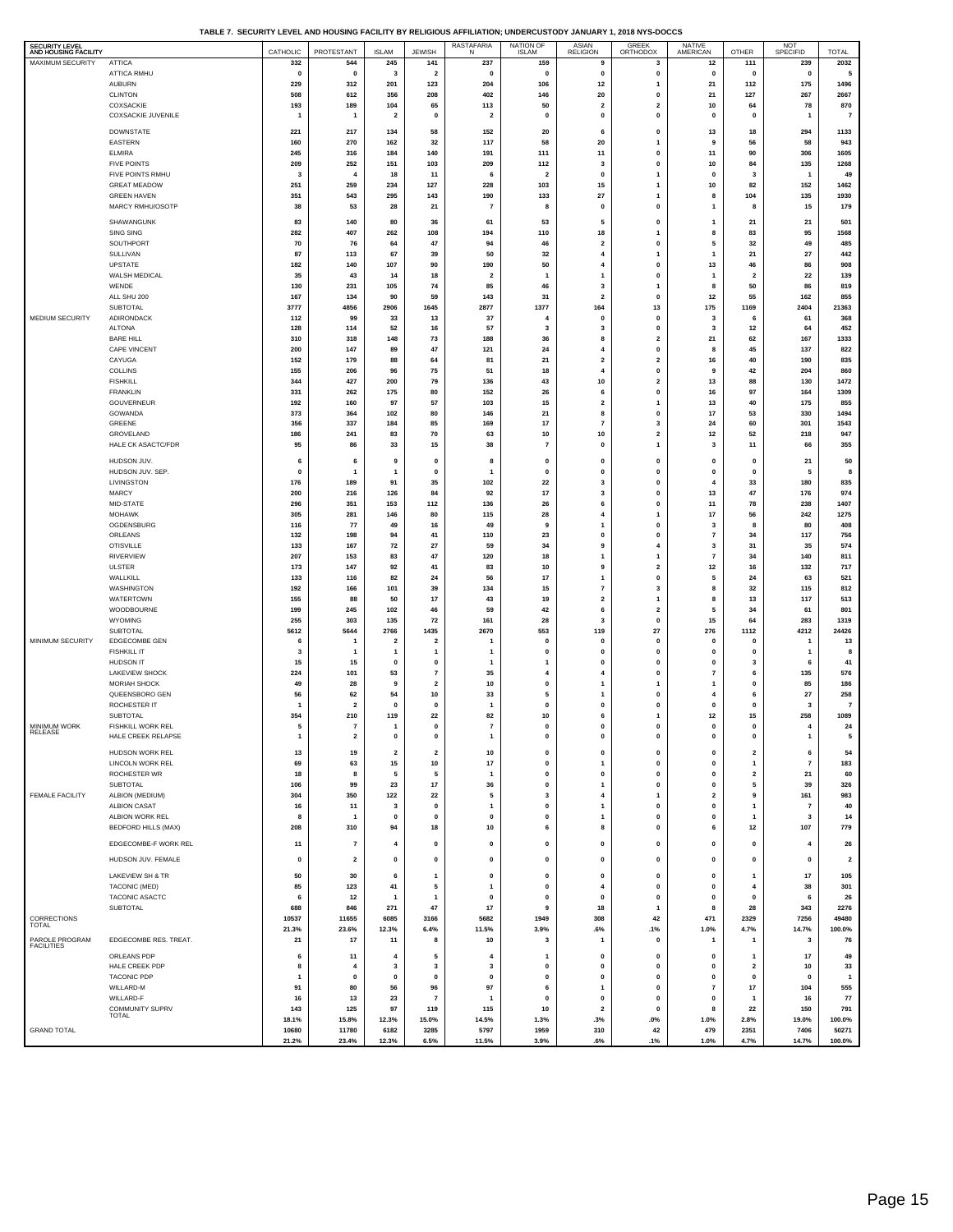**TABLE 7. SECURITY LEVEL AND HOUSING FACILITY BY RELIGIOUS AFFILIATION; UNDERCUSTODY JANUARY 1, 2018 NYS-DOCCS**

| SECURITY LEVEL AND HOUSING FACILITY | | CATHOLIC | PROTESTANT | ISLAM | JEWISH | RASTAFARIAN | NATION OF ISLAM | ASIAN RELIGION | GREEK ORTHODOX | NATIVE AMERICAN | OTHER | NOT SPECIFID | TOTAL |
|---|---|---|---|---|---|---|---|---|---|---|---|---|---|
| MAXIMUM SECURITY | ATTICA | 332 | 544 | 245 | 141 | 237 | 159 | 9 | 3 | 12 | 111 | 239 | 2032 |
| | ATTICA RMHU | 0 | 0 | 3 | 2 | 0 | 0 | 0 | 0 | 0 | 0 | 0 | 5 |
| | AUBURN | 229 | 312 | 201 | 123 | 204 | 106 | 12 | 1 | 21 | 112 | 175 | 1496 |
| | CLINTON | 508 | 612 | 356 | 208 | 402 | 146 | 20 | 0 | 21 | 127 | 267 | 2667 |
| | COXSACKIE | 193 | 189 | 104 | 65 | 113 | 50 | 2 | 2 | 10 | 64 | 78 | 870 |
| | COXSACKIE JUVENILE | 1 | 1 | 2 | 0 | 2 | 0 | 0 | 0 | 0 | 0 | 1 | 7 |
| | DOWNSTATE | 221 | 217 | 134 | 58 | 152 | 20 | 6 | 0 | 13 | 18 | 294 | 1133 |
| | EASTERN | 160 | 270 | 162 | 32 | 117 | 58 | 20 | 1 | 9 | 56 | 58 | 943 |
| | ELMIRA | 245 | 316 | 184 | 140 | 191 | 111 | 11 | 0 | 11 | 90 | 306 | 1605 |
| | FIVE POINTS | 209 | 252 | 151 | 103 | 209 | 112 | 3 | 0 | 10 | 84 | 135 | 1268 |
| | FIVE POINTS RMHU | 3 | 4 | 18 | 11 | 6 | 2 | 0 | 1 | 0 | 3 | 1 | 49 |
| | GREAT MEADOW | 251 | 259 | 234 | 127 | 228 | 103 | 15 | 1 | 10 | 82 | 152 | 1462 |
| | GREEN HAVEN | 351 | 543 | 295 | 143 | 190 | 133 | 27 | 1 | 8 | 104 | 135 | 1930 |
| | MARCY RMHU/OSOTP | 38 | 53 | 28 | 21 | 7 | 8 | 0 | 0 | 1 | 8 | 15 | 179 |
| | SHAWANGUNK | 83 | 140 | 80 | 36 | 61 | 53 | 5 | 0 | 1 | 21 | 21 | 501 |
| | SING SING | 282 | 407 | 262 | 108 | 194 | 110 | 18 | 1 | 8 | 83 | 95 | 1568 |
| | SOUTHPORT | 70 | 76 | 64 | 47 | 94 | 46 | 2 | 0 | 5 | 32 | 49 | 485 |
| | SULLIVAN | 87 | 113 | 67 | 39 | 50 | 32 | 4 | 1 | 1 | 21 | 27 | 442 |
| | UPSTATE | 182 | 140 | 107 | 90 | 190 | 50 | 4 | 0 | 13 | 46 | 86 | 908 |
| | WALSH MEDICAL | 35 | 43 | 14 | 18 | 2 | 1 | 1 | 0 | 1 | 2 | 22 | 139 |
| | WENDE | 130 | 231 | 105 | 74 | 85 | 46 | 3 | 1 | 8 | 50 | 86 | 819 |
| | ALL SHU 200 | 167 | 134 | 90 | 59 | 143 | 31 | 2 | 0 | 12 | 55 | 162 | 855 |
| | SUBTOTAL | 3777 | 4856 | 2906 | 1645 | 2877 | 1377 | 164 | 13 | 175 | 1169 | 2404 | 21363 |
| MEDIUM SECURITY | ADIRONDACK | 112 | 99 | 33 | 13 | 37 | 4 | 0 | 0 | 3 | 6 | 61 | 368 |
| | ALTONA | 128 | 114 | 52 | 16 | 57 | 3 | 3 | 0 | 3 | 12 | 64 | 452 |
| | BARE HILL | 310 | 318 | 148 | 73 | 188 | 36 | 8 | 2 | 21 | 62 | 167 | 1333 |
| | CAPE VINCENT | 200 | 147 | 89 | 47 | 121 | 24 | 4 | 0 | 8 | 45 | 137 | 822 |
| | CAYUGA | 152 | 179 | 88 | 64 | 81 | 21 | 2 | 2 | 16 | 40 | 190 | 835 |
| | COLLINS | 155 | 206 | 96 | 75 | 51 | 18 | 4 | 0 | 9 | 42 | 204 | 860 |
| | FISHKILL | 344 | 427 | 200 | 79 | 136 | 43 | 10 | 2 | 13 | 88 | 130 | 1472 |
| | FRANKLIN | 331 | 262 | 175 | 80 | 152 | 26 | 6 | 0 | 16 | 97 | 164 | 1309 |
| | GOUVERNEUR | 192 | 160 | 97 | 57 | 103 | 15 | 2 | 1 | 13 | 40 | 175 | 855 |
| | GOWANDA | 373 | 364 | 102 | 80 | 146 | 21 | 8 | 0 | 17 | 53 | 330 | 1494 |
| | GREENE | 356 | 337 | 184 | 85 | 169 | 17 | 7 | 3 | 24 | 60 | 301 | 1543 |
| | GROVELAND | 186 | 241 | 83 | 70 | 63 | 10 | 10 | 2 | 12 | 52 | 218 | 947 |
| | HALE CK ASACTC/FDR | 95 | 86 | 33 | 15 | 38 | 7 | 0 | 1 | 3 | 11 | 66 | 355 |
| | HUDSON JUV. | 6 | 6 | 9 | 0 | 8 | 0 | 0 | 0 | 0 | 0 | 21 | 50 |
| | HUDSON JUV. SEP. | 0 | 1 | 1 | 0 | 1 | 0 | 0 | 0 | 0 | 0 | 5 | 8 |
| | LIVINGSTON | 176 | 189 | 91 | 35 | 102 | 22 | 3 | 0 | 4 | 33 | 180 | 835 |
| | MARCY | 200 | 216 | 126 | 84 | 92 | 17 | 3 | 0 | 13 | 47 | 176 | 974 |
| | MID-STATE | 296 | 351 | 153 | 112 | 136 | 26 | 6 | 0 | 11 | 78 | 238 | 1407 |
| | MOHAWK | 305 | 281 | 146 | 80 | 115 | 28 | 4 | 1 | 17 | 56 | 242 | 1275 |
| | OGDENSBURG | 116 | 77 | 49 | 16 | 49 | 9 | 1 | 0 | 3 | 8 | 80 | 408 |
| | ORLEANS | 132 | 198 | 94 | 41 | 110 | 23 | 0 | 0 | 7 | 34 | 117 | 756 |
| | OTISVILLE | 133 | 167 | 72 | 27 | 59 | 34 | 9 | 4 | 3 | 31 | 35 | 574 |
| | RIVERVIEW | 207 | 153 | 83 | 47 | 120 | 18 | 1 | 1 | 7 | 34 | 140 | 811 |
| | ULSTER | 173 | 147 | 92 | 41 | 83 | 10 | 9 | 2 | 12 | 16 | 132 | 717 |
| | WALLKILL | 133 | 116 | 82 | 24 | 56 | 17 | 1 | 0 | 5 | 24 | 63 | 521 |
| | WASHINGTON | 192 | 166 | 101 | 39 | 134 | 15 | 7 | 3 | 8 | 32 | 115 | 812 |
| | WATERTOWN | 155 | 88 | 50 | 17 | 43 | 19 | 2 | 1 | 8 | 13 | 117 | 513 |
| | WOODBOURNE | 199 | 245 | 102 | 46 | 59 | 42 | 6 | 2 | 5 | 34 | 61 | 801 |
| | WYOMING | 255 | 303 | 135 | 72 | 161 | 28 | 3 | 0 | 15 | 64 | 283 | 1319 |
| | SUBTOTAL | 5612 | 5644 | 2766 | 1435 | 2670 | 553 | 119 | 27 | 276 | 1112 | 4212 | 24426 |
| MINIMUM SECURITY | EDGECOMBE GEN | 6 | 1 | 2 | 2 | 1 | 0 | 0 | 0 | 0 | 0 | 1 | 13 |
| | FISHKILL IT | 3 | 1 | 1 | 1 | 1 | 0 | 0 | 0 | 0 | 0 | 1 | 8 |
| | HUDSON IT | 15 | 15 | 0 | 0 | 1 | 1 | 0 | 0 | 0 | 3 | 6 | 41 |
| | LAKEVIEW SHOCK | 224 | 101 | 53 | 7 | 35 | 4 | 4 | 0 | 7 | 6 | 135 | 576 |
| | MORIAH SHOCK | 49 | 28 | 9 | 2 | 10 | 0 | 1 | 1 | 1 | 0 | 85 | 186 |
| | QUEENSBORO GEN | 56 | 62 | 54 | 10 | 33 | 5 | 1 | 0 | 4 | 6 | 27 | 258 |
| | ROCHESTER IT | 1 | 2 | 0 | 0 | 1 | 0 | 0 | 0 | 0 | 0 | 3 | 7 |
| | SUBTOTAL | 354 | 210 | 119 | 22 | 82 | 10 | 6 | 1 | 12 | 15 | 258 | 1089 |
| MINIMUM WORK RELEASE | FISHKILL WORK REL | 5 | 7 | 1 | 0 | 7 | 0 | 0 | 0 | 0 | 0 | 4 | 24 |
| | HALE CREEK RELAPSE | 1 | 2 | 0 | 0 | 1 | 0 | 0 | 0 | 0 | 0 | 1 | 5 |
| | HUDSON WORK REL | 13 | 19 | 2 | 2 | 10 | 0 | 0 | 0 | 0 | 2 | 6 | 54 |
| | LINCOLN WORK REL | 69 | 63 | 15 | 10 | 17 | 0 | 1 | 0 | 0 | 1 | 7 | 183 |
| | ROCHESTER WR | 18 | 8 | 5 | 5 | 1 | 0 | 0 | 0 | 0 | 2 | 21 | 60 |
| | SUBTOTAL | 106 | 99 | 23 | 17 | 36 | 0 | 1 | 0 | 0 | 5 | 39 | 326 |
| FEMALE FACILITY | ALBION (MEDIUM) | 304 | 350 | 122 | 22 | 5 | 3 | 4 | 1 | 2 | 9 | 161 | 983 |
| | ALBION CASAT | 16 | 11 | 3 | 0 | 1 | 0 | 1 | 0 | 0 | 1 | 7 | 40 |
| | ALBION WORK REL | 8 | 1 | 0 | 0 | 0 | 0 | 1 | 0 | 0 | 1 | 3 | 14 |
| | BEDFORD HILLS (MAX) | 208 | 310 | 94 | 18 | 10 | 6 | 8 | 0 | 6 | 12 | 107 | 779 |
| | EDGECOMBE-F WORK REL | 11 | 7 | 4 | 0 | 0 | 0 | 0 | 0 | 0 | 0 | 4 | 26 |
| | HUDSON JUV. FEMALE | 0 | 2 | 0 | 0 | 0 | 0 | 0 | 0 | 0 | 0 | 0 | 2 |
| | LAKEVIEW SH & TR | 50 | 30 | 6 | 1 | 0 | 0 | 0 | 0 | 0 | 1 | 17 | 105 |
| | TACONIC (MED) | 85 | 123 | 41 | 5 | 1 | 0 | 4 | 0 | 0 | 4 | 38 | 301 |
| | TACONIC ASACTC | 6 | 12 | 1 | 1 | 0 | 0 | 0 | 0 | 0 | 0 | 6 | 26 |
| | SUBTOTAL | 688 | 846 | 271 | 47 | 17 | 9 | 18 | 1 | 8 | 28 | 343 | 2276 |
| CORRECTIONS TOTAL | | 10537 | 11655 | 6085 | 3166 | 5682 | 1949 | 308 | 42 | 471 | 2329 | 7256 | 49480 |
| | | 21.3% | 23.6% | 12.3% | 6.4% | 11.5% | 3.9% | .6% | .1% | 1.0% | 4.7% | 14.7% | 100.0% |
| PAROLE PROGRAM FACILITIES | EDGECOMBE RES. TREAT. | 21 | 17 | 11 | 8 | 10 | 3 | 1 | 0 | 1 | 1 | 3 | 76 |
| | ORLEANS PDP | 6 | 11 | 4 | 5 | 4 | 1 | 0 | 0 | 0 | 1 | 17 | 49 |
| | HALE CREEK PDP | 8 | 4 | 3 | 3 | 3 | 0 | 0 | 0 | 0 | 2 | 10 | 33 |
| | TACONIC PDP | 1 | 0 | 0 | 0 | 0 | 0 | 0 | 0 | 0 | 0 | 0 | 1 |
| | WILLARD-M | 91 | 80 | 56 | 96 | 97 | 6 | 1 | 0 | 7 | 17 | 104 | 555 |
| | WILLARD-F | 16 | 13 | 23 | 7 | 1 | 0 | 0 | 0 | 0 | 1 | 16 | 77 |
| | COMMUNITY SUPRV TOTAL | 143 | 125 | 97 | 119 | 115 | 10 | 2 | 0 | 8 | 22 | 150 | 791 |
| | | 18.1% | 15.8% | 12.3% | 15.0% | 14.5% | 1.3% | .3% | .0% | 1.0% | 2.8% | 19.0% | 100.0% |
| GRAND TOTAL | | 10680 | 11780 | 6182 | 3285 | 5797 | 1959 | 310 | 42 | 479 | 2351 | 7406 | 50271 |
| | | 21.2% | 23.4% | 12.3% | 6.5% | 11.5% | 3.9% | .6% | .1% | 1.0% | 4.7% | 14.7% | 100.0% |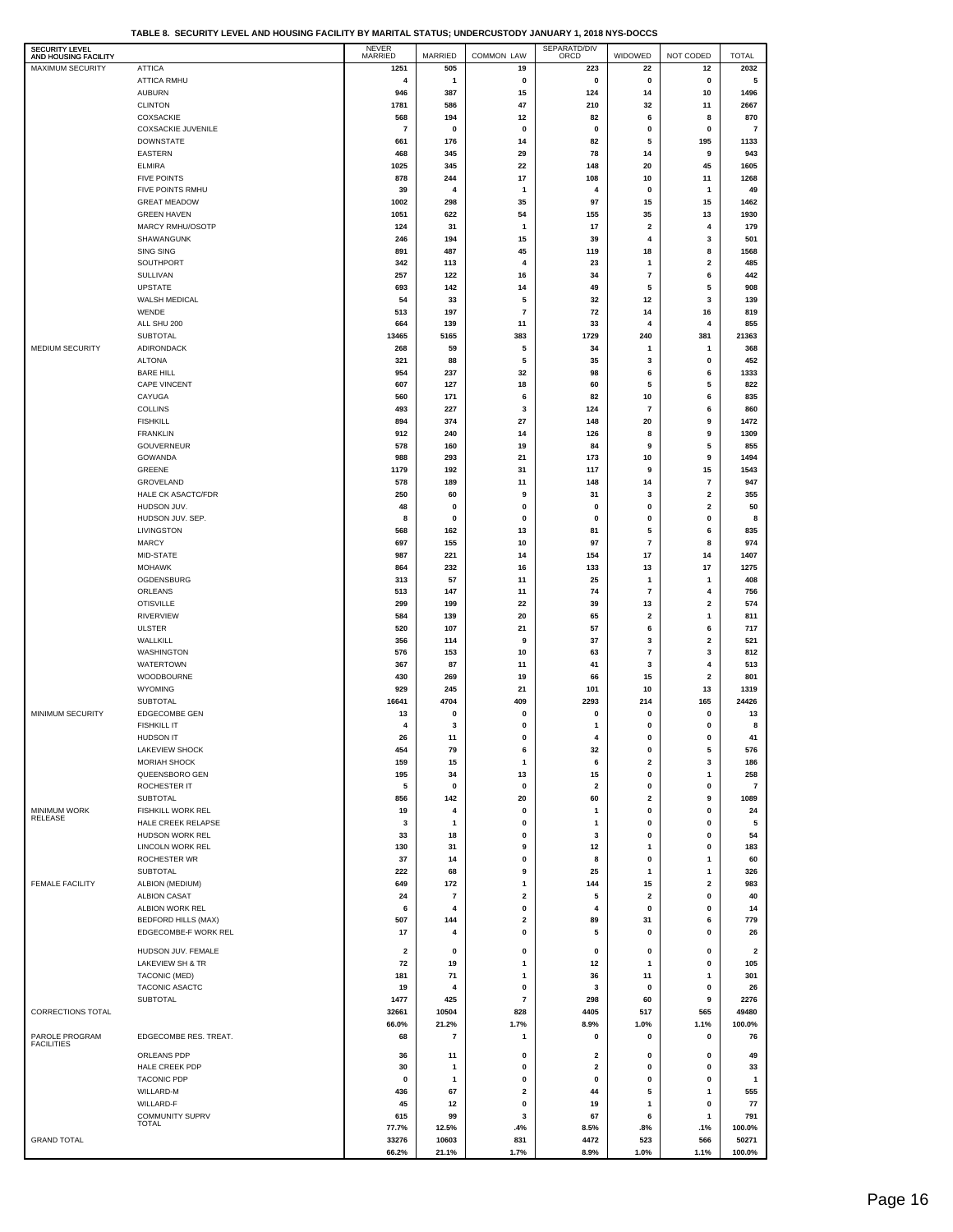**TABLE 8. SECURITY LEVEL AND HOUSING FACILITY BY MARITAL STATUS; UNDERCUSTODY JANUARY 1, 2018 NYS-DOCCS**

| SECURITY LEVEL AND HOUSING FACILITY | | NEVER MARRIED | MARRIED | COMMON LAW | SEPARATD/DIV ORCD | WIDOWED | NOT CODED | TOTAL |
|---|---|---|---|---|---|---|---|---|
| MAXIMUM SECURITY | ATTICA | 1251 | 505 | 19 | 223 | 22 | 12 | 2032 |
| | ATTICA RMHU | 4 | 1 | 0 | 0 | 0 | 0 | 5 |
| | AUBURN | 946 | 387 | 15 | 124 | 14 | 10 | 1496 |
| | CLINTON | 1781 | 586 | 47 | 210 | 32 | 11 | 2667 |
| | COXSACKIE | 568 | 194 | 12 | 82 | 6 | 8 | 870 |
| | COXSACKIE JUVENILE | 7 | 0 | 0 | 0 | 0 | 0 | 7 |
| | DOWNSTATE | 661 | 176 | 14 | 82 | 5 | 195 | 1133 |
| | EASTERN | 468 | 345 | 29 | 78 | 14 | 9 | 943 |
| | ELMIRA | 1025 | 345 | 22 | 148 | 20 | 45 | 1605 |
| | FIVE POINTS | 878 | 244 | 17 | 108 | 10 | 11 | 1268 |
| | FIVE POINTS RMHU | 39 | 4 | 1 | 4 | 0 | 1 | 49 |
| | GREAT MEADOW | 1002 | 298 | 35 | 97 | 15 | 15 | 1462 |
| | GREEN HAVEN | 1051 | 622 | 54 | 155 | 35 | 13 | 1930 |
| | MARCY RMHU/OSOTP | 124 | 31 | 1 | 17 | 2 | 4 | 179 |
| | SHAWANGUNK | 246 | 194 | 15 | 39 | 4 | 3 | 501 |
| | SING SING | 891 | 487 | 45 | 119 | 18 | 8 | 1568 |
| | SOUTHPORT | 342 | 113 | 4 | 23 | 1 | 2 | 485 |
| | SULLIVAN | 257 | 122 | 16 | 34 | 7 | 6 | 442 |
| | UPSTATE | 693 | 142 | 14 | 49 | 5 | 5 | 908 |
| | WALSH MEDICAL | 54 | 33 | 5 | 32 | 12 | 3 | 139 |
| | WENDE | 513 | 197 | 7 | 72 | 14 | 16 | 819 |
| | ALL SHU 200 | 664 | 139 | 11 | 33 | 4 | 4 | 855 |
| | SUBTOTAL | 13465 | 5165 | 383 | 1729 | 240 | 381 | 21363 |
| MEDIUM SECURITY | ADIRONDACK | 268 | 59 | 5 | 34 | 1 | 1 | 368 |
| | ALTONA | 321 | 88 | 5 | 35 | 3 | 0 | 452 |
| | BARE HILL | 954 | 237 | 32 | 98 | 6 | 6 | 1333 |
| | CAPE VINCENT | 607 | 127 | 18 | 60 | 5 | 5 | 822 |
| | CAYUGA | 560 | 171 | 6 | 82 | 10 | 6 | 835 |
| | COLLINS | 493 | 227 | 3 | 124 | 7 | 6 | 860 |
| | FISHKILL | 894 | 374 | 27 | 148 | 20 | 9 | 1472 |
| | FRANKLIN | 912 | 240 | 14 | 126 | 8 | 9 | 1309 |
| | GOUVERNEUR | 578 | 160 | 19 | 84 | 9 | 5 | 855 |
| | GOWANDA | 988 | 293 | 21 | 173 | 10 | 9 | 1494 |
| | GREENE | 1179 | 192 | 31 | 117 | 9 | 15 | 1543 |
| | GROVELAND | 578 | 189 | 11 | 148 | 14 | 7 | 947 |
| | HALE CK ASACTC/FDR | 250 | 60 | 9 | 31 | 3 | 2 | 355 |
| | HUDSON JUV. | 48 | 0 | 0 | 0 | 0 | 2 | 50 |
| | HUDSON JUV. SEP. | 8 | 0 | 0 | 0 | 0 | 0 | 8 |
| | LIVINGSTON | 568 | 162 | 13 | 81 | 5 | 6 | 835 |
| | MARCY | 697 | 155 | 10 | 97 | 7 | 8 | 974 |
| | MID-STATE | 987 | 221 | 14 | 154 | 17 | 14 | 1407 |
| | MOHAWK | 864 | 232 | 16 | 133 | 13 | 17 | 1275 |
| | OGDENSBURG | 313 | 57 | 11 | 25 | 1 | 1 | 408 |
| | ORLEANS | 513 | 147 | 11 | 74 | 7 | 4 | 756 |
| | OTISVILLE | 299 | 199 | 22 | 39 | 13 | 2 | 574 |
| | RIVERVIEW | 584 | 139 | 20 | 65 | 2 | 1 | 811 |
| | ULSTER | 520 | 107 | 21 | 57 | 6 | 6 | 717 |
| | WALLKILL | 356 | 114 | 9 | 37 | 3 | 2 | 521 |
| | WASHINGTON | 576 | 153 | 10 | 63 | 7 | 3 | 812 |
| | WATERTOWN | 367 | 87 | 11 | 41 | 3 | 4 | 513 |
| | WOODBOURNE | 430 | 269 | 19 | 66 | 15 | 2 | 801 |
| | WYOMING | 929 | 245 | 21 | 101 | 10 | 13 | 1319 |
| | SUBTOTAL | 16641 | 4704 | 409 | 2293 | 214 | 165 | 24426 |
| MINIMUM SECURITY | EDGECOMBE GEN | 13 | 0 | 0 | 0 | 0 | 0 | 13 |
| | FISHKILL IT | 4 | 3 | 0 | 1 | 0 | 0 | 8 |
| | HUDSON IT | 26 | 11 | 0 | 4 | 0 | 0 | 41 |
| | LAKEVIEW SHOCK | 454 | 79 | 6 | 32 | 0 | 5 | 576 |
| | MORIAH SHOCK | 159 | 15 | 1 | 6 | 2 | 3 | 186 |
| | QUEENSBORO GEN | 195 | 34 | 13 | 15 | 0 | 1 | 258 |
| | ROCHESTER IT | 5 | 0 | 0 | 2 | 0 | 0 | 7 |
| | SUBTOTAL | 856 | 142 | 20 | 60 | 2 | 9 | 1089 |
| MINIMUM WORK RELEASE | FISHKILL WORK REL | 19 | 4 | 0 | 1 | 0 | 0 | 24 |
| | HALE CREEK RELAPSE | 3 | 1 | 0 | 1 | 0 | 0 | 5 |
| | HUDSON WORK REL | 33 | 18 | 0 | 3 | 0 | 0 | 54 |
| | LINCOLN WORK REL | 130 | 31 | 9 | 12 | 1 | 0 | 183 |
| | ROCHESTER WR | 37 | 14 | 0 | 8 | 0 | 1 | 60 |
| | SUBTOTAL | 222 | 68 | 9 | 25 | 1 | 1 | 326 |
| FEMALE FACILITY | ALBION (MEDIUM) | 649 | 172 | 1 | 144 | 15 | 2 | 983 |
| | ALBION CASAT | 24 | 7 | 2 | 5 | 2 | 0 | 40 |
| | ALBION WORK REL | 6 | 4 | 0 | 4 | 0 | 0 | 14 |
| | BEDFORD HILLS (MAX) | 507 | 144 | 2 | 89 | 31 | 6 | 779 |
| | EDGECOMBE-F WORK REL | 17 | 4 | 0 | 5 | 0 | 0 | 26 |
| | HUDSON JUV. FEMALE | 2 | 0 | 0 | 0 | 0 | 0 | 2 |
| | LAKEVIEW SH & TR | 72 | 19 | 1 | 12 | 1 | 0 | 105 |
| | TACONIC (MED) | 181 | 71 | 1 | 36 | 11 | 1 | 301 |
| | TACONIC ASACTC | 19 | 4 | 0 | 3 | 0 | 0 | 26 |
| | SUBTOTAL | 1477 | 425 | 7 | 298 | 60 | 9 | 2276 |
| CORRECTIONS TOTAL | | 32661 | 10504 | 828 | 4405 | 517 | 565 | 49480 |
| | | 66.0% | 21.2% | 1.7% | 8.9% | 1.0% | 1.1% | 100.0% |
| PAROLE PROGRAM FACILITIES | EDGECOMBE RES. TREAT. | 68 | 7 | 1 | 0 | 0 | 0 | 76 |
| | ORLEANS PDP | 36 | 11 | 0 | 2 | 0 | 0 | 49 |
| | HALE CREEK PDP | 30 | 1 | 0 | 2 | 0 | 0 | 33 |
| | TACONIC PDP | 0 | 1 | 0 | 0 | 0 | 0 | 1 |
| | WILLARD-M | 436 | 67 | 2 | 44 | 5 | 1 | 555 |
| | WILLARD-F | 45 | 12 | 0 | 19 | 1 | 0 | 77 |
| | COMMUNITY SUPRV TOTAL | 615 | 99 | 3 | 67 | 6 | 1 | 791 |
| | | 77.7% | 12.5% | .4% | 8.5% | .8% | .1% | 100.0% |
| GRAND TOTAL | | 33276 | 10603 | 831 | 4472 | 523 | 566 | 50271 |
| | | 66.2% | 21.1% | 1.7% | 8.9% | 1.0% | 1.1% | 100.0% |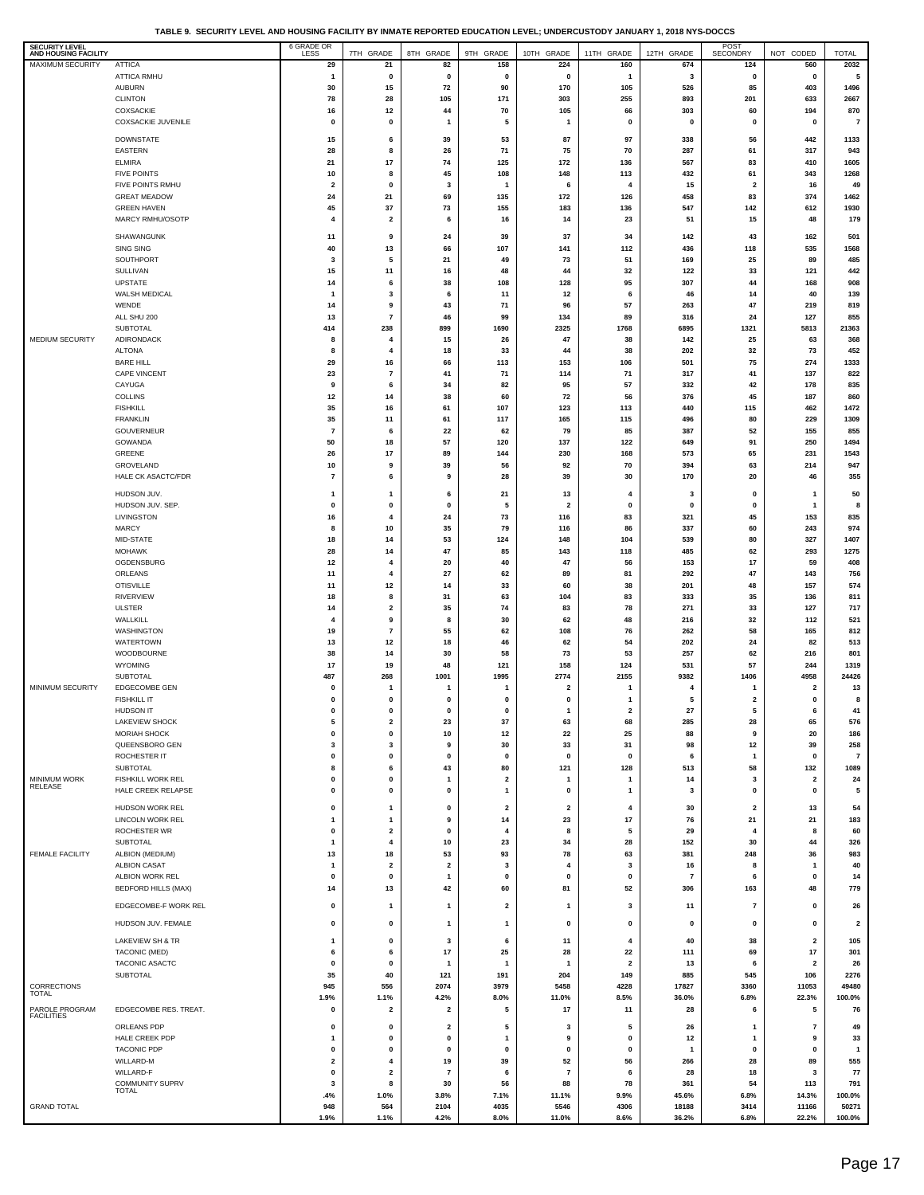**TABLE 9. SECURITY LEVEL AND HOUSING FACILITY BY INMATE REPORTED EDUCATION LEVEL; UNDERCUSTODY JANUARY 1, 2018 NYS-DOCCS**

| SECURITY LEVEL AND HOUSING FACILITY | | 6 GRADE OR LESS | 7TH GRADE | 8TH GRADE | 9TH GRADE | 10TH GRADE | 11TH GRADE | 12TH GRADE | POST SECONDRY | NOT CODED | TOTAL |
|---|---|---|---|---|---|---|---|---|---|---|---|
| MAXIMUM SECURITY | ATTICA | 29 | 21 | 82 | 158 | 224 | 160 | 674 | 124 | 560 | 2032 |
| | ATTICA RMHU | 1 | 0 | 0 | 0 | 0 | 1 | 3 | 0 | 0 | 5 |
| | AUBURN | 30 | 15 | 72 | 90 | 170 | 105 | 526 | 85 | 403 | 1496 |
| | CLINTON | 78 | 28 | 105 | 171 | 303 | 255 | 893 | 201 | 633 | 2667 |
| | COXSACKIE | 16 | 12 | 44 | 70 | 105 | 66 | 303 | 60 | 194 | 870 |
| | COXSACKIE JUVENILE | 0 | 0 | 1 | 5 | 1 | 0 | 0 | 0 | 0 | 7 |
| | DOWNSTATE | 15 | 6 | 39 | 53 | 87 | 97 | 338 | 56 | 442 | 1133 |
| | EASTERN | 28 | 8 | 26 | 71 | 75 | 70 | 287 | 61 | 317 | 943 |
| | ELMIRA | 21 | 17 | 74 | 125 | 172 | 136 | 567 | 83 | 410 | 1605 |
| | FIVE POINTS | 10 | 8 | 45 | 108 | 148 | 113 | 432 | 61 | 343 | 1268 |
| | FIVE POINTS RMHU | 2 | 0 | 3 | 1 | 6 | 4 | 15 | 2 | 16 | 49 |
| | GREAT MEADOW | 24 | 21 | 69 | 135 | 172 | 126 | 458 | 83 | 374 | 1462 |
| | GREEN HAVEN | 45 | 37 | 73 | 155 | 183 | 136 | 547 | 142 | 612 | 1930 |
| | MARCY RMHU/OSOTP | 4 | 2 | 6 | 16 | 14 | 23 | 51 | 15 | 48 | 179 |
| | SHAWANGUNK | 11 | 9 | 24 | 39 | 37 | 34 | 142 | 43 | 162 | 501 |
| | SING SING | 40 | 13 | 66 | 107 | 141 | 112 | 436 | 118 | 535 | 1568 |
| | SOUTHPORT | 3 | 5 | 21 | 49 | 73 | 51 | 169 | 25 | 89 | 485 |
| | SULLIVAN | 15 | 11 | 16 | 48 | 44 | 32 | 122 | 33 | 121 | 442 |
| | UPSTATE | 14 | 6 | 38 | 108 | 128 | 95 | 307 | 44 | 168 | 908 |
| | WALSH MEDICAL | 1 | 3 | 6 | 11 | 12 | 6 | 46 | 14 | 40 | 139 |
| | WENDE | 14 | 9 | 43 | 71 | 96 | 57 | 263 | 47 | 219 | 819 |
| | ALL SHU 200 | 13 | 7 | 46 | 99 | 134 | 89 | 316 | 24 | 127 | 855 |
| | SUBTOTAL | 414 | 238 | 899 | 1690 | 2325 | 1768 | 6895 | 1321 | 5813 | 21363 |
| MEDIUM SECURITY | ADIRONDACK | 8 | 4 | 15 | 26 | 47 | 38 | 142 | 25 | 63 | 368 |
| | ALTONA | 8 | 4 | 18 | 33 | 44 | 38 | 202 | 32 | 73 | 452 |
| | BARE HILL | 29 | 16 | 66 | 113 | 153 | 106 | 501 | 75 | 274 | 1333 |
| | CAPE VINCENT | 23 | 7 | 41 | 71 | 114 | 71 | 317 | 41 | 137 | 822 |
| | CAYUGA | 9 | 6 | 34 | 82 | 95 | 57 | 332 | 42 | 178 | 835 |
| | COLLINS | 12 | 14 | 38 | 60 | 72 | 56 | 376 | 45 | 187 | 860 |
| | FISHKILL | 35 | 16 | 61 | 107 | 123 | 113 | 440 | 115 | 462 | 1472 |
| | FRANKLIN | 35 | 11 | 61 | 117 | 165 | 115 | 496 | 80 | 229 | 1309 |
| | GOUVERNEUR | 7 | 6 | 22 | 62 | 79 | 85 | 387 | 52 | 155 | 855 |
| | GOWANDA | 50 | 18 | 57 | 120 | 137 | 122 | 649 | 91 | 250 | 1494 |
| | GREENE | 26 | 17 | 89 | 144 | 230 | 168 | 573 | 65 | 231 | 1543 |
| | GROVELAND | 10 | 9 | 39 | 56 | 92 | 70 | 394 | 63 | 214 | 947 |
| | HALE CK ASACTC/FDR | 7 | 6 | 9 | 28 | 39 | 30 | 170 | 20 | 46 | 355 |
| | HUDSON JUV. | 1 | 1 | 6 | 21 | 13 | 4 | 3 | 0 | 1 | 50 |
| | HUDSON JUV. SEP. | 0 | 0 | 0 | 5 | 2 | 0 | 0 | 0 | 1 | 8 |
| | LIVINGSTON | 16 | 4 | 24 | 73 | 116 | 83 | 321 | 45 | 153 | 835 |
| | MARCY | 8 | 10 | 35 | 79 | 116 | 86 | 337 | 60 | 243 | 974 |
| | MID-STATE | 18 | 14 | 53 | 124 | 148 | 104 | 539 | 80 | 327 | 1407 |
| | MOHAWK | 28 | 14 | 47 | 85 | 143 | 118 | 485 | 62 | 293 | 1275 |
| | OGDENSBURG | 12 | 4 | 20 | 40 | 47 | 56 | 153 | 17 | 59 | 408 |
| | ORLEANS | 11 | 4 | 27 | 62 | 89 | 81 | 292 | 47 | 143 | 756 |
| | OTISVILLE | 11 | 12 | 14 | 33 | 60 | 38 | 201 | 48 | 157 | 574 |
| | RIVERVIEW | 18 | 8 | 31 | 63 | 104 | 83 | 333 | 35 | 136 | 811 |
| | ULSTER | 14 | 2 | 35 | 74 | 83 | 78 | 271 | 33 | 127 | 717 |
| | WALLKILL | 4 | 9 | 8 | 30 | 62 | 48 | 216 | 32 | 112 | 521 |
| | WASHINGTON | 19 | 7 | 55 | 62 | 108 | 76 | 262 | 58 | 165 | 812 |
| | WATERTOWN | 13 | 12 | 18 | 46 | 62 | 54 | 202 | 24 | 82 | 513 |
| | WOODBOURNE | 38 | 14 | 30 | 58 | 73 | 53 | 257 | 62 | 216 | 801 |
| | WYOMING | 17 | 19 | 48 | 121 | 158 | 124 | 531 | 57 | 244 | 1319 |
| | SUBTOTAL | 487 | 268 | 1001 | 1995 | 2774 | 2155 | 9382 | 1406 | 4958 | 24426 |
| MINIMUM SECURITY | EDGECOMBE GEN | 0 | 1 | 1 | 1 | 2 | 1 | 4 | 1 | 2 | 13 |
| | FISHKILL IT | 0 | 0 | 0 | 0 | 0 | 1 | 5 | 2 | 0 | 8 |
| | HUDSON IT | 0 | 0 | 0 | 0 | 1 | 2 | 27 | 5 | 6 | 41 |
| | LAKEVIEW SHOCK | 5 | 2 | 23 | 37 | 63 | 68 | 285 | 28 | 65 | 576 |
| | MORIAH SHOCK | 0 | 0 | 10 | 12 | 22 | 25 | 88 | 9 | 20 | 186 |
| | QUEENSBORO GEN | 3 | 3 | 9 | 30 | 33 | 31 | 98 | 12 | 39 | 258 |
| | ROCHESTER IT | 0 | 0 | 0 | 0 | 0 | 0 | 6 | 1 | 0 | 7 |
| | SUBTOTAL | 8 | 6 | 43 | 80 | 121 | 128 | 513 | 58 | 132 | 1089 |
| MINIMUM WORK RELEASE | FISHKILL WORK REL | 0 | 0 | 1 | 2 | 1 | 1 | 14 | 3 | 2 | 24 |
| | HALE CREEK RELAPSE | 0 | 0 | 0 | 1 | 0 | 1 | 3 | 0 | 0 | 5 |
| | HUDSON WORK REL | 0 | 1 | 0 | 2 | 2 | 4 | 30 | 2 | 13 | 54 |
| | LINCOLN WORK REL | 1 | 1 | 9 | 14 | 23 | 17 | 76 | 21 | 21 | 183 |
| | ROCHESTER WR | 0 | 2 | 0 | 4 | 8 | 5 | 29 | 4 | 8 | 60 |
| | SUBTOTAL | 1 | 4 | 10 | 23 | 34 | 28 | 152 | 30 | 44 | 326 |
| FEMALE FACILITY | ALBION (MEDIUM) | 13 | 18 | 53 | 93 | 78 | 63 | 381 | 248 | 36 | 983 |
| | ALBION CASAT | 1 | 2 | 2 | 3 | 4 | 3 | 16 | 8 | 1 | 40 |
| | ALBION WORK REL | 0 | 0 | 1 | 0 | 0 | 0 | 7 | 6 | 0 | 14 |
| | BEDFORD HILLS (MAX) | 14 | 13 | 42 | 60 | 81 | 52 | 306 | 163 | 48 | 779 |
| | EDGECOMBE-F WORK REL | 0 | 1 | 1 | 2 | 1 | 3 | 11 | 7 | 0 | 26 |
| | HUDSON JUV. FEMALE | 0 | 0 | 1 | 1 | 0 | 0 | 0 | 0 | 0 | 2 |
| | LAKEVIEW SH & TR | 1 | 0 | 3 | 6 | 11 | 4 | 40 | 38 | 2 | 105 |
| | TACONIC (MED) | 6 | 6 | 17 | 25 | 28 | 22 | 111 | 69 | 17 | 301 |
| | TACONIC ASACTC | 0 | 0 | 1 | 1 | 1 | 2 | 13 | 6 | 2 | 26 |
| | SUBTOTAL | 35 | 40 | 121 | 191 | 204 | 149 | 885 | 545 | 106 | 2276 |
| CORRECTIONS TOTAL | | 945 | 556 | 2074 | 3979 | 5458 | 4228 | 17827 | 3360 | 11053 | 49480 |
| | | 1.9% | 1.1% | 4.2% | 8.0% | 11.0% | 8.5% | 36.0% | 6.8% | 22.3% | 100.0% |
| PAROLE PROGRAM FACILITIES | EDGECOMBE RES. TREAT. | 0 | 2 | 2 | 5 | 17 | 11 | 28 | 6 | 5 | 76 |
| | ORLEANS PDP | 0 | 0 | 2 | 5 | 3 | 5 | 26 | 1 | 7 | 49 |
| | HALE CREEK PDP | 1 | 0 | 0 | 1 | 9 | 0 | 12 | 1 | 9 | 33 |
| | TACONIC PDP | 0 | 0 | 0 | 0 | 0 | 0 | 1 | 0 | 0 | 1 |
| | WILLARD-M | 2 | 4 | 19 | 39 | 52 | 56 | 266 | 28 | 89 | 555 |
| | WILLARD-F | 0 | 2 | 7 | 6 | 7 | 6 | 28 | 18 | 3 | 77 |
| | COMMUNITY SUPRV TOTAL | 3 | 8 | 30 | 56 | 88 | 78 | 361 | 54 | 113 | 791 |
| | | .4% | 1.0% | 3.8% | 7.1% | 11.1% | 9.9% | 45.6% | 6.8% | 14.3% | 100.0% |
| GRAND TOTAL | | 948 | 564 | 2104 | 4035 | 5546 | 4306 | 18188 | 3414 | 11166 | 50271 |
| | | 1.9% | 1.1% | 4.2% | 8.0% | 11.0% | 8.6% | 36.2% | 6.8% | 22.2% | 100.0% |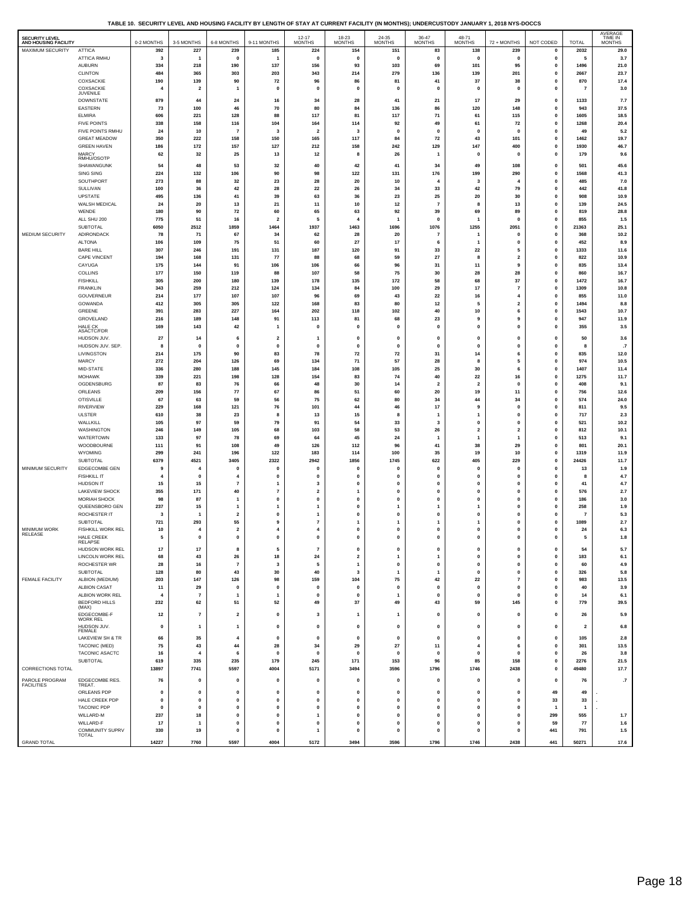**TABLE 10. SECURITY LEVEL AND HOUSING FACILITY BY LENGTH OF STAY AT CURRENT FACILITY (IN MONTHS); UNDERCUSTODY JANUARY 1, 2018 NYS-DOCCS**

| SECURITY LEVEL AND HOUSING FACILITY | | 0-2 MONTHS | 3-5 MONTHS | 6-8 MONTHS | 9-11 MONTHS | 12-17 MONTHS | 18-23 MONTHS | 24-35 MONTHS | 36-47 MONTHS | 48-71 MONTHS | 72 + MONTHS | NOT CODED | TOTAL | AVERAGE TIME IN MONTHS |
|---|---|---|---|---|---|---|---|---|---|---|---|---|---|---|
| MAXIMUM SECURITY | ATTICA | 392 | 227 | 239 | 185 | 224 | 154 | 151 | 83 | 138 | 239 | 0 | 2032 | 29.0 |
| | ATTICA RMHU | 3 | 1 | 0 | 1 | 0 | 0 | 0 | 0 | 0 | 0 | 0 | 5 | 3.7 |
| | AUBURN | 334 | 218 | 190 | 137 | 156 | 93 | 103 | 69 | 101 | 95 | 0 | 1496 | 21.0 |
| | CLINTON | 484 | 365 | 303 | 203 | 343 | 214 | 279 | 136 | 139 | 201 | 0 | 2667 | 23.7 |
| | COXSACKIE | 190 | 139 | 90 | 72 | 96 | 86 | 81 | 41 | 37 | 38 | 0 | 870 | 17.4 |
| | COXSACKIE JUVENILE | 4 | 2 | 1 | 0 | 0 | 0 | 0 | 0 | 0 | 0 | 0 | 7 | 3.0 |
| | DOWNSTATE | 879 | 44 | 24 | 16 | 34 | 28 | 41 | 21 | 17 | 29 | 0 | 1133 | 7.7 |
| | EASTERN | 73 | 100 | 46 | 70 | 80 | 84 | 136 | 86 | 120 | 148 | 0 | 943 | 37.5 |
| | ELMIRA | 606 | 221 | 128 | 88 | 117 | 81 | 117 | 71 | 61 | 115 | 0 | 1605 | 18.5 |
| | FIVE POINTS | 338 | 158 | 116 | 104 | 164 | 114 | 92 | 49 | 61 | 72 | 0 | 1268 | 20.4 |
| | FIVE POINTS RMHU | 24 | 10 | 7 | 3 | 2 | 3 | 0 | 0 | 0 | 0 | 0 | 49 | 5.2 |
| | GREAT MEADOW | 350 | 222 | 158 | 150 | 165 | 117 | 84 | 72 | 43 | 101 | 0 | 1462 | 19.7 |
| | GREEN HAVEN | 186 | 172 | 157 | 127 | 212 | 158 | 242 | 129 | 147 | 400 | 0 | 1930 | 46.7 |
| | MARCY RMHU/OSOTP | 62 | 32 | 25 | 13 | 12 | 8 | 26 | 1 | 0 | 0 | 0 | 179 | 9.6 |
| | SHAWANGUNK | 54 | 48 | 53 | 32 | 40 | 42 | 41 | 34 | 49 | 108 | 0 | 501 | 45.6 |
| | SING SING | 224 | 132 | 106 | 90 | 98 | 122 | 131 | 176 | 199 | 290 | 0 | 1568 | 41.3 |
| | SOUTHPORT | 273 | 88 | 32 | 23 | 28 | 20 | 10 | 4 | 3 | 4 | 0 | 485 | 7.0 |
| | SULLIVAN | 100 | 36 | 42 | 28 | 22 | 26 | 34 | 33 | 42 | 79 | 0 | 442 | 41.8 |
| | UPSTATE | 495 | 136 | 41 | 39 | 63 | 36 | 23 | 25 | 20 | 30 | 0 | 908 | 10.9 |
| | WALSH MEDICAL | 24 | 20 | 13 | 21 | 11 | 10 | 12 | 7 | 8 | 13 | 0 | 139 | 24.5 |
| | WENDE | 180 | 90 | 72 | 60 | 65 | 63 | 92 | 39 | 69 | 89 | 0 | 819 | 28.8 |
| | ALL SHU 200 | 775 | 51 | 16 | 2 | 5 | 4 | 1 | 0 | 1 | 0 | 0 | 855 | 1.5 |
| | SUBTOTAL | 6050 | 2512 | 1859 | 1464 | 1937 | 1463 | 1696 | 1076 | 1255 | 2051 | 0 | 21363 | 25.1 |
| MEDIUM SECURITY | ADIRONDACK | 78 | 71 | 67 | 34 | 62 | 28 | 20 | 7 | 1 | 0 | 0 | 368 | 10.2 |
| | ALTONA | 106 | 109 | 75 | 51 | 60 | 27 | 17 | 6 | 1 | 0 | 0 | 452 | 8.9 |
| | BARE HILL | 307 | 246 | 191 | 131 | 187 | 120 | 91 | 33 | 22 | 5 | 0 | 1333 | 11.6 |
| | CAPE VINCENT | 194 | 168 | 131 | 77 | 88 | 68 | 59 | 27 | 8 | 2 | 0 | 822 | 10.9 |
| | CAYUGA | 175 | 144 | 91 | 106 | 106 | 66 | 96 | 31 | 11 | 9 | 0 | 835 | 13.4 |
| | COLLINS | 177 | 150 | 119 | 88 | 107 | 58 | 75 | 30 | 28 | 28 | 0 | 860 | 16.7 |
| | FISHKILL | 305 | 200 | 180 | 139 | 178 | 135 | 172 | 58 | 68 | 37 | 0 | 1472 | 16.7 |
| | FRANKLIN | 343 | 259 | 212 | 124 | 134 | 84 | 100 | 29 | 17 | 7 | 0 | 1309 | 10.8 |
| | GOUVERNEUR | 214 | 177 | 107 | 107 | 96 | 69 | 43 | 22 | 16 | 4 | 0 | 855 | 11.0 |
| | GOWANDA | 412 | 305 | 305 | 122 | 168 | 83 | 80 | 12 | 5 | 2 | 0 | 1494 | 8.8 |
| | GREENE | 391 | 283 | 227 | 164 | 202 | 118 | 102 | 40 | 10 | 6 | 0 | 1543 | 10.7 |
| | GROVELAND | 216 | 189 | 148 | 91 | 113 | 81 | 68 | 23 | 9 | 9 | 0 | 947 | 11.9 |
| | HALE CK ASACTC/FDR | 169 | 143 | 42 | 1 | 0 | 0 | 0 | 0 | 0 | 0 | 0 | 355 | 3.5 |
| | HUDSON JUV. | 27 | 14 | 6 | 2 | 1 | 0 | 0 | 0 | 0 | 0 | 0 | 50 | 3.6 |
| | HUDSON JUV. SEP. | 8 | 0 | 0 | 0 | 0 | 0 | 0 | 0 | 0 | 0 | 0 | 8 | .7 |
| | LIVINGSTON | 214 | 175 | 90 | 83 | 78 | 72 | 72 | 31 | 14 | 6 | 0 | 835 | 12.0 |
| | MARCY | 272 | 204 | 126 | 69 | 134 | 71 | 57 | 28 | 8 | 5 | 0 | 974 | 10.5 |
| | MID-STATE | 336 | 280 | 188 | 145 | 184 | 108 | 105 | 25 | 30 | 6 | 0 | 1407 | 11.4 |
| | MOHAWK | 339 | 221 | 198 | 128 | 154 | 83 | 74 | 40 | 22 | 16 | 0 | 1275 | 11.7 |
| | OGDENSBURG | 87 | 83 | 76 | 66 | 48 | 30 | 14 | 2 | 2 | 0 | 0 | 408 | 9.1 |
| | ORLEANS | 209 | 156 | 77 | 67 | 86 | 51 | 60 | 20 | 19 | 11 | 0 | 756 | 12.6 |
| | OTISVILLE | 67 | 63 | 59 | 56 | 75 | 62 | 80 | 34 | 44 | 34 | 0 | 574 | 24.0 |
| | RIVERVIEW | 229 | 168 | 121 | 76 | 101 | 44 | 46 | 17 | 9 | 0 | 0 | 811 | 9.5 |
| | ULSTER | 610 | 38 | 23 | 8 | 13 | 15 | 8 | 1 | 1 | 0 | 0 | 717 | 2.3 |
| | WALLKILL | 105 | 97 | 59 | 79 | 91 | 54 | 33 | 3 | 0 | 0 | 0 | 521 | 10.2 |
| | WASHINGTON | 246 | 149 | 105 | 68 | 103 | 58 | 53 | 26 | 2 | 2 | 0 | 812 | 10.1 |
| | WATERTOWN | 133 | 97 | 78 | 69 | 64 | 45 | 24 | 1 | 1 | 1 | 0 | 513 | 9.1 |
| | WOODBOURNE | 111 | 91 | 108 | 49 | 126 | 112 | 96 | 41 | 38 | 29 | 0 | 801 | 20.1 |
| | WYOMING | 299 | 241 | 196 | 122 | 183 | 114 | 100 | 35 | 19 | 10 | 0 | 1319 | 11.9 |
| | SUBTOTAL | 6379 | 4521 | 3405 | 2322 | 2942 | 1856 | 1745 | 622 | 405 | 229 | 0 | 24426 | 11.7 |
| MINIMUM SECURITY | EDGECOMBE GEN | 9 | 4 | 0 | 0 | 0 | 0 | 0 | 0 | 0 | 0 | 0 | 13 | 1.9 |
| | FISHKILL IT | 4 | 0 | 4 | 0 | 0 | 0 | 0 | 0 | 0 | 0 | 0 | 8 | 4.7 |
| | HUDSON IT | 15 | 15 | 7 | 1 | 3 | 0 | 0 | 0 | 0 | 0 | 0 | 41 | 4.7 |
| | LAKEVIEW SHOCK | 355 | 171 | 40 | 7 | 2 | 1 | 0 | 0 | 0 | 0 | 0 | 576 | 2.7 |
| | MORIAH SHOCK | 98 | 87 | 1 | 0 | 0 | 0 | 0 | 0 | 0 | 0 | 0 | 186 | 3.0 |
| | QUEENSBORO GEN | 237 | 15 | 1 | 1 | 1 | 0 | 1 | 1 | 1 | 0 | 0 | 258 | 1.9 |
| | ROCHESTER IT | 3 | 1 | 2 | 0 | 1 | 0 | 0 | 0 | 0 | 0 | 0 | 7 | 5.3 |
| | SUBTOTAL | 721 | 293 | 55 | 9 | 7 | 1 | 1 | 1 | 1 | 0 | 0 | 1089 | 2.7 |
| MINIMUM WORK RELEASE | FISHKILL WORK REL | 10 | 4 | 2 | 4 | 4 | 0 | 0 | 0 | 0 | 0 | 0 | 24 | 6.3 |
| | HALE CREEK RELAPSE | 5 | 0 | 0 | 0 | 0 | 0 | 0 | 0 | 0 | 0 | 0 | 5 | 1.8 |
| | HUDSON WORK REL | 17 | 17 | 8 | 5 | 7 | 0 | 0 | 0 | 0 | 0 | 0 | 54 | 5.7 |
| | LINCOLN WORK REL | 68 | 43 | 26 | 18 | 24 | 2 | 1 | 1 | 0 | 0 | 0 | 183 | 6.1 |
| | ROCHESTER WR | 28 | 16 | 7 | 3 | 5 | 1 | 0 | 0 | 0 | 0 | 0 | 60 | 4.9 |
| | SUBTOTAL | 128 | 80 | 43 | 30 | 40 | 3 | 1 | 1 | 0 | 0 | 0 | 326 | 5.8 |
| FEMALE FACILITY | ALBION (MEDIUM) | 203 | 147 | 126 | 98 | 159 | 104 | 75 | 42 | 22 | 7 | 0 | 983 | 13.5 |
| | ALBION CASAT | 11 | 29 | 0 | 0 | 0 | 0 | 0 | 0 | 0 | 0 | 0 | 40 | 3.9 |
| | ALBION WORK REL | 4 | 7 | 1 | 1 | 0 | 0 | 1 | 0 | 0 | 0 | 0 | 14 | 6.1 |
| | BEDFORD HILLS (MAX) | 232 | 62 | 51 | 52 | 49 | 37 | 49 | 43 | 59 | 145 | 0 | 779 | 39.5 |
| | EDGECOMBE-F WORK REL | 12 | 7 | 2 | 0 | 3 | 1 | 1 | 0 | 0 | 0 | 0 | 26 | 5.9 |
| | HUDSON JUV. FEMALE | 0 | 1 | 1 | 0 | 0 | 0 | 0 | 0 | 0 | 0 | 0 | 2 | 6.8 |
| | LAKEVIEW SH & TR | 66 | 35 | 4 | 0 | 0 | 0 | 0 | 0 | 0 | 0 | 0 | 105 | 2.8 |
| | TACONIC (MED) | 75 | 43 | 44 | 28 | 34 | 29 | 27 | 11 | 4 | 6 | 0 | 301 | 13.5 |
| | TACONIC ASACTC | 16 | 4 | 6 | 0 | 0 | 0 | 0 | 0 | 0 | 0 | 0 | 26 | 3.8 |
| | SUBTOTAL | 619 | 335 | 235 | 179 | 245 | 171 | 153 | 96 | 85 | 158 | 0 | 2276 | 21.5 |
| CORRECTIONS TOTAL | | 13897 | 7741 | 5597 | 4004 | 5171 | 3494 | 3596 | 1796 | 1746 | 2438 | 0 | 49480 | 17.7 |
| PAROLE PROGRAM FACILITIES | EDGECOMBE RES. TREAT. | 76 | 0 | 0 | 0 | 0 | 0 | 0 | 0 | 0 | 0 | 0 | 76 | .7 |
| | ORLEANS PDP | 0 | 0 | 0 | 0 | 0 | 0 | 0 | 0 | 0 | 0 | 49 | 49 | . |
| | HALE CREEK PDP | 0 | 0 | 0 | 0 | 0 | 0 | 0 | 0 | 0 | 0 | 33 | 33 | . |
| | TACONIC PDP | 0 | 0 | 0 | 0 | 0 | 0 | 0 | 0 | 0 | 0 | 1 | 1 | . |
| | WILLARD-M | 237 | 18 | 0 | 0 | 1 | 0 | 0 | 0 | 0 | 0 | 299 | 555 | 1.7 |
| | WILLARD-F | 17 | 1 | 0 | 0 | 0 | 0 | 0 | 0 | 0 | 0 | 59 | 77 | 1.6 |
| | COMMUNITY SUPRV TOTAL | 330 | 19 | 0 | 0 | 1 | 0 | 0 | 0 | 0 | 0 | 441 | 791 | 1.5 |
| GRAND TOTAL | | 14227 | 7760 | 5597 | 4004 | 5172 | 3494 | 3596 | 1796 | 1746 | 2438 | 441 | 50271 | 17.6 |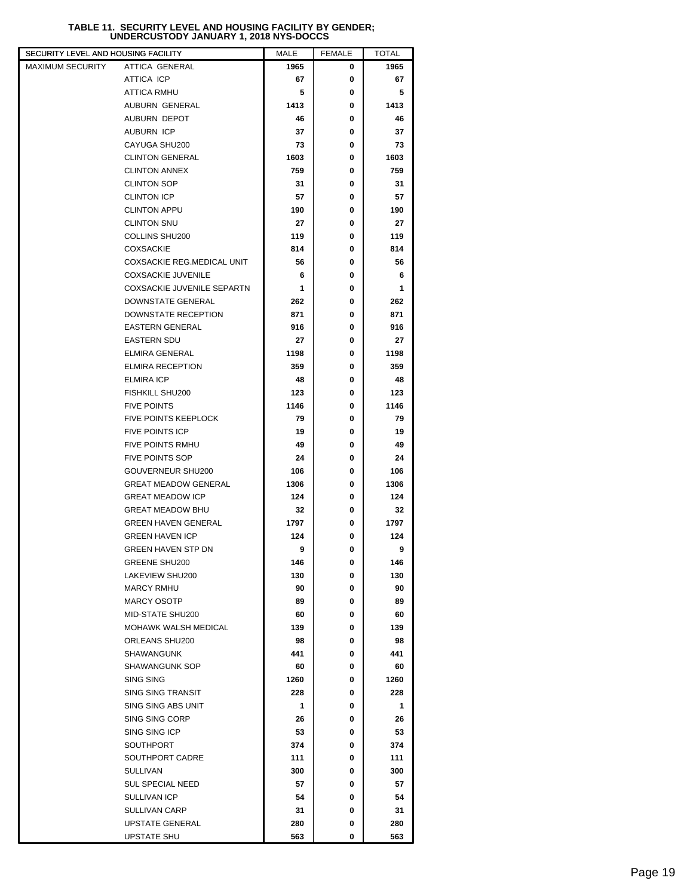**TABLE 11. SECURITY LEVEL AND HOUSING FACILITY BY GENDER; UNDERCUSTODY JANUARY 1, 2018 NYS-DOCCS**

| SECURITY LEVEL AND HOUSING FACILITY | | MALE | FEMALE | TOTAL |
|---|---|---|---|---|
| MAXIMUM SECURITY | ATTICA GENERAL | 1965 | 0 | 1965 |
| | ATTICA ICP | 67 | 0 | 67 |
| | ATTICA RMHU | 5 | 0 | 5 |
| | AUBURN GENERAL | 1413 | 0 | 1413 |
| | AUBURN DEPOT | 46 | 0 | 46 |
| | AUBURN ICP | 37 | 0 | 37 |
| | CAYUGA SHU200 | 73 | 0 | 73 |
| | CLINTON GENERAL | 1603 | 0 | 1603 |
| | CLINTON ANNEX | 759 | 0 | 759 |
| | CLINTON SOP | 31 | 0 | 31 |
| | CLINTON ICP | 57 | 0 | 57 |
| | CLINTON APPU | 190 | 0 | 190 |
| | CLINTON SNU | 27 | 0 | 27 |
| | COLLINS SHU200 | 119 | 0 | 119 |
| | COXSACKIE | 814 | 0 | 814 |
| | COXSACKIE REG.MEDICAL UNIT | 56 | 0 | 56 |
| | COXSACKIE JUVENILE | 6 | 0 | 6 |
| | COXSACKIE JUVENILE SEPARTN | 1 | 0 | 1 |
| | DOWNSTATE GENERAL | 262 | 0 | 262 |
| | DOWNSTATE RECEPTION | 871 | 0 | 871 |
| | EASTERN GENERAL | 916 | 0 | 916 |
| | EASTERN SDU | 27 | 0 | 27 |
| | ELMIRA GENERAL | 1198 | 0 | 1198 |
| | ELMIRA RECEPTION | 359 | 0 | 359 |
| | ELMIRA ICP | 48 | 0 | 48 |
| | FISHKILL SHU200 | 123 | 0 | 123 |
| | FIVE POINTS | 1146 | 0 | 1146 |
| | FIVE POINTS KEEPLOCK | 79 | 0 | 79 |
| | FIVE POINTS ICP | 19 | 0 | 19 |
| | FIVE POINTS RMHU | 49 | 0 | 49 |
| | FIVE POINTS SOP | 24 | 0 | 24 |
| | GOUVERNEUR SHU200 | 106 | 0 | 106 |
| | GREAT MEADOW GENERAL | 1306 | 0 | 1306 |
| | GREAT MEADOW ICP | 124 | 0 | 124 |
| | GREAT MEADOW BHU | 32 | 0 | 32 |
| | GREEN HAVEN GENERAL | 1797 | 0 | 1797 |
| | GREEN HAVEN ICP | 124 | 0 | 124 |
| | GREEN HAVEN STP DN | 9 | 0 | 9 |
| | GREENE SHU200 | 146 | 0 | 146 |
| | LAKEVIEW SHU200 | 130 | 0 | 130 |
| | MARCY RMHU | 90 | 0 | 90 |
| | MARCY OSOTP | 89 | 0 | 89 |
| | MID-STATE SHU200 | 60 | 0 | 60 |
| | MOHAWK WALSH MEDICAL | 139 | 0 | 139 |
| | ORLEANS SHU200 | 98 | 0 | 98 |
| | SHAWANGUNK | 441 | 0 | 441 |
| | SHAWANGUNK SOP | 60 | 0 | 60 |
| | SING SING | 1260 | 0 | 1260 |
| | SING SING TRANSIT | 228 | 0 | 228 |
| | SING SING ABS UNIT | 1 | 0 | 1 |
| | SING SING CORP | 26 | 0 | 26 |
| | SING SING ICP | 53 | 0 | 53 |
| | SOUTHPORT | 374 | 0 | 374 |
| | SOUTHPORT CADRE | 111 | 0 | 111 |
| | SULLIVAN | 300 | 0 | 300 |
| | SUL SPECIAL NEED | 57 | 0 | 57 |
| | SULLIVAN ICP | 54 | 0 | 54 |
| | SULLIVAN CARP | 31 | 0 | 31 |
| | UPSTATE GENERAL | 280 | 0 | 280 |
| | UPSTATE SHU | 563 | 0 | 563 |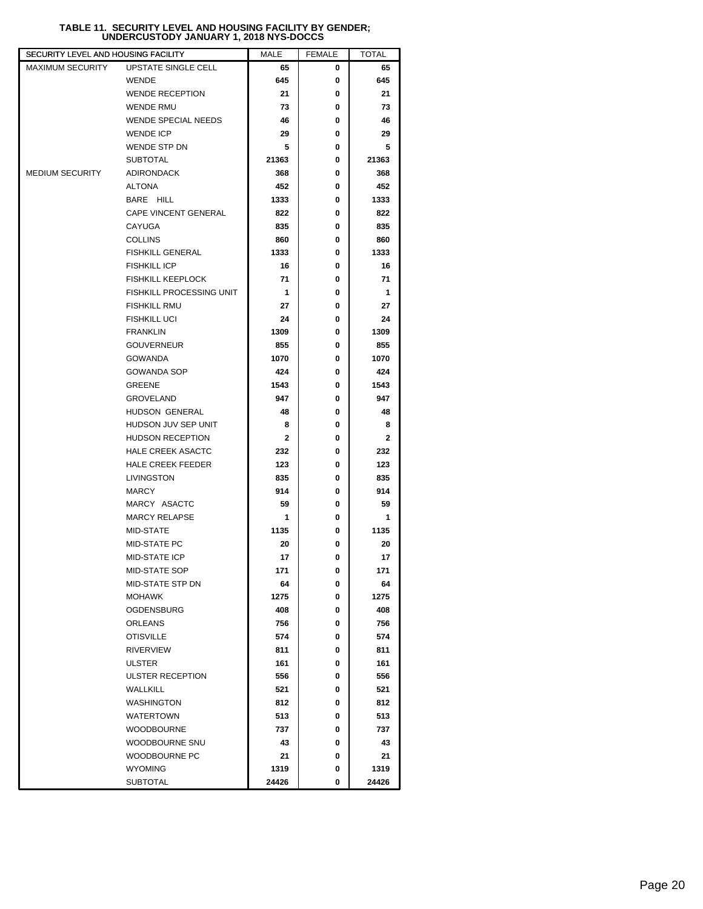# TABLE 11. SECURITY LEVEL AND HOUSING FACILITY BY GENDER; UNDERCUSTODY JANUARY 1, 2018 NYS-DOCCS

| SECURITY LEVEL AND HOUSING FACILITY | | MALE | FEMALE | TOTAL |
|---|---|---|---|---|
| MAXIMUM SECURITY | UPSTATE SINGLE CELL | 65 | 0 | 65 |
| | WENDE | 645 | 0 | 645 |
| | WENDE RECEPTION | 21 | 0 | 21 |
| | WENDE RMU | 73 | 0 | 73 |
| | WENDE SPECIAL NEEDS | 46 | 0 | 46 |
| | WENDE ICP | 29 | 0 | 29 |
| | WENDE STP DN | 5 | 0 | 5 |
| | SUBTOTAL | 21363 | 0 | 21363 |
| MEDIUM SECURITY | ADIRONDACK | 368 | 0 | 368 |
| | ALTONA | 452 | 0 | 452 |
| | BARE HILL | 1333 | 0 | 1333 |
| | CAPE VINCENT GENERAL | 822 | 0 | 822 |
| | CAYUGA | 835 | 0 | 835 |
| | COLLINS | 860 | 0 | 860 |
| | FISHKILL GENERAL | 1333 | 0 | 1333 |
| | FISHKILL ICP | 16 | 0 | 16 |
| | FISHKILL KEEPLOCK | 71 | 0 | 71 |
| | FISHKILL PROCESSING UNIT | 1 | 0 | 1 |
| | FISHKILL RMU | 27 | 0 | 27 |
| | FISHKILL UCI | 24 | 0 | 24 |
| | FRANKLIN | 1309 | 0 | 1309 |
| | GOUVERNEUR | 855 | 0 | 855 |
| | GOWANDA | 1070 | 0 | 1070 |
| | GOWANDA SOP | 424 | 0 | 424 |
| | GREENE | 1543 | 0 | 1543 |
| | GROVELAND | 947 | 0 | 947 |
| | HUDSON GENERAL | 48 | 0 | 48 |
| | HUDSON JUV SEP UNIT | 8 | 0 | 8 |
| | HUDSON RECEPTION | 2 | 0 | 2 |
| | HALE CREEK ASACTC | 232 | 0 | 232 |
| | HALE CREEK FEEDER | 123 | 0 | 123 |
| | LIVINGSTON | 835 | 0 | 835 |
| | MARCY | 914 | 0 | 914 |
| | MARCY ASACTC | 59 | 0 | 59 |
| | MARCY RELAPSE | 1 | 0 | 1 |
| | MID-STATE | 1135 | 0 | 1135 |
| | MID-STATE PC | 20 | 0 | 20 |
| | MID-STATE ICP | 17 | 0 | 17 |
| | MID-STATE SOP | 171 | 0 | 171 |
| | MID-STATE STP DN | 64 | 0 | 64 |
| | MOHAWK | 1275 | 0 | 1275 |
| | OGDENSBURG | 408 | 0 | 408 |
| | ORLEANS | 756 | 0 | 756 |
| | OTISVILLE | 574 | 0 | 574 |
| | RIVERVIEW | 811 | 0 | 811 |
| | ULSTER | 161 | 0 | 161 |
| | ULSTER RECEPTION | 556 | 0 | 556 |
| | WALLKILL | 521 | 0 | 521 |
| | WASHINGTON | 812 | 0 | 812 |
| | WATERTOWN | 513 | 0 | 513 |
| | WOODBOURNE | 737 | 0 | 737 |
| | WOODBOURNE SNU | 43 | 0 | 43 |
| | WOODBOURNE PC | 21 | 0 | 21 |
| | WYOMING | 1319 | 0 | 1319 |
| | SUBTOTAL | 24426 | 0 | 24426 |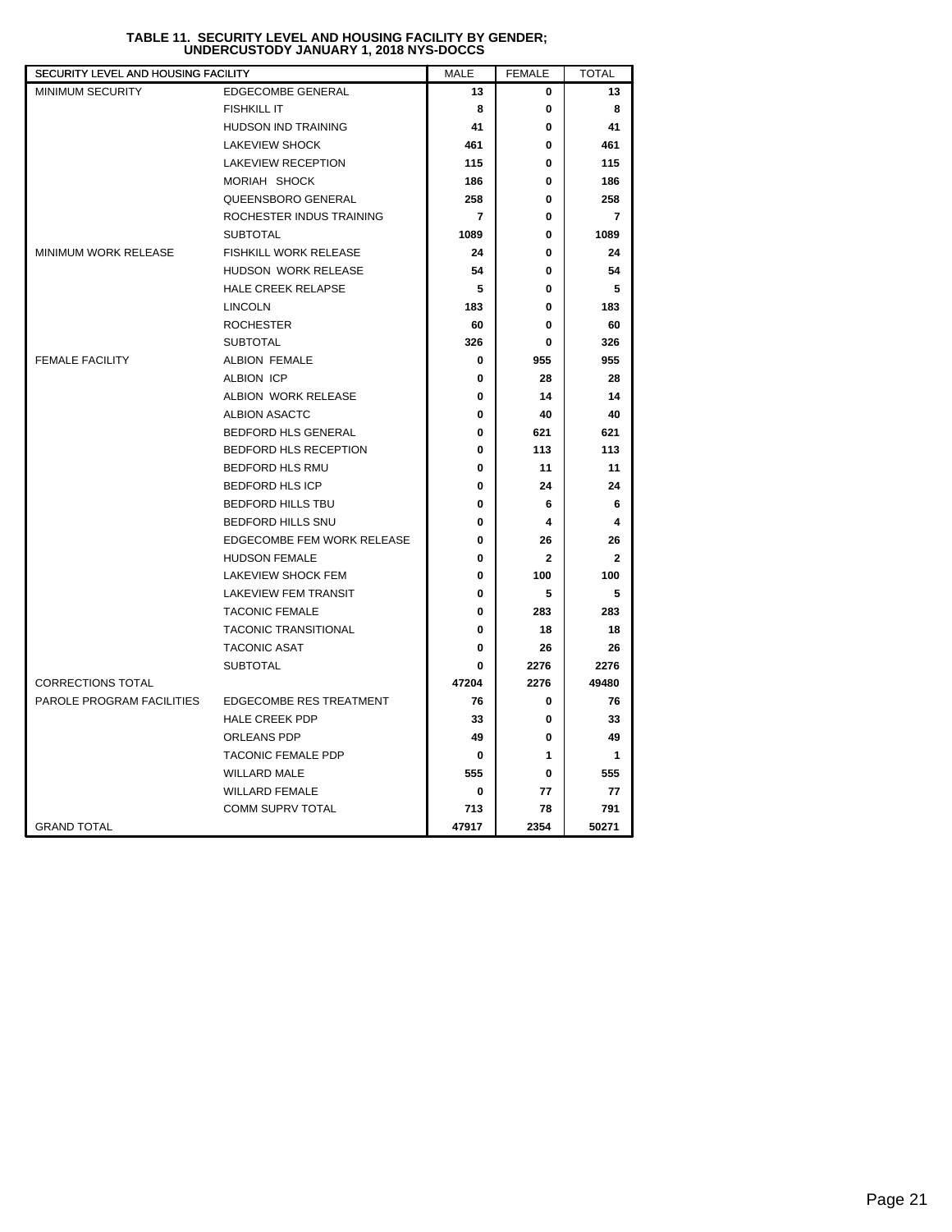# TABLE 11. SECURITY LEVEL AND HOUSING FACILITY BY GENDER; UNDERCUSTODY JANUARY 1, 2018 NYS-DOCCS

| SECURITY LEVEL AND HOUSING FACILITY | | MALE | FEMALE | TOTAL |
|---|---|---|---|---|
| MINIMUM SECURITY | EDGECOMBE GENERAL | **13** | **0** | **13** |
| | FISHKILL IT | **8** | **0** | **8** |
| | HUDSON IND TRAINING | **41** | **0** | **41** |
| | LAKEVIEW SHOCK | **461** | **0** | **461** |
| | LAKEVIEW RECEPTION | **115** | **0** | **115** |
| | MORIAH SHOCK | **186** | **0** | **186** |
| | QUEENSBORO GENERAL | **258** | **0** | **258** |
| | ROCHESTER INDUS TRAINING | **7** | **0** | **7** |
| | SUBTOTAL | **1089** | **0** | **1089** |
| MINIMUM WORK RELEASE | FISHKILL WORK RELEASE | **24** | **0** | **24** |
| | HUDSON WORK RELEASE | **54** | **0** | **54** |
| | HALE CREEK RELAPSE | **5** | **0** | **5** |
| | LINCOLN | **183** | **0** | **183** |
| | ROCHESTER | **60** | **0** | **60** |
| | SUBTOTAL | **326** | **0** | **326** |
| FEMALE FACILITY | ALBION FEMALE | **0** | **955** | **955** |
| | ALBION ICP | **0** | **28** | **28** |
| | ALBION WORK RELEASE | **0** | **14** | **14** |
| | ALBION ASACTC | **0** | **40** | **40** |
| | BEDFORD HLS GENERAL | **0** | **621** | **621** |
| | BEDFORD HLS RECEPTION | **0** | **113** | **113** |
| | BEDFORD HLS RMU | **0** | **11** | **11** |
| | BEDFORD HLS ICP | **0** | **24** | **24** |
| | BEDFORD HILLS TBU | **0** | **6** | **6** |
| | BEDFORD HILLS SNU | **0** | **4** | **4** |
| | EDGECOMBE FEM WORK RELEASE | **0** | **26** | **26** |
| | HUDSON FEMALE | **0** | **2** | **2** |
| | LAKEVIEW SHOCK FEM | **0** | **100** | **100** |
| | LAKEVIEW FEM TRANSIT | **0** | **5** | **5** |
| | TACONIC FEMALE | **0** | **283** | **283** |
| | TACONIC TRANSITIONAL | **0** | **18** | **18** |
| | TACONIC ASAT | **0** | **26** | **26** |
| | SUBTOTAL | **0** | **2276** | **2276** |
| CORRECTIONS TOTAL | | **47204** | **2276** | **49480** |
| PAROLE PROGRAM FACILITIES | EDGECOMBE RES TREATMENT | **76** | **0** | **76** |
| | HALE CREEK PDP | **33** | **0** | **33** |
| | ORLEANS PDP | **49** | **0** | **49** |
| | TACONIC FEMALE PDP | **0** | **1** | **1** |
| | WILLARD MALE | **555** | **0** | **555** |
| | WILLARD FEMALE | **0** | **77** | **77** |
| | COMM SUPRV TOTAL | **713** | **78** | **791** |
| GRAND TOTAL | | **47917** | **2354** | **50271** |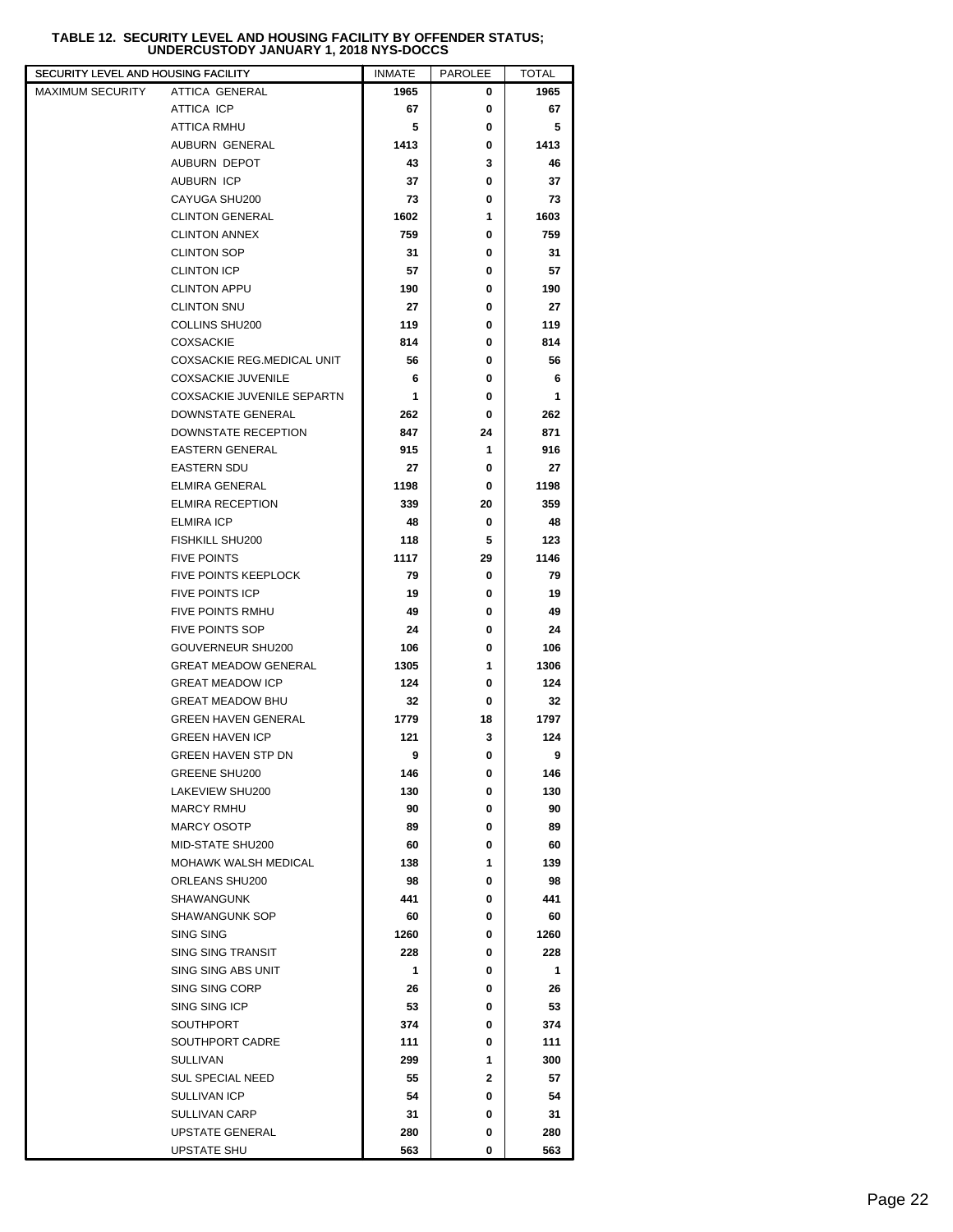**TABLE 12. SECURITY LEVEL AND HOUSING FACILITY BY OFFENDER STATUS; UNDERCUSTODY JANUARY 1, 2018 NYS-DOCCS**

| SECURITY LEVEL AND HOUSING FACILITY | | INMATE | PAROLEE | TOTAL |
|---|---|---|---|---|
| MAXIMUM SECURITY | ATTICA GENERAL | 1965 | 0 | 1965 |
| | ATTICA ICP | 67 | 0 | 67 |
| | ATTICA RMHU | 5 | 0 | 5 |
| | AUBURN GENERAL | 1413 | 0 | 1413 |
| | AUBURN DEPOT | 43 | 3 | 46 |
| | AUBURN ICP | 37 | 0 | 37 |
| | CAYUGA SHU200 | 73 | 0 | 73 |
| | CLINTON GENERAL | 1602 | 1 | 1603 |
| | CLINTON ANNEX | 759 | 0 | 759 |
| | CLINTON SOP | 31 | 0 | 31 |
| | CLINTON ICP | 57 | 0 | 57 |
| | CLINTON APPU | 190 | 0 | 190 |
| | CLINTON SNU | 27 | 0 | 27 |
| | COLLINS SHU200 | 119 | 0 | 119 |
| | COXSACKIE | 814 | 0 | 814 |
| | COXSACKIE REG.MEDICAL UNIT | 56 | 0 | 56 |
| | COXSACKIE JUVENILE | 6 | 0 | 6 |
| | COXSACKIE JUVENILE SEPARTN | 1 | 0 | 1 |
| | DOWNSTATE GENERAL | 262 | 0 | 262 |
| | DOWNSTATE RECEPTION | 847 | 24 | 871 |
| | EASTERN GENERAL | 915 | 1 | 916 |
| | EASTERN SDU | 27 | 0 | 27 |
| | ELMIRA GENERAL | 1198 | 0 | 1198 |
| | ELMIRA RECEPTION | 339 | 20 | 359 |
| | ELMIRA ICP | 48 | 0 | 48 |
| | FISHKILL SHU200 | 118 | 5 | 123 |
| | FIVE POINTS | 1117 | 29 | 1146 |
| | FIVE POINTS KEEPLOCK | 79 | 0 | 79 |
| | FIVE POINTS ICP | 19 | 0 | 19 |
| | FIVE POINTS RMHU | 49 | 0 | 49 |
| | FIVE POINTS SOP | 24 | 0 | 24 |
| | GOUVERNEUR SHU200 | 106 | 0 | 106 |
| | GREAT MEADOW GENERAL | 1305 | 1 | 1306 |
| | GREAT MEADOW ICP | 124 | 0 | 124 |
| | GREAT MEADOW BHU | 32 | 0 | 32 |
| | GREEN HAVEN GENERAL | 1779 | 18 | 1797 |
| | GREEN HAVEN ICP | 121 | 3 | 124 |
| | GREEN HAVEN STP DN | 9 | 0 | 9 |
| | GREENE SHU200 | 146 | 0 | 146 |
| | LAKEVIEW SHU200 | 130 | 0 | 130 |
| | MARCY RMHU | 90 | 0 | 90 |
| | MARCY OSOTP | 89 | 0 | 89 |
| | MID-STATE SHU200 | 60 | 0 | 60 |
| | MOHAWK WALSH MEDICAL | 138 | 1 | 139 |
| | ORLEANS SHU200 | 98 | 0 | 98 |
| | SHAWANGUNK | 441 | 0 | 441 |
| | SHAWANGUNK SOP | 60 | 0 | 60 |
| | SING SING | 1260 | 0 | 1260 |
| | SING SING TRANSIT | 228 | 0 | 228 |
| | SING SING ABS UNIT | 1 | 0 | 1 |
| | SING SING CORP | 26 | 0 | 26 |
| | SING SING ICP | 53 | 0 | 53 |
| | SOUTHPORT | 374 | 0 | 374 |
| | SOUTHPORT CADRE | 111 | 0 | 111 |
| | SULLIVAN | 299 | 1 | 300 |
| | SUL SPECIAL NEED | 55 | 2 | 57 |
| | SULLIVAN ICP | 54 | 0 | 54 |
| | SULLIVAN CARP | 31 | 0 | 31 |
| | UPSTATE GENERAL | 280 | 0 | 280 |
| | UPSTATE SHU | 563 | 0 | 563 |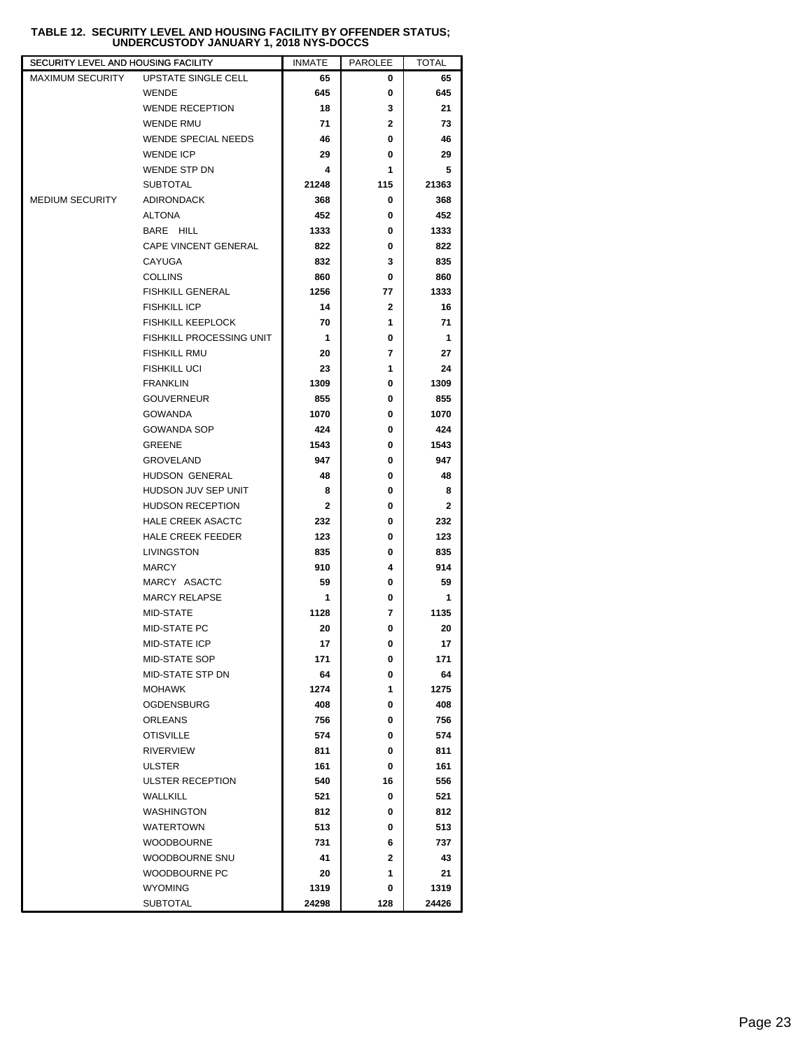**TABLE 12. SECURITY LEVEL AND HOUSING FACILITY BY OFFENDER STATUS; UNDERCUSTODY JANUARY 1, 2018 NYS-DOCCS**

| SECURITY LEVEL AND HOUSING FACILITY | | INMATE | PAROLEE | TOTAL |
|---|---|---|---|---|
| MAXIMUM SECURITY | UPSTATE SINGLE CELL | 65 | 0 | 65 |
| | WENDE | 645 | 0 | 645 |
| | WENDE RECEPTION | 18 | 3 | 21 |
| | WENDE RMU | 71 | 2 | 73 |
| | WENDE SPECIAL NEEDS | 46 | 0 | 46 |
| | WENDE ICP | 29 | 0 | 29 |
| | WENDE STP DN | 4 | 1 | 5 |
| | SUBTOTAL | 21248 | 115 | 21363 |
| MEDIUM SECURITY | ADIRONDACK | 368 | 0 | 368 |
| | ALTONA | 452 | 0 | 452 |
| | BARE HILL | 1333 | 0 | 1333 |
| | CAPE VINCENT GENERAL | 822 | 0 | 822 |
| | CAYUGA | 832 | 3 | 835 |
| | COLLINS | 860 | 0 | 860 |
| | FISHKILL GENERAL | 1256 | 77 | 1333 |
| | FISHKILL ICP | 14 | 2 | 16 |
| | FISHKILL KEEPLOCK | 70 | 1 | 71 |
| | FISHKILL PROCESSING UNIT | 1 | 0 | 1 |
| | FISHKILL RMU | 20 | 7 | 27 |
| | FISHKILL UCI | 23 | 1 | 24 |
| | FRANKLIN | 1309 | 0 | 1309 |
| | GOUVERNEUR | 855 | 0 | 855 |
| | GOWANDA | 1070 | 0 | 1070 |
| | GOWANDA SOP | 424 | 0 | 424 |
| | GREENE | 1543 | 0 | 1543 |
| | GROVELAND | 947 | 0 | 947 |
| | HUDSON GENERAL | 48 | 0 | 48 |
| | HUDSON JUV SEP UNIT | 8 | 0 | 8 |
| | HUDSON RECEPTION | 2 | 0 | 2 |
| | HALE CREEK ASACTC | 232 | 0 | 232 |
| | HALE CREEK FEEDER | 123 | 0 | 123 |
| | LIVINGSTON | 835 | 0 | 835 |
| | MARCY | 910 | 4 | 914 |
| | MARCY ASACTC | 59 | 0 | 59 |
| | MARCY RELAPSE | 1 | 0 | 1 |
| | MID-STATE | 1128 | 7 | 1135 |
| | MID-STATE PC | 20 | 0 | 20 |
| | MID-STATE ICP | 17 | 0 | 17 |
| | MID-STATE SOP | 171 | 0 | 171 |
| | MID-STATE STP DN | 64 | 0 | 64 |
| | MOHAWK | 1274 | 1 | 1275 |
| | OGDENSBURG | 408 | 0 | 408 |
| | ORLEANS | 756 | 0 | 756 |
| | OTISVILLE | 574 | 0 | 574 |
| | RIVERVIEW | 811 | 0 | 811 |
| | ULSTER | 161 | 0 | 161 |
| | ULSTER RECEPTION | 540 | 16 | 556 |
| | WALLKILL | 521 | 0 | 521 |
| | WASHINGTON | 812 | 0 | 812 |
| | WATERTOWN | 513 | 0 | 513 |
| | WOODBOURNE | 731 | 6 | 737 |
| | WOODBOURNE SNU | 41 | 2 | 43 |
| | WOODBOURNE PC | 20 | 1 | 21 |
| | WYOMING | 1319 | 0 | 1319 |
| | SUBTOTAL | 24298 | 128 | 24426 |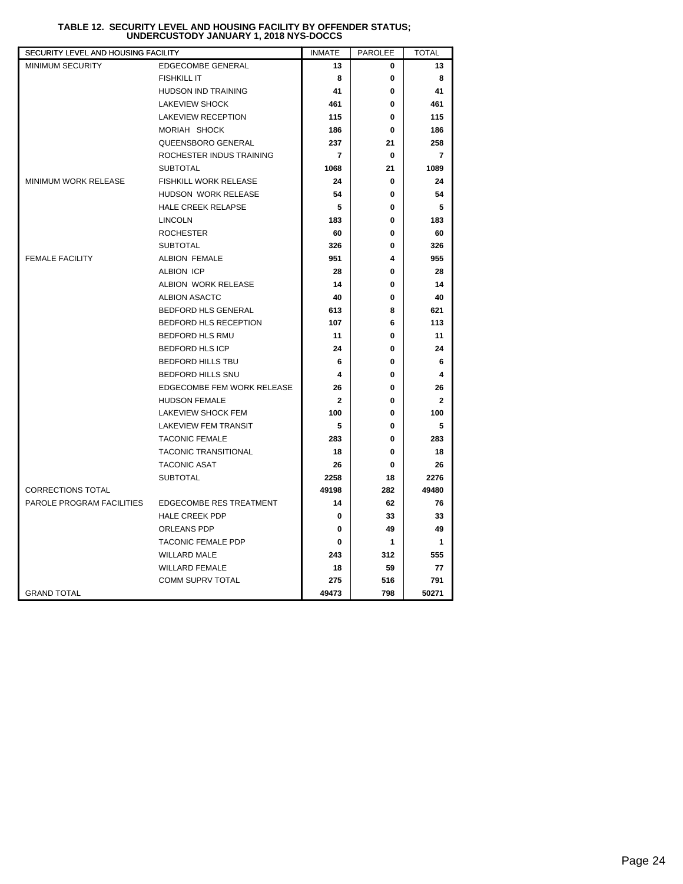**TABLE 12. SECURITY LEVEL AND HOUSING FACILITY BY OFFENDER STATUS; UNDERCUSTODY JANUARY 1, 2018 NYS-DOCCS**

| SECURITY LEVEL AND HOUSING FACILITY | | INMATE | PAROLEE | TOTAL |
|---|---|---|---|---|
| MINIMUM SECURITY | EDGECOMBE GENERAL | 13 | 0 | 13 |
| | FISHKILL IT | 8 | 0 | 8 |
| | HUDSON IND TRAINING | 41 | 0 | 41 |
| | LAKEVIEW SHOCK | 461 | 0 | 461 |
| | LAKEVIEW RECEPTION | 115 | 0 | 115 |
| | MORIAH SHOCK | 186 | 0 | 186 |
| | QUEENSBORO GENERAL | 237 | 21 | 258 |
| | ROCHESTER INDUS TRAINING | 7 | 0 | 7 |
| | SUBTOTAL | 1068 | 21 | 1089 |
| MINIMUM WORK RELEASE | FISHKILL WORK RELEASE | 24 | 0 | 24 |
| | HUDSON WORK RELEASE | 54 | 0 | 54 |
| | HALE CREEK RELAPSE | 5 | 0 | 5 |
| | LINCOLN | 183 | 0 | 183 |
| | ROCHESTER | 60 | 0 | 60 |
| | SUBTOTAL | 326 | 0 | 326 |
| FEMALE FACILITY | ALBION FEMALE | 951 | 4 | 955 |
| | ALBION ICP | 28 | 0 | 28 |
| | ALBION WORK RELEASE | 14 | 0 | 14 |
| | ALBION ASACTC | 40 | 0 | 40 |
| | BEDFORD HLS GENERAL | 613 | 8 | 621 |
| | BEDFORD HLS RECEPTION | 107 | 6 | 113 |
| | BEDFORD HLS RMU | 11 | 0 | 11 |
| | BEDFORD HLS ICP | 24 | 0 | 24 |
| | BEDFORD HILLS TBU | 6 | 0 | 6 |
| | BEDFORD HILLS SNU | 4 | 0 | 4 |
| | EDGECOMBE FEM WORK RELEASE | 26 | 0 | 26 |
| | HUDSON FEMALE | 2 | 0 | 2 |
| | LAKEVIEW SHOCK FEM | 100 | 0 | 100 |
| | LAKEVIEW FEM TRANSIT | 5 | 0 | 5 |
| | TACONIC FEMALE | 283 | 0 | 283 |
| | TACONIC TRANSITIONAL | 18 | 0 | 18 |
| | TACONIC ASAT | 26 | 0 | 26 |
| | SUBTOTAL | 2258 | 18 | 2276 |
| CORRECTIONS TOTAL | | 49198 | 282 | 49480 |
| PAROLE PROGRAM FACILITIES | EDGECOMBE RES TREATMENT | 14 | 62 | 76 |
| | HALE CREEK PDP | 0 | 33 | 33 |
| | ORLEANS PDP | 0 | 49 | 49 |
| | TACONIC FEMALE PDP | 0 | 1 | 1 |
| | WILLARD MALE | 243 | 312 | 555 |
| | WILLARD FEMALE | 18 | 59 | 77 |
| | COMM SUPRV TOTAL | 275 | 516 | 791 |
| GRAND TOTAL | | 49473 | 798 | 50271 |